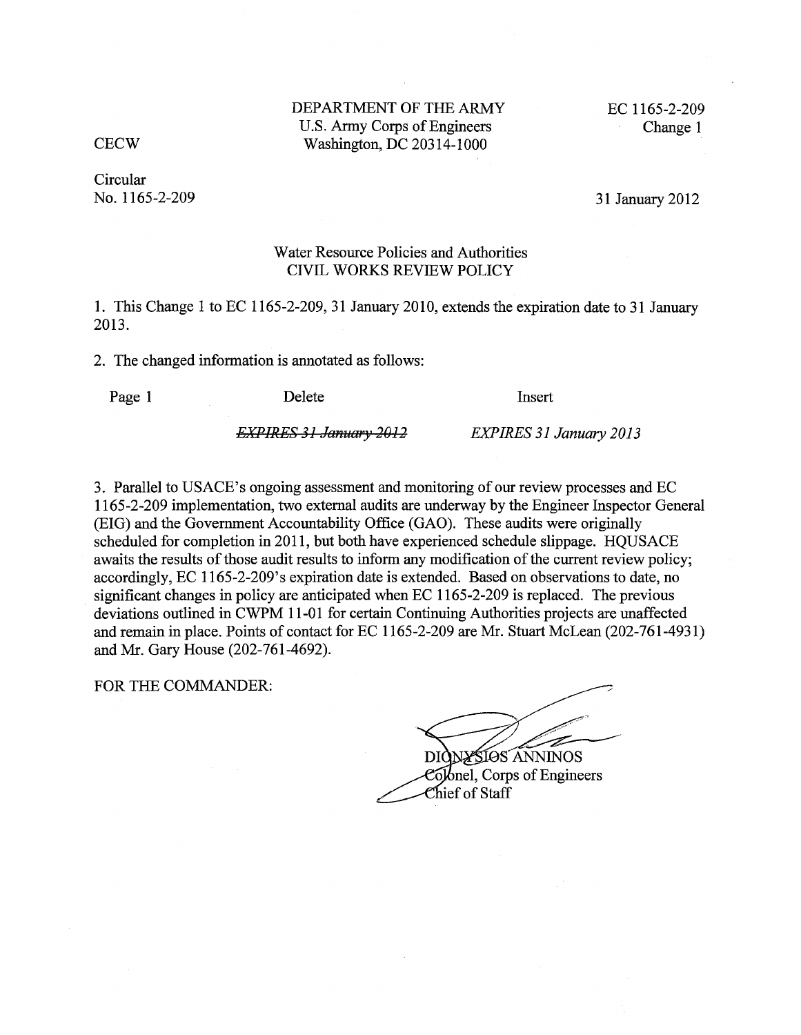DEPARTMENT OF THE ARMY
U.S. Army Corps of Engineers
Washington, DC 20314-1000

EC 1165-2-209
Change 1

CECW

Circular
No. 1165-2-209

31 January 2012

Water Resource Policies and Authorities
CIVIL WORKS REVIEW POLICY

1. This Change 1 to EC 1165-2-209, 31 January 2010, extends the expiration date to 31 January 2013.

2. The changed information is annotated as follows:

| Page 1 | Delete | Insert |
|---|---|---|
| | ~~*EXPIRES 31 January 2012*~~ | *EXPIRES 31 January 2013* |

3. Parallel to USACE's ongoing assessment and monitoring of our review processes and EC 1165-2-209 implementation, two external audits are underway by the Engineer Inspector General (EIG) and the Government Accountability Office (GAO). These audits were originally scheduled for completion in 2011, but both have experienced schedule slippage. HQUSACE awaits the results of those audit results to inform any modification of the current review policy; accordingly, EC 1165-2-209's expiration date is extended. Based on observations to date, no significant changes in policy are anticipated when EC 1165-2-209 is replaced. The previous deviations outlined in CWPM 11-01 for certain Continuing Authorities projects are unaffected and remain in place. Points of contact for EC 1165-2-209 are Mr. Stuart McLean (202-761-4931) and Mr. Gary House (202-761-4692).

FOR THE COMMANDER:

DIONYSIOS ANNINOS
Colonel, Corps of Engineers
Chief of Staff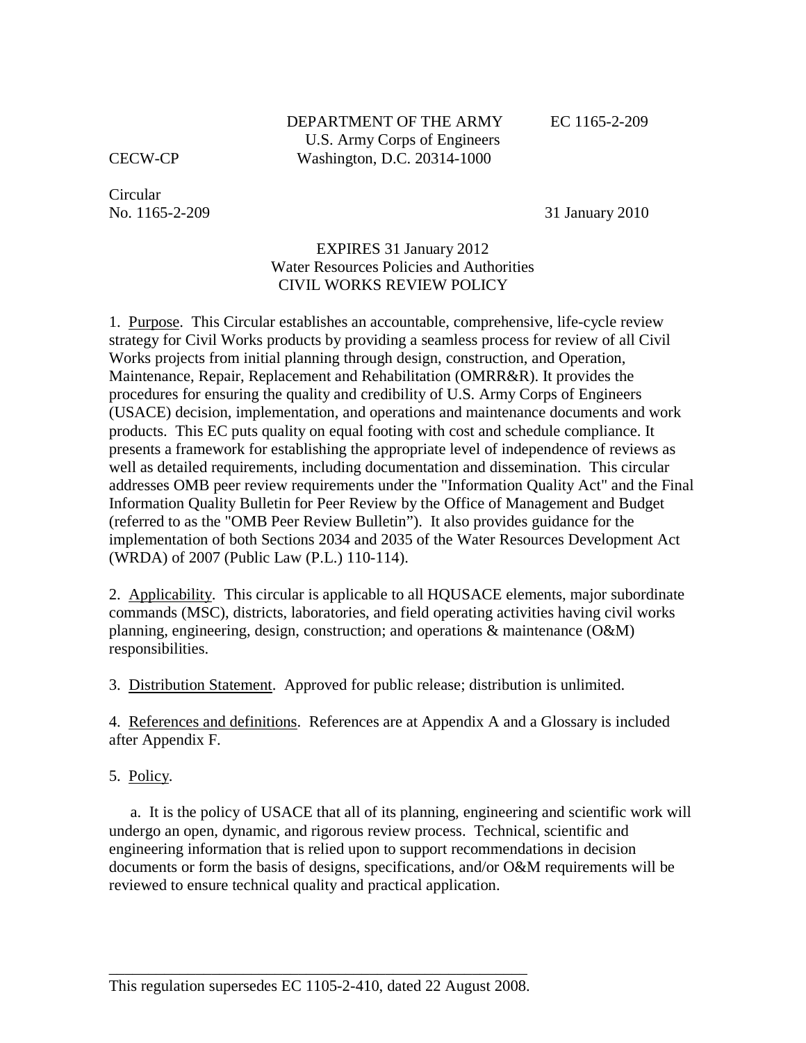DEPARTMENT OF THE ARMY
U.S. Army Corps of Engineers
Washington, D.C. 20314-1000

EC 1165-2-209

CECW-CP

Circular
No. 1165-2-209

31 January 2010

EXPIRES 31 January 2012
Water Resources Policies and Authorities
CIVIL WORKS REVIEW POLICY

1. Purpose. This Circular establishes an accountable, comprehensive, life-cycle review strategy for Civil Works products by providing a seamless process for review of all Civil Works projects from initial planning through design, construction, and Operation, Maintenance, Repair, Replacement and Rehabilitation (OMRR&R). It provides the procedures for ensuring the quality and credibility of U.S. Army Corps of Engineers (USACE) decision, implementation, and operations and maintenance documents and work products. This EC puts quality on equal footing with cost and schedule compliance. It presents a framework for establishing the appropriate level of independence of reviews as well as detailed requirements, including documentation and dissemination. This circular addresses OMB peer review requirements under the "Information Quality Act" and the Final Information Quality Bulletin for Peer Review by the Office of Management and Budget (referred to as the "OMB Peer Review Bulletin"). It also provides guidance for the implementation of both Sections 2034 and 2035 of the Water Resources Development Act (WRDA) of 2007 (Public Law (P.L.) 110-114).

2. Applicability. This circular is applicable to all HQUSACE elements, major subordinate commands (MSC), districts, laboratories, and field operating activities having civil works planning, engineering, design, construction; and operations & maintenance (O&M) responsibilities.

3. Distribution Statement. Approved for public release; distribution is unlimited.

4. References and definitions. References are at Appendix A and a Glossary is included after Appendix F.

5. Policy.

a. It is the policy of USACE that all of its planning, engineering and scientific work will undergo an open, dynamic, and rigorous review process. Technical, scientific and engineering information that is relied upon to support recommendations in decision documents or form the basis of designs, specifications, and/or O&M requirements will be reviewed to ensure technical quality and practical application.

---

This regulation supersedes EC 1105-2-410, dated 22 August 2008.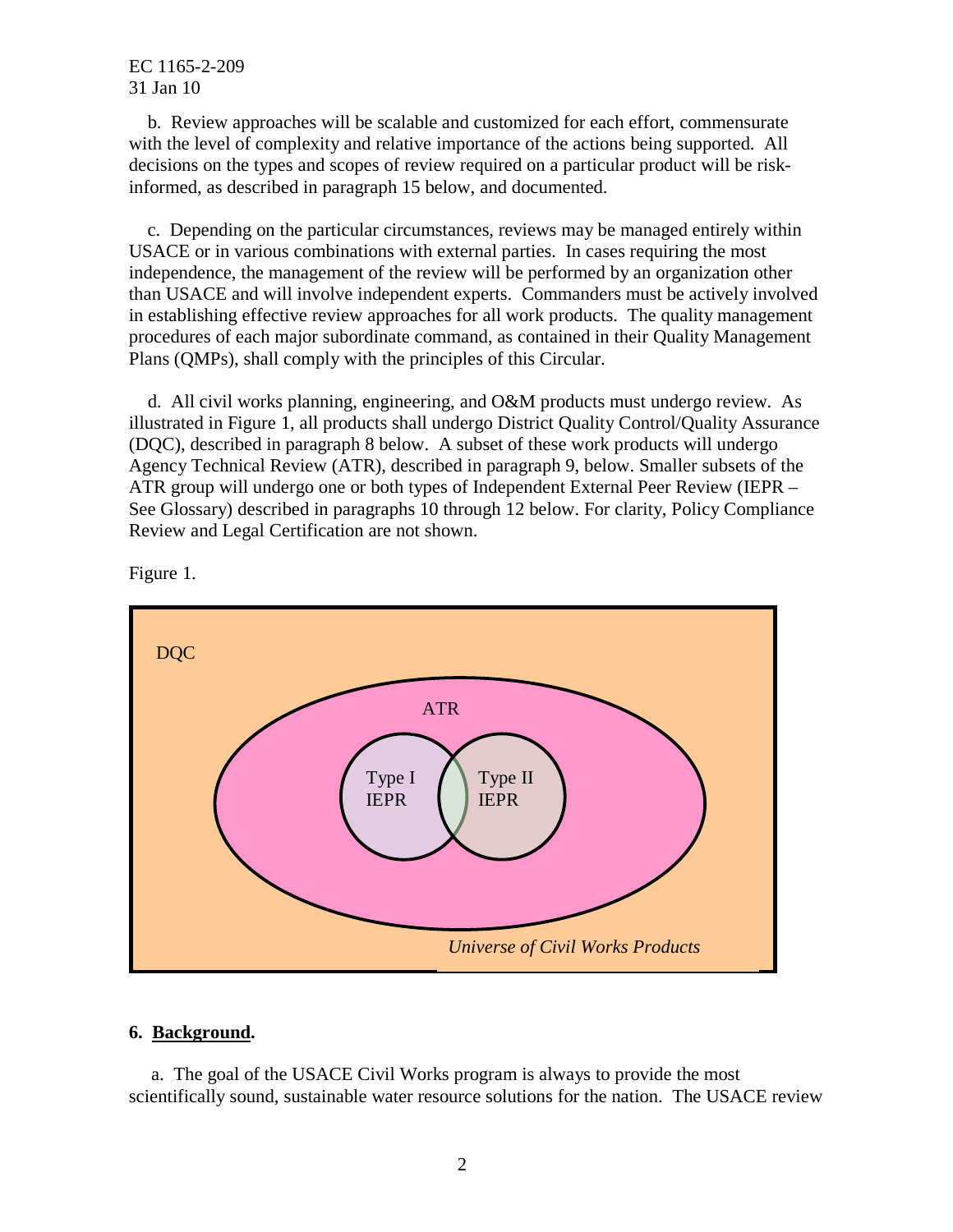b. Review approaches will be scalable and customized for each effort, commensurate with the level of complexity and relative importance of the actions being supported. All decisions on the types and scopes of review required on a particular product will be risk-informed, as described in paragraph 15 below, and documented.

c. Depending on the particular circumstances, reviews may be managed entirely within USACE or in various combinations with external parties. In cases requiring the most independence, the management of the review will be performed by an organization other than USACE and will involve independent experts. Commanders must be actively involved in establishing effective review approaches for all work products. The quality management procedures of each major subordinate command, as contained in their Quality Management Plans (QMPs), shall comply with the principles of this Circular.

d. All civil works planning, engineering, and O&M products must undergo review. As illustrated in Figure 1, all products shall undergo District Quality Control/Quality Assurance (DQC), described in paragraph 8 below. A subset of these work products will undergo Agency Technical Review (ATR), described in paragraph 9, below. Smaller subsets of the ATR group will undergo one or both types of Independent External Peer Review (IEPR – See Glossary) described in paragraphs 10 through 12 below. For clarity, Policy Compliance Review and Legal Certification are not shown.

Figure 1.

DQC

ATR

Type I IEPR

Type II IEPR

*Universe of Civil Works Products*

## 6. Background.

a. The goal of the USACE Civil Works program is always to provide the most scientifically sound, sustainable water resource solutions for the nation. The USACE review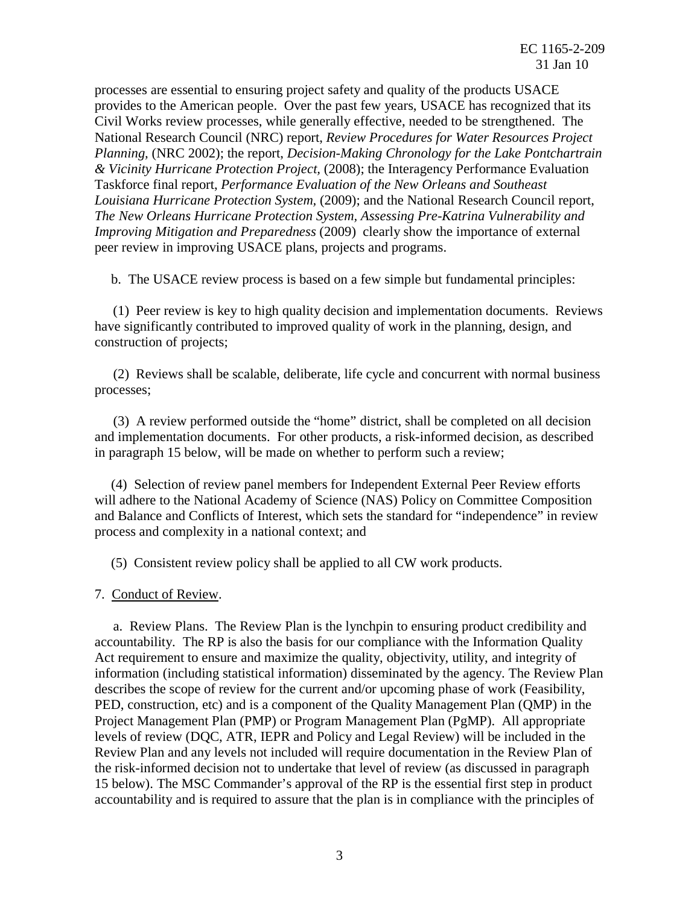processes are essential to ensuring project safety and quality of the products USACE provides to the American people. Over the past few years, USACE has recognized that its Civil Works review processes, while generally effective, needed to be strengthened. The National Research Council (NRC) report, *Review Procedures for Water Resources Project Planning,* (NRC 2002); the report, *Decision-Making Chronology for the Lake Pontchartrain & Vicinity Hurricane Protection Project,* (2008); the Interagency Performance Evaluation Taskforce final report, *Performance Evaluation of the New Orleans and Southeast Louisiana Hurricane Protection System,* (2009); and the National Research Council report, *The New Orleans Hurricane Protection System, Assessing Pre-Katrina Vulnerability and Improving Mitigation and Preparedness* (2009) clearly show the importance of external peer review in improving USACE plans, projects and programs.

b. The USACE review process is based on a few simple but fundamental principles:

(1) Peer review is key to high quality decision and implementation documents. Reviews have significantly contributed to improved quality of work in the planning, design, and construction of projects;

(2) Reviews shall be scalable, deliberate, life cycle and concurrent with normal business processes;

(3) A review performed outside the "home" district, shall be completed on all decision and implementation documents. For other products, a risk-informed decision, as described in paragraph 15 below, will be made on whether to perform such a review;

(4) Selection of review panel members for Independent External Peer Review efforts will adhere to the National Academy of Science (NAS) Policy on Committee Composition and Balance and Conflicts of Interest, which sets the standard for "independence" in review process and complexity in a national context; and

(5) Consistent review policy shall be applied to all CW work products.

7. Conduct of Review.

a. Review Plans. The Review Plan is the lynchpin to ensuring product credibility and accountability. The RP is also the basis for our compliance with the Information Quality Act requirement to ensure and maximize the quality, objectivity, utility, and integrity of information (including statistical information) disseminated by the agency. The Review Plan describes the scope of review for the current and/or upcoming phase of work (Feasibility, PED, construction, etc) and is a component of the Quality Management Plan (QMP) in the Project Management Plan (PMP) or Program Management Plan (PgMP). All appropriate levels of review (DQC, ATR, IEPR and Policy and Legal Review) will be included in the Review Plan and any levels not included will require documentation in the Review Plan of the risk-informed decision not to undertake that level of review (as discussed in paragraph 15 below). The MSC Commander's approval of the RP is the essential first step in product accountability and is required to assure that the plan is in compliance with the principles of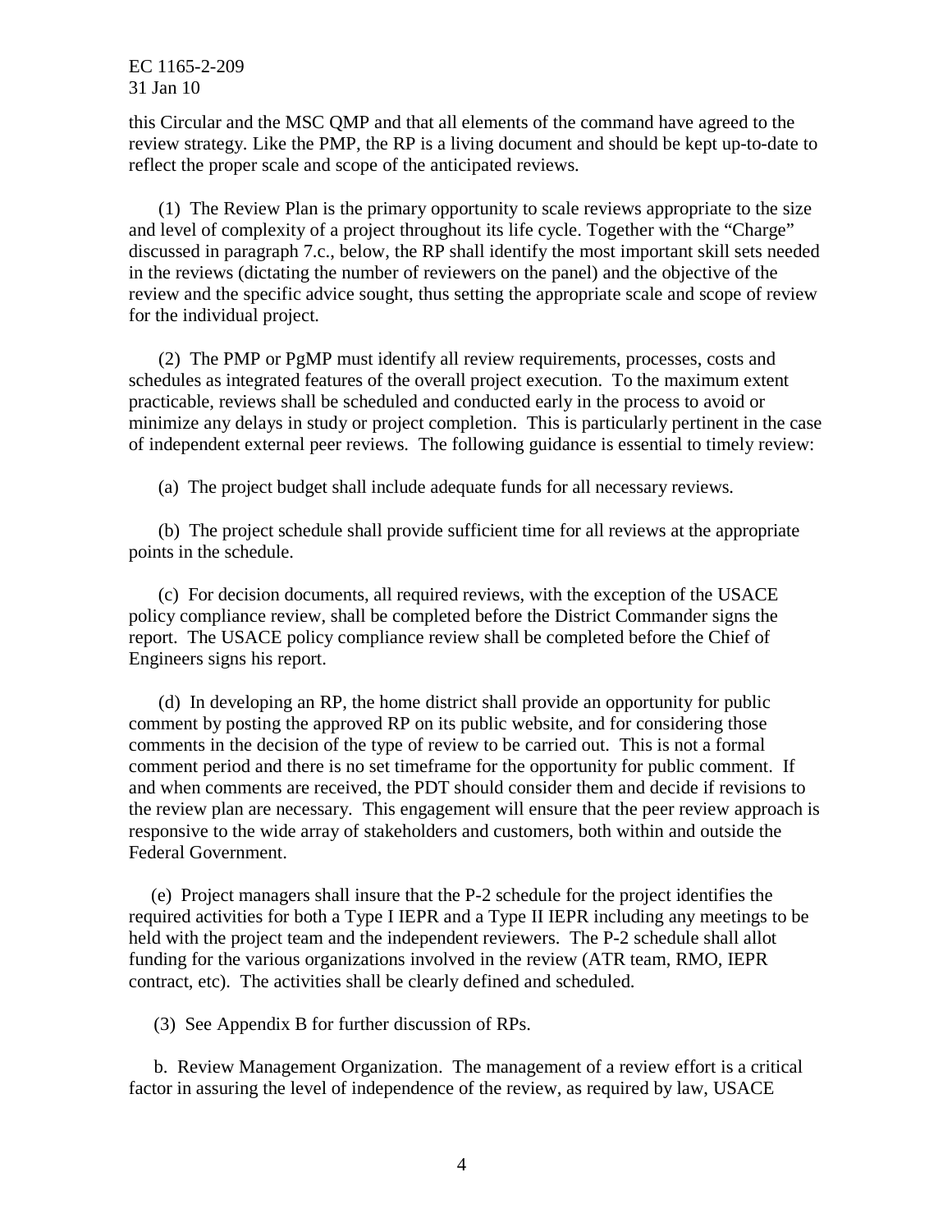this Circular and the MSC QMP and that all elements of the command have agreed to the review strategy. Like the PMP, the RP is a living document and should be kept up-to-date to reflect the proper scale and scope of the anticipated reviews.

(1) The Review Plan is the primary opportunity to scale reviews appropriate to the size and level of complexity of a project throughout its life cycle. Together with the "Charge" discussed in paragraph 7.c., below, the RP shall identify the most important skill sets needed in the reviews (dictating the number of reviewers on the panel) and the objective of the review and the specific advice sought, thus setting the appropriate scale and scope of review for the individual project.

(2) The PMP or PgMP must identify all review requirements, processes, costs and schedules as integrated features of the overall project execution. To the maximum extent practicable, reviews shall be scheduled and conducted early in the process to avoid or minimize any delays in study or project completion. This is particularly pertinent in the case of independent external peer reviews. The following guidance is essential to timely review:

(a) The project budget shall include adequate funds for all necessary reviews.

(b) The project schedule shall provide sufficient time for all reviews at the appropriate points in the schedule.

(c) For decision documents, all required reviews, with the exception of the USACE policy compliance review, shall be completed before the District Commander signs the report. The USACE policy compliance review shall be completed before the Chief of Engineers signs his report.

(d) In developing an RP, the home district shall provide an opportunity for public comment by posting the approved RP on its public website, and for considering those comments in the decision of the type of review to be carried out. This is not a formal comment period and there is no set timeframe for the opportunity for public comment. If and when comments are received, the PDT should consider them and decide if revisions to the review plan are necessary. This engagement will ensure that the peer review approach is responsive to the wide array of stakeholders and customers, both within and outside the Federal Government.

(e) Project managers shall insure that the P-2 schedule for the project identifies the required activities for both a Type I IEPR and a Type II IEPR including any meetings to be held with the project team and the independent reviewers. The P-2 schedule shall allot funding for the various organizations involved in the review (ATR team, RMO, IEPR contract, etc). The activities shall be clearly defined and scheduled.

(3) See Appendix B for further discussion of RPs.

b. Review Management Organization. The management of a review effort is a critical factor in assuring the level of independence of the review, as required by law, USACE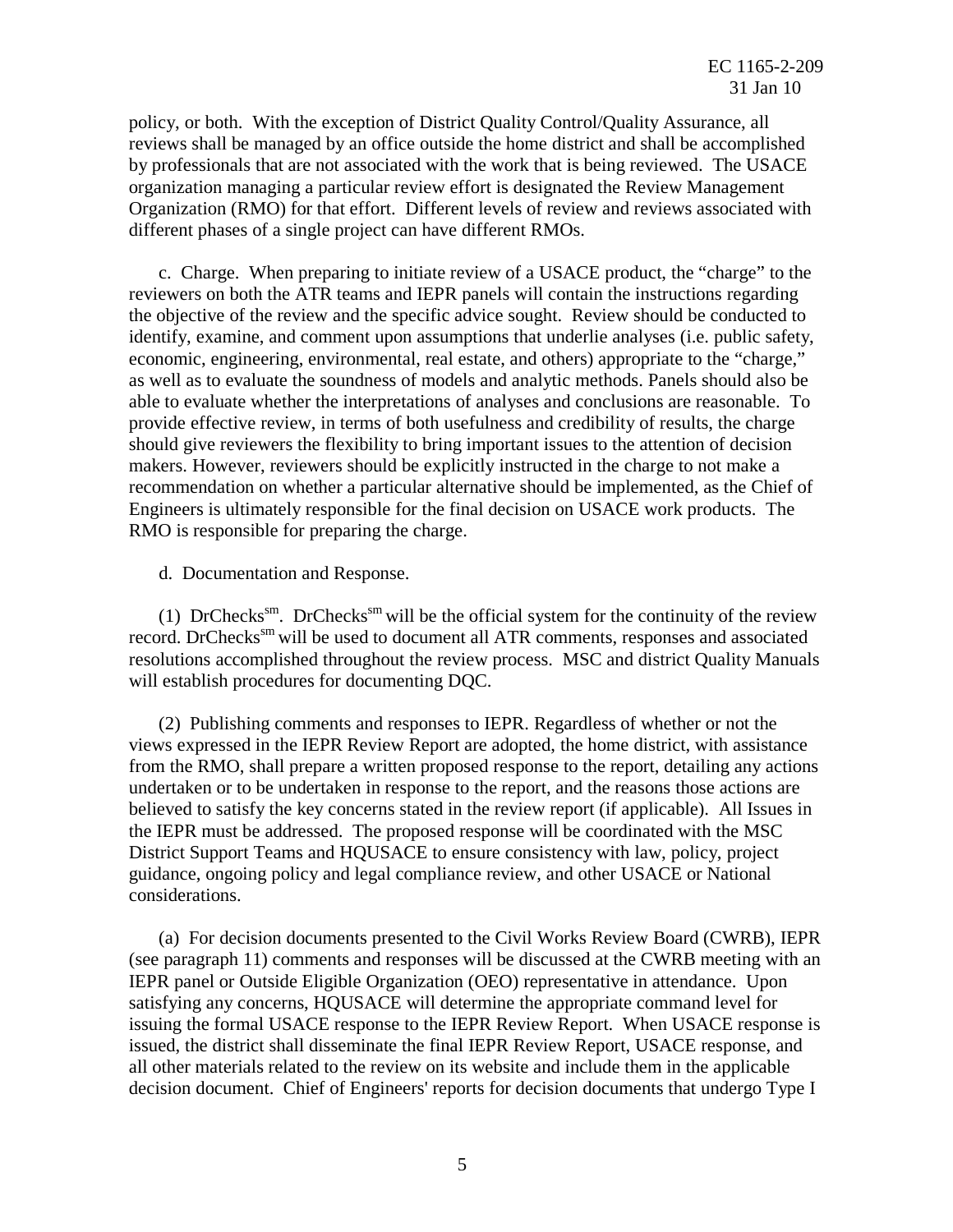policy, or both. With the exception of District Quality Control/Quality Assurance, all reviews shall be managed by an office outside the home district and shall be accomplished by professionals that are not associated with the work that is being reviewed. The USACE organization managing a particular review effort is designated the Review Management Organization (RMO) for that effort. Different levels of review and reviews associated with different phases of a single project can have different RMOs.

c. Charge. When preparing to initiate review of a USACE product, the "charge" to the reviewers on both the ATR teams and IEPR panels will contain the instructions regarding the objective of the review and the specific advice sought. Review should be conducted to identify, examine, and comment upon assumptions that underlie analyses (i.e. public safety, economic, engineering, environmental, real estate, and others) appropriate to the "charge," as well as to evaluate the soundness of models and analytic methods. Panels should also be able to evaluate whether the interpretations of analyses and conclusions are reasonable. To provide effective review, in terms of both usefulness and credibility of results, the charge should give reviewers the flexibility to bring important issues to the attention of decision makers. However, reviewers should be explicitly instructed in the charge to not make a recommendation on whether a particular alternative should be implemented, as the Chief of Engineers is ultimately responsible for the final decision on USACE work products. The RMO is responsible for preparing the charge.

d. Documentation and Response.

(1) DrChecks[sm]. DrChecks[sm] will be the official system for the continuity of the review record. DrChecks[sm] will be used to document all ATR comments, responses and associated resolutions accomplished throughout the review process. MSC and district Quality Manuals will establish procedures for documenting DQC.

(2) Publishing comments and responses to IEPR. Regardless of whether or not the views expressed in the IEPR Review Report are adopted, the home district, with assistance from the RMO, shall prepare a written proposed response to the report, detailing any actions undertaken or to be undertaken in response to the report, and the reasons those actions are believed to satisfy the key concerns stated in the review report (if applicable). All Issues in the IEPR must be addressed. The proposed response will be coordinated with the MSC District Support Teams and HQUSACE to ensure consistency with law, policy, project guidance, ongoing policy and legal compliance review, and other USACE or National considerations.

(a) For decision documents presented to the Civil Works Review Board (CWRB), IEPR (see paragraph 11) comments and responses will be discussed at the CWRB meeting with an IEPR panel or Outside Eligible Organization (OEO) representative in attendance. Upon satisfying any concerns, HQUSACE will determine the appropriate command level for issuing the formal USACE response to the IEPR Review Report. When USACE response is issued, the district shall disseminate the final IEPR Review Report, USACE response, and all other materials related to the review on its website and include them in the applicable decision document. Chief of Engineers' reports for decision documents that undergo Type I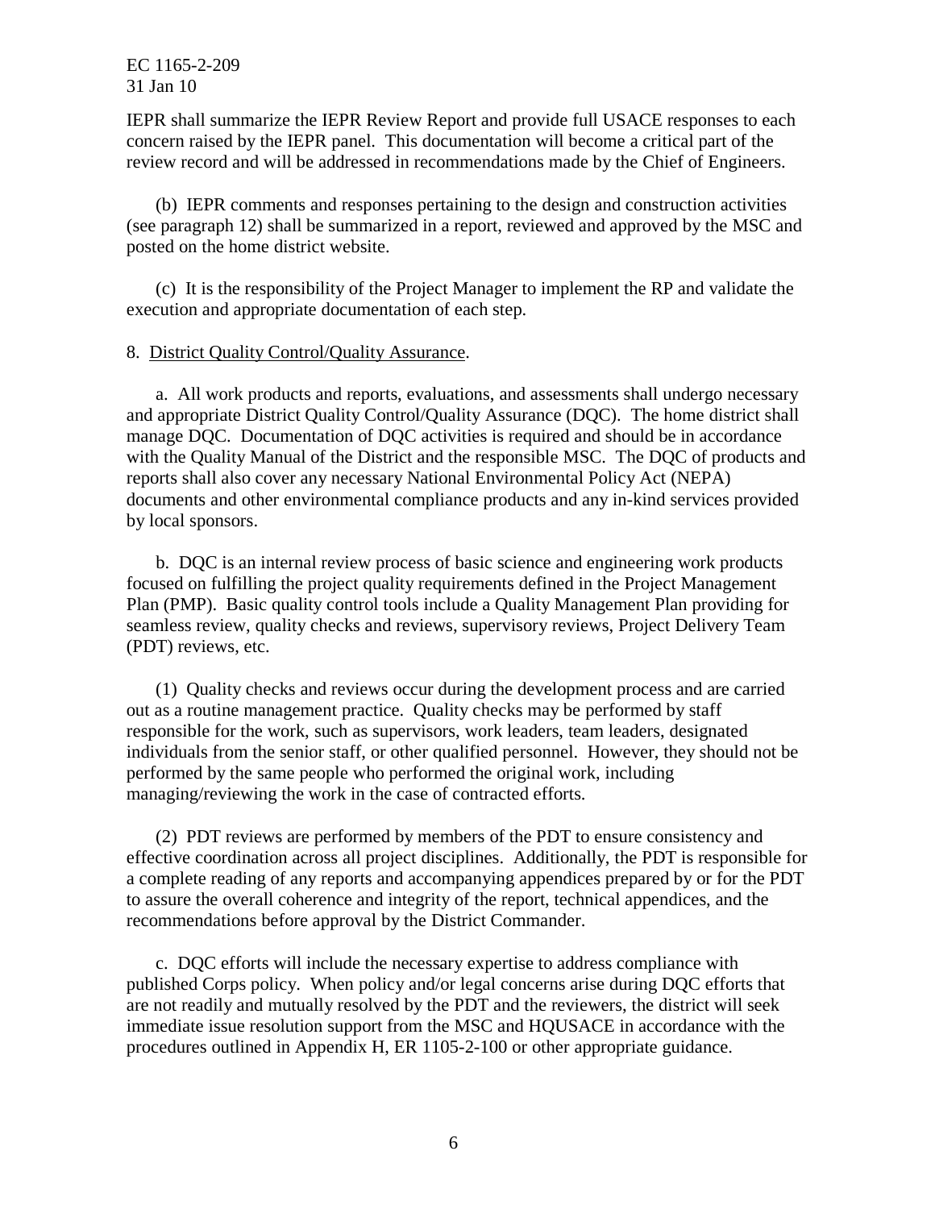IEPR shall summarize the IEPR Review Report and provide full USACE responses to each concern raised by the IEPR panel. This documentation will become a critical part of the review record and will be addressed in recommendations made by the Chief of Engineers.

(b) IEPR comments and responses pertaining to the design and construction activities (see paragraph 12) shall be summarized in a report, reviewed and approved by the MSC and posted on the home district website.

(c) It is the responsibility of the Project Manager to implement the RP and validate the execution and appropriate documentation of each step.

8. <u>District Quality Control/Quality Assurance</u>.

a. All work products and reports, evaluations, and assessments shall undergo necessary and appropriate District Quality Control/Quality Assurance (DQC). The home district shall manage DQC. Documentation of DQC activities is required and should be in accordance with the Quality Manual of the District and the responsible MSC. The DQC of products and reports shall also cover any necessary National Environmental Policy Act (NEPA) documents and other environmental compliance products and any in-kind services provided by local sponsors.

b. DQC is an internal review process of basic science and engineering work products focused on fulfilling the project quality requirements defined in the Project Management Plan (PMP). Basic quality control tools include a Quality Management Plan providing for seamless review, quality checks and reviews, supervisory reviews, Project Delivery Team (PDT) reviews, etc.

(1) Quality checks and reviews occur during the development process and are carried out as a routine management practice. Quality checks may be performed by staff responsible for the work, such as supervisors, work leaders, team leaders, designated individuals from the senior staff, or other qualified personnel. However, they should not be performed by the same people who performed the original work, including managing/reviewing the work in the case of contracted efforts.

(2) PDT reviews are performed by members of the PDT to ensure consistency and effective coordination across all project disciplines. Additionally, the PDT is responsible for a complete reading of any reports and accompanying appendices prepared by or for the PDT to assure the overall coherence and integrity of the report, technical appendices, and the recommendations before approval by the District Commander.

c. DQC efforts will include the necessary expertise to address compliance with published Corps policy. When policy and/or legal concerns arise during DQC efforts that are not readily and mutually resolved by the PDT and the reviewers, the district will seek immediate issue resolution support from the MSC and HQUSACE in accordance with the procedures outlined in Appendix H, ER 1105-2-100 or other appropriate guidance.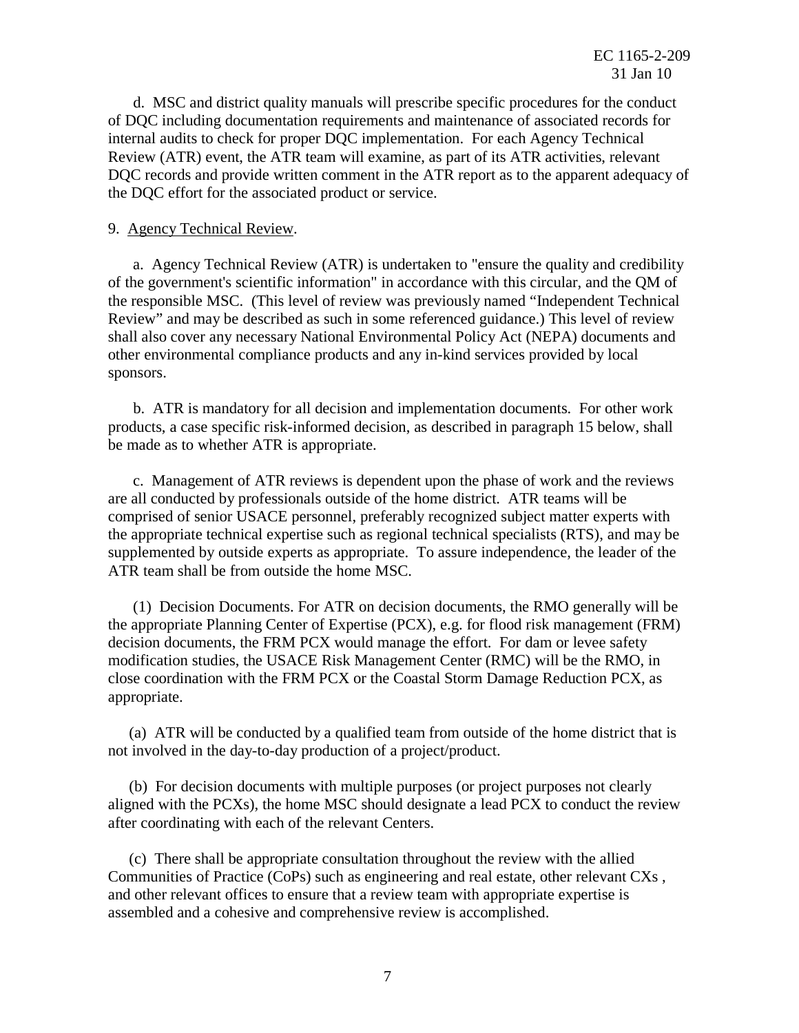d. MSC and district quality manuals will prescribe specific procedures for the conduct of DQC including documentation requirements and maintenance of associated records for internal audits to check for proper DQC implementation. For each Agency Technical Review (ATR) event, the ATR team will examine, as part of its ATR activities, relevant DQC records and provide written comment in the ATR report as to the apparent adequacy of the DQC effort for the associated product or service.

9. Agency Technical Review.

a. Agency Technical Review (ATR) is undertaken to "ensure the quality and credibility of the government's scientific information" in accordance with this circular, and the QM of the responsible MSC. (This level of review was previously named "Independent Technical Review" and may be described as such in some referenced guidance.) This level of review shall also cover any necessary National Environmental Policy Act (NEPA) documents and other environmental compliance products and any in-kind services provided by local sponsors.

b. ATR is mandatory for all decision and implementation documents. For other work products, a case specific risk-informed decision, as described in paragraph 15 below, shall be made as to whether ATR is appropriate.

c. Management of ATR reviews is dependent upon the phase of work and the reviews are all conducted by professionals outside of the home district. ATR teams will be comprised of senior USACE personnel, preferably recognized subject matter experts with the appropriate technical expertise such as regional technical specialists (RTS), and may be supplemented by outside experts as appropriate. To assure independence, the leader of the ATR team shall be from outside the home MSC.

(1) Decision Documents. For ATR on decision documents, the RMO generally will be the appropriate Planning Center of Expertise (PCX), e.g. for flood risk management (FRM) decision documents, the FRM PCX would manage the effort. For dam or levee safety modification studies, the USACE Risk Management Center (RMC) will be the RMO, in close coordination with the FRM PCX or the Coastal Storm Damage Reduction PCX, as appropriate.

(a) ATR will be conducted by a qualified team from outside of the home district that is not involved in the day-to-day production of a project/product.

(b) For decision documents with multiple purposes (or project purposes not clearly aligned with the PCXs), the home MSC should designate a lead PCX to conduct the review after coordinating with each of the relevant Centers.

(c) There shall be appropriate consultation throughout the review with the allied Communities of Practice (CoPs) such as engineering and real estate, other relevant CXs , and other relevant offices to ensure that a review team with appropriate expertise is assembled and a cohesive and comprehensive review is accomplished.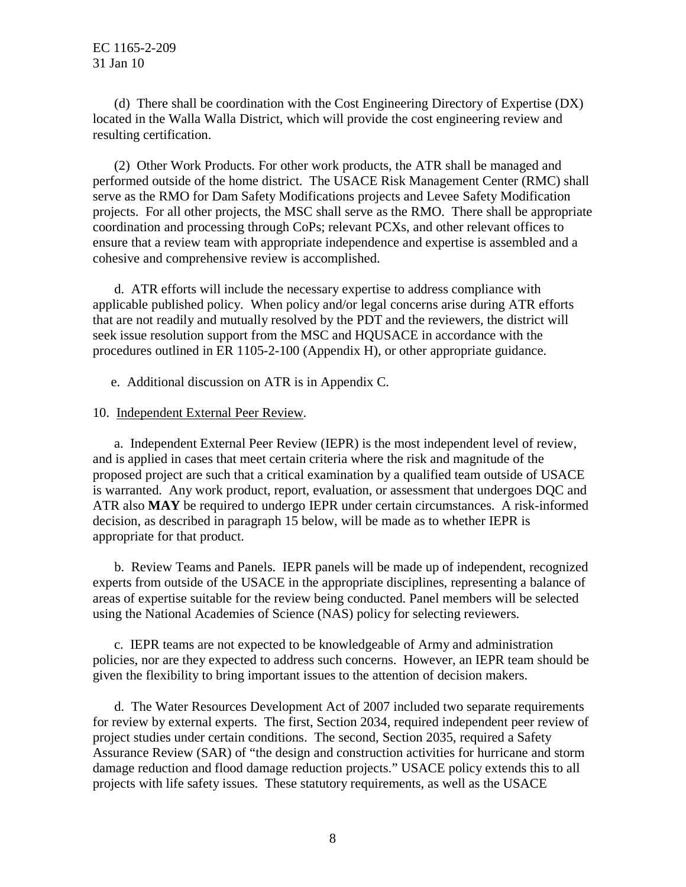(d) There shall be coordination with the Cost Engineering Directory of Expertise (DX) located in the Walla Walla District, which will provide the cost engineering review and resulting certification.

(2) Other Work Products. For other work products, the ATR shall be managed and performed outside of the home district. The USACE Risk Management Center (RMC) shall serve as the RMO for Dam Safety Modifications projects and Levee Safety Modification projects. For all other projects, the MSC shall serve as the RMO. There shall be appropriate coordination and processing through CoPs; relevant PCXs, and other relevant offices to ensure that a review team with appropriate independence and expertise is assembled and a cohesive and comprehensive review is accomplished.

d. ATR efforts will include the necessary expertise to address compliance with applicable published policy. When policy and/or legal concerns arise during ATR efforts that are not readily and mutually resolved by the PDT and the reviewers, the district will seek issue resolution support from the MSC and HQUSACE in accordance with the procedures outlined in ER 1105-2-100 (Appendix H), or other appropriate guidance.

e. Additional discussion on ATR is in Appendix C.

10. Independent External Peer Review.

a. Independent External Peer Review (IEPR) is the most independent level of review, and is applied in cases that meet certain criteria where the risk and magnitude of the proposed project are such that a critical examination by a qualified team outside of USACE is warranted. Any work product, report, evaluation, or assessment that undergoes DQC and ATR also **MAY** be required to undergo IEPR under certain circumstances. A risk-informed decision, as described in paragraph 15 below, will be made as to whether IEPR is appropriate for that product.

b. Review Teams and Panels. IEPR panels will be made up of independent, recognized experts from outside of the USACE in the appropriate disciplines, representing a balance of areas of expertise suitable for the review being conducted. Panel members will be selected using the National Academies of Science (NAS) policy for selecting reviewers.

c. IEPR teams are not expected to be knowledgeable of Army and administration policies, nor are they expected to address such concerns. However, an IEPR team should be given the flexibility to bring important issues to the attention of decision makers.

d. The Water Resources Development Act of 2007 included two separate requirements for review by external experts. The first, Section 2034, required independent peer review of project studies under certain conditions. The second, Section 2035, required a Safety Assurance Review (SAR) of "the design and construction activities for hurricane and storm damage reduction and flood damage reduction projects." USACE policy extends this to all projects with life safety issues. These statutory requirements, as well as the USACE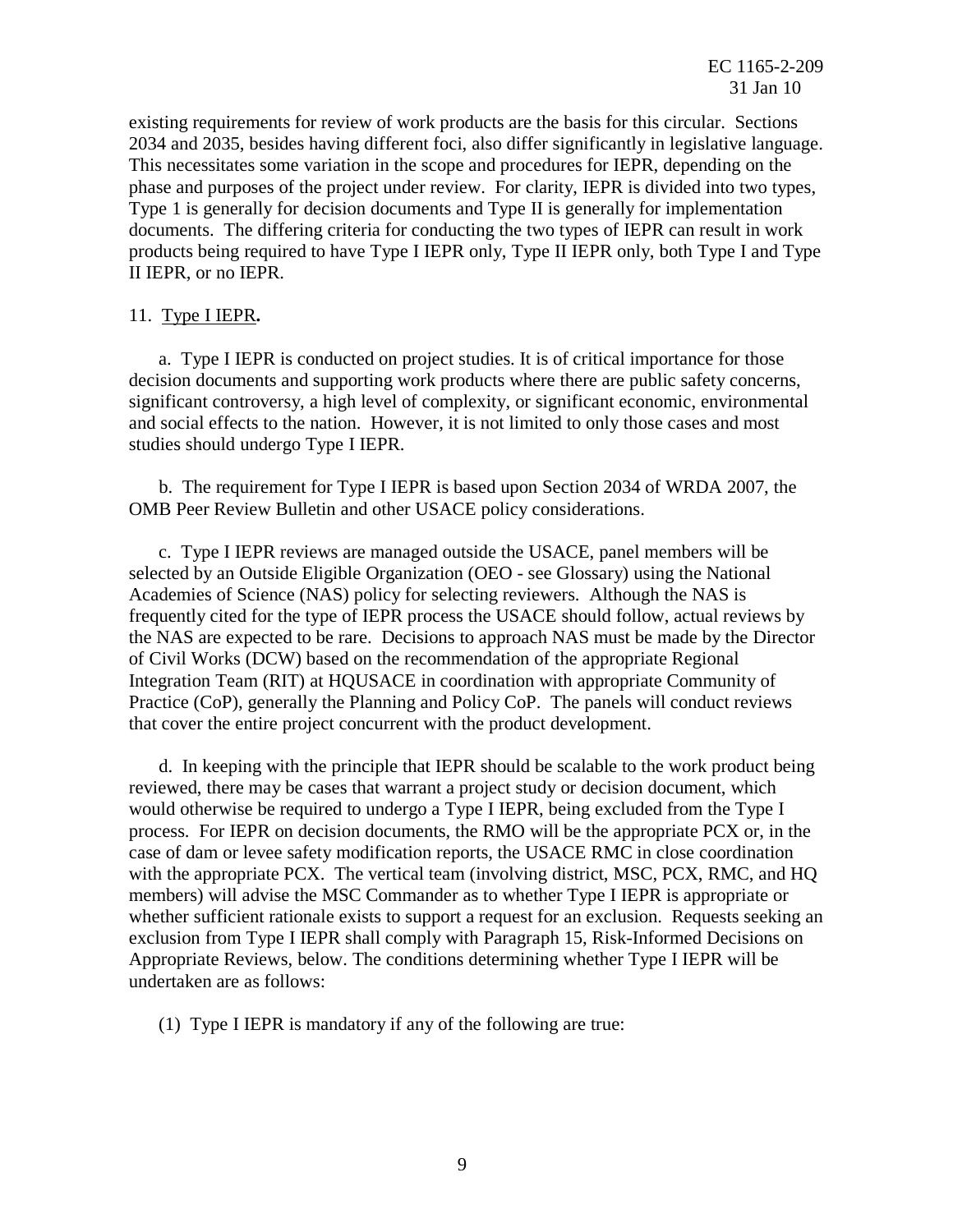existing requirements for review of work products are the basis for this circular. Sections 2034 and 2035, besides having different foci, also differ significantly in legislative language. This necessitates some variation in the scope and procedures for IEPR, depending on the phase and purposes of the project under review. For clarity, IEPR is divided into two types, Type 1 is generally for decision documents and Type II is generally for implementation documents. The differing criteria for conducting the two types of IEPR can result in work products being required to have Type I IEPR only, Type II IEPR only, both Type I and Type II IEPR, or no IEPR.

11. Type I IEPR**.**

a. Type I IEPR is conducted on project studies. It is of critical importance for those decision documents and supporting work products where there are public safety concerns, significant controversy, a high level of complexity, or significant economic, environmental and social effects to the nation. However, it is not limited to only those cases and most studies should undergo Type I IEPR.

b. The requirement for Type I IEPR is based upon Section 2034 of WRDA 2007, the OMB Peer Review Bulletin and other USACE policy considerations.

c. Type I IEPR reviews are managed outside the USACE, panel members will be selected by an Outside Eligible Organization (OEO - see Glossary) using the National Academies of Science (NAS) policy for selecting reviewers. Although the NAS is frequently cited for the type of IEPR process the USACE should follow, actual reviews by the NAS are expected to be rare. Decisions to approach NAS must be made by the Director of Civil Works (DCW) based on the recommendation of the appropriate Regional Integration Team (RIT) at HQUSACE in coordination with appropriate Community of Practice (CoP), generally the Planning and Policy CoP. The panels will conduct reviews that cover the entire project concurrent with the product development.

d. In keeping with the principle that IEPR should be scalable to the work product being reviewed, there may be cases that warrant a project study or decision document, which would otherwise be required to undergo a Type I IEPR, being excluded from the Type I process. For IEPR on decision documents, the RMO will be the appropriate PCX or, in the case of dam or levee safety modification reports, the USACE RMC in close coordination with the appropriate PCX. The vertical team (involving district, MSC, PCX, RMC, and HQ members) will advise the MSC Commander as to whether Type I IEPR is appropriate or whether sufficient rationale exists to support a request for an exclusion. Requests seeking an exclusion from Type I IEPR shall comply with Paragraph 15, Risk-Informed Decisions on Appropriate Reviews, below. The conditions determining whether Type I IEPR will be undertaken are as follows:

(1) Type I IEPR is mandatory if any of the following are true: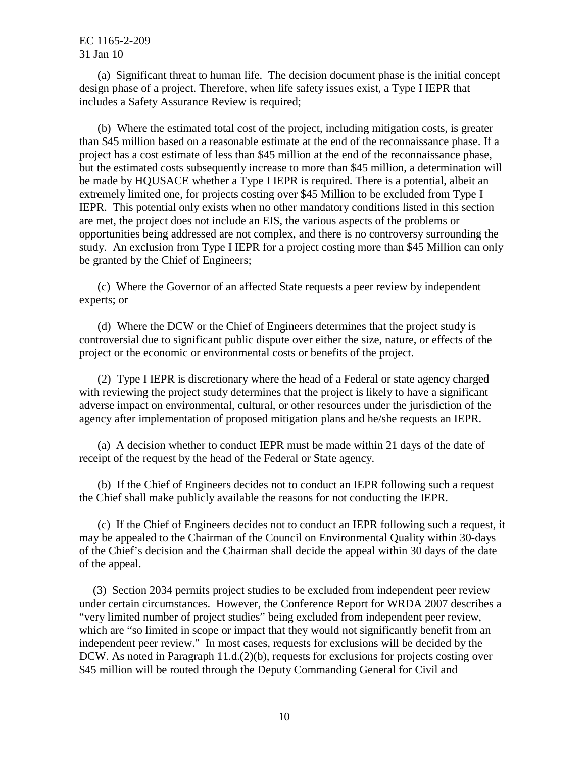(a) Significant threat to human life. The decision document phase is the initial concept design phase of a project. Therefore, when life safety issues exist, a Type I IEPR that includes a Safety Assurance Review is required;

(b) Where the estimated total cost of the project, including mitigation costs, is greater than $45 million based on a reasonable estimate at the end of the reconnaissance phase. If a project has a cost estimate of less than $45 million at the end of the reconnaissance phase, but the estimated costs subsequently increase to more than $45 million, a determination will be made by HQUSACE whether a Type I IEPR is required. There is a potential, albeit an extremely limited one, for projects costing over $45 Million to be excluded from Type I IEPR. This potential only exists when no other mandatory conditions listed in this section are met, the project does not include an EIS, the various aspects of the problems or opportunities being addressed are not complex, and there is no controversy surrounding the study. An exclusion from Type I IEPR for a project costing more than $45 Million can only be granted by the Chief of Engineers;

(c) Where the Governor of an affected State requests a peer review by independent experts; or

(d) Where the DCW or the Chief of Engineers determines that the project study is controversial due to significant public dispute over either the size, nature, or effects of the project or the economic or environmental costs or benefits of the project.

(2) Type I IEPR is discretionary where the head of a Federal or state agency charged with reviewing the project study determines that the project is likely to have a significant adverse impact on environmental, cultural, or other resources under the jurisdiction of the agency after implementation of proposed mitigation plans and he/she requests an IEPR.

(a) A decision whether to conduct IEPR must be made within 21 days of the date of receipt of the request by the head of the Federal or State agency.

(b) If the Chief of Engineers decides not to conduct an IEPR following such a request the Chief shall make publicly available the reasons for not conducting the IEPR.

(c) If the Chief of Engineers decides not to conduct an IEPR following such a request, it may be appealed to the Chairman of the Council on Environmental Quality within 30-days of the Chief's decision and the Chairman shall decide the appeal within 30 days of the date of the appeal.

(3) Section 2034 permits project studies to be excluded from independent peer review under certain circumstances. However, the Conference Report for WRDA 2007 describes a "very limited number of project studies" being excluded from independent peer review, which are "so limited in scope or impact that they would not significantly benefit from an independent peer review." In most cases, requests for exclusions will be decided by the DCW. As noted in Paragraph 11.d.(2)(b), requests for exclusions for projects costing over $45 million will be routed through the Deputy Commanding General for Civil and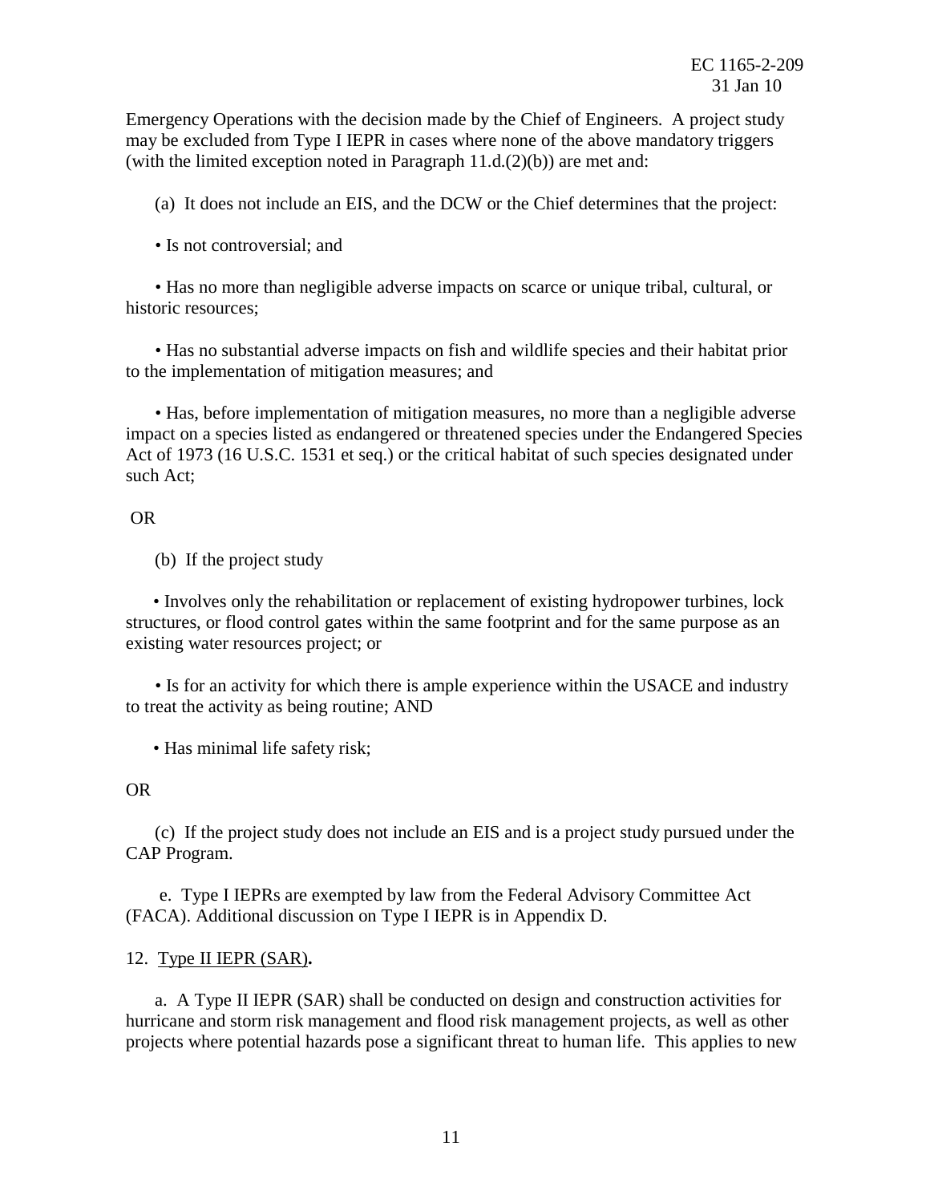Emergency Operations with the decision made by the Chief of Engineers. A project study may be excluded from Type I IEPR in cases where none of the above mandatory triggers (with the limited exception noted in Paragraph 11.d.(2)(b)) are met and:

(a) It does not include an EIS, and the DCW or the Chief determines that the project:

• Is not controversial; and

• Has no more than negligible adverse impacts on scarce or unique tribal, cultural, or historic resources;

• Has no substantial adverse impacts on fish and wildlife species and their habitat prior to the implementation of mitigation measures; and

• Has, before implementation of mitigation measures, no more than a negligible adverse impact on a species listed as endangered or threatened species under the Endangered Species Act of 1973 (16 U.S.C. 1531 et seq.) or the critical habitat of such species designated under such Act;

OR

(b) If the project study

• Involves only the rehabilitation or replacement of existing hydropower turbines, lock structures, or flood control gates within the same footprint and for the same purpose as an existing water resources project; or

• Is for an activity for which there is ample experience within the USACE and industry to treat the activity as being routine; AND

• Has minimal life safety risk;

OR

(c) If the project study does not include an EIS and is a project study pursued under the CAP Program.

e. Type I IEPRs are exempted by law from the Federal Advisory Committee Act (FACA). Additional discussion on Type I IEPR is in Appendix D.

12. Type II IEPR (SAR)**.**

a. A Type II IEPR (SAR) shall be conducted on design and construction activities for hurricane and storm risk management and flood risk management projects, as well as other projects where potential hazards pose a significant threat to human life. This applies to new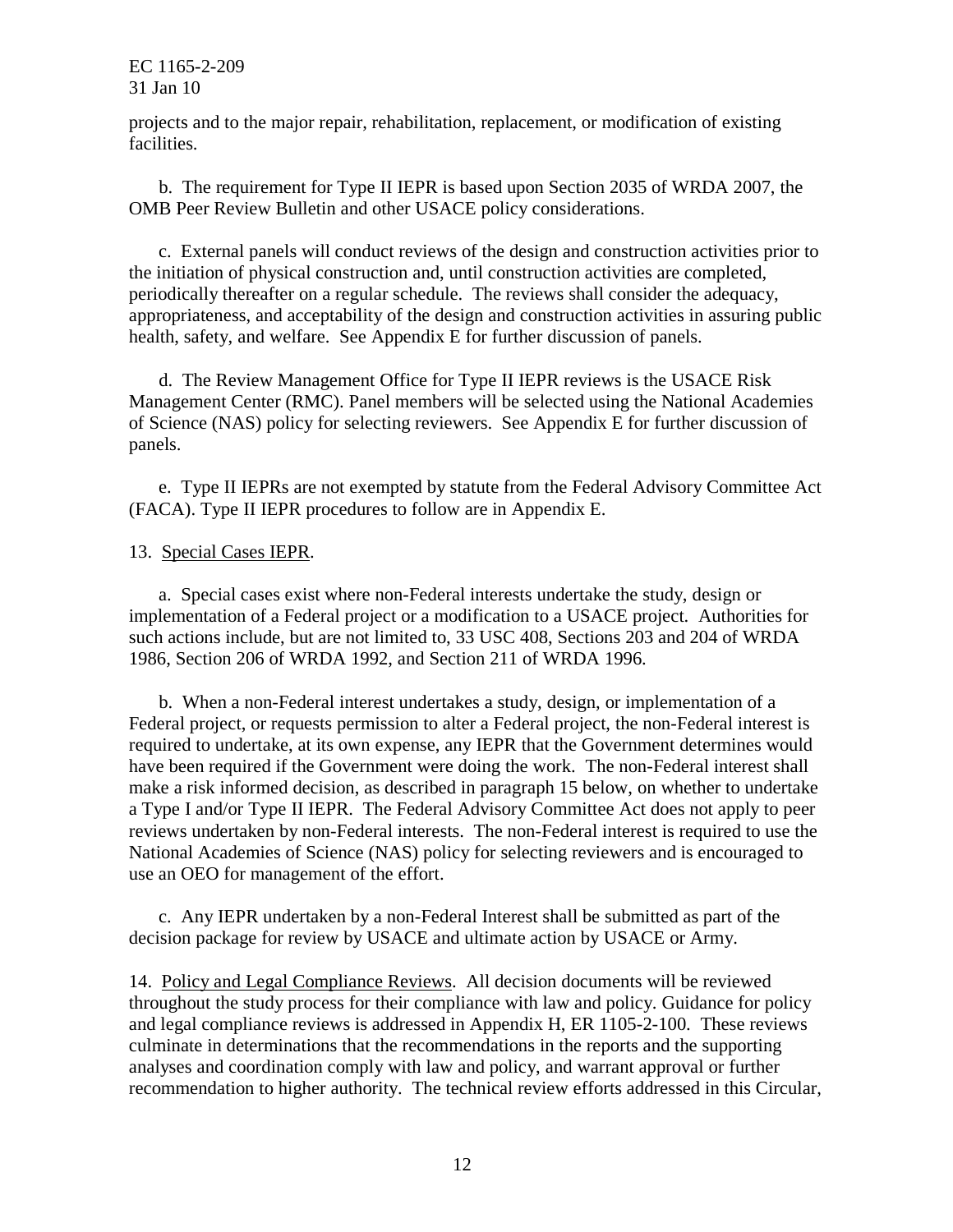projects and to the major repair, rehabilitation, replacement, or modification of existing facilities.

b. The requirement for Type II IEPR is based upon Section 2035 of WRDA 2007, the OMB Peer Review Bulletin and other USACE policy considerations.

c. External panels will conduct reviews of the design and construction activities prior to the initiation of physical construction and, until construction activities are completed, periodically thereafter on a regular schedule. The reviews shall consider the adequacy, appropriateness, and acceptability of the design and construction activities in assuring public health, safety, and welfare. See Appendix E for further discussion of panels.

d. The Review Management Office for Type II IEPR reviews is the USACE Risk Management Center (RMC). Panel members will be selected using the National Academies of Science (NAS) policy for selecting reviewers. See Appendix E for further discussion of panels.

e. Type II IEPRs are not exempted by statute from the Federal Advisory Committee Act (FACA). Type II IEPR procedures to follow are in Appendix E.

13. Special Cases IEPR.

a. Special cases exist where non-Federal interests undertake the study, design or implementation of a Federal project or a modification to a USACE project. Authorities for such actions include, but are not limited to, 33 USC 408, Sections 203 and 204 of WRDA 1986, Section 206 of WRDA 1992, and Section 211 of WRDA 1996.

b. When a non-Federal interest undertakes a study, design, or implementation of a Federal project, or requests permission to alter a Federal project, the non-Federal interest is required to undertake, at its own expense, any IEPR that the Government determines would have been required if the Government were doing the work. The non-Federal interest shall make a risk informed decision, as described in paragraph 15 below, on whether to undertake a Type I and/or Type II IEPR. The Federal Advisory Committee Act does not apply to peer reviews undertaken by non-Federal interests. The non-Federal interest is required to use the National Academies of Science (NAS) policy for selecting reviewers and is encouraged to use an OEO for management of the effort.

c. Any IEPR undertaken by a non-Federal Interest shall be submitted as part of the decision package for review by USACE and ultimate action by USACE or Army.

14. Policy and Legal Compliance Reviews. All decision documents will be reviewed throughout the study process for their compliance with law and policy. Guidance for policy and legal compliance reviews is addressed in Appendix H, ER 1105-2-100. These reviews culminate in determinations that the recommendations in the reports and the supporting analyses and coordination comply with law and policy, and warrant approval or further recommendation to higher authority. The technical review efforts addressed in this Circular,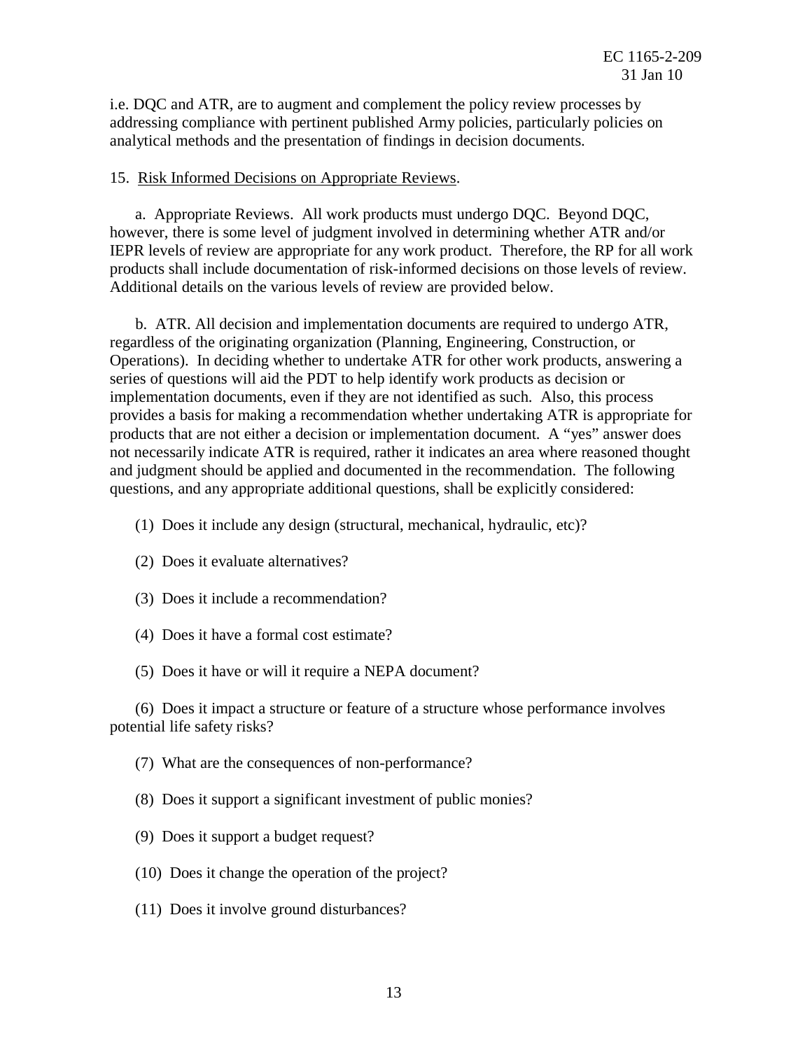i.e. DQC and ATR, are to augment and complement the policy review processes by addressing compliance with pertinent published Army policies, particularly policies on analytical methods and the presentation of findings in decision documents.

15. Risk Informed Decisions on Appropriate Reviews.

a. Appropriate Reviews. All work products must undergo DQC. Beyond DQC, however, there is some level of judgment involved in determining whether ATR and/or IEPR levels of review are appropriate for any work product. Therefore, the RP for all work products shall include documentation of risk-informed decisions on those levels of review. Additional details on the various levels of review are provided below.

b. ATR. All decision and implementation documents are required to undergo ATR, regardless of the originating organization (Planning, Engineering, Construction, or Operations). In deciding whether to undertake ATR for other work products, answering a series of questions will aid the PDT to help identify work products as decision or implementation documents, even if they are not identified as such. Also, this process provides a basis for making a recommendation whether undertaking ATR is appropriate for products that are not either a decision or implementation document. A "yes" answer does not necessarily indicate ATR is required, rather it indicates an area where reasoned thought and judgment should be applied and documented in the recommendation. The following questions, and any appropriate additional questions, shall be explicitly considered:

(1) Does it include any design (structural, mechanical, hydraulic, etc)?

(2) Does it evaluate alternatives?

(3) Does it include a recommendation?

(4) Does it have a formal cost estimate?

(5) Does it have or will it require a NEPA document?

(6) Does it impact a structure or feature of a structure whose performance involves potential life safety risks?

(7) What are the consequences of non-performance?

(8) Does it support a significant investment of public monies?

(9) Does it support a budget request?

(10) Does it change the operation of the project?

(11) Does it involve ground disturbances?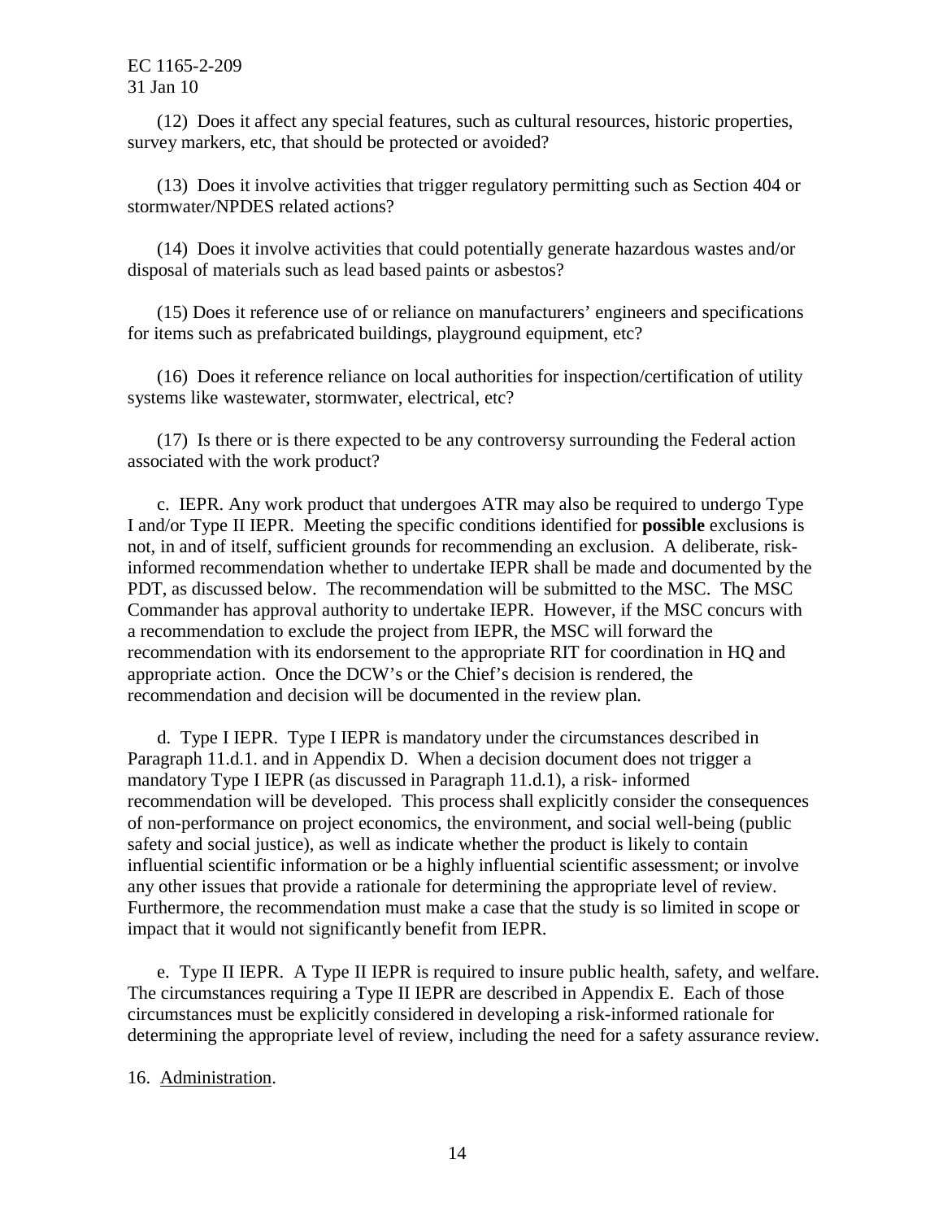(12) Does it affect any special features, such as cultural resources, historic properties, survey markers, etc, that should be protected or avoided?

(13) Does it involve activities that trigger regulatory permitting such as Section 404 or stormwater/NPDES related actions?

(14) Does it involve activities that could potentially generate hazardous wastes and/or disposal of materials such as lead based paints or asbestos?

(15) Does it reference use of or reliance on manufacturers' engineers and specifications for items such as prefabricated buildings, playground equipment, etc?

(16) Does it reference reliance on local authorities for inspection/certification of utility systems like wastewater, stormwater, electrical, etc?

(17) Is there or is there expected to be any controversy surrounding the Federal action associated with the work product?

c. IEPR. Any work product that undergoes ATR may also be required to undergo Type I and/or Type II IEPR. Meeting the specific conditions identified for **possible** exclusions is not, in and of itself, sufficient grounds for recommending an exclusion. A deliberate, risk-informed recommendation whether to undertake IEPR shall be made and documented by the PDT, as discussed below. The recommendation will be submitted to the MSC. The MSC Commander has approval authority to undertake IEPR. However, if the MSC concurs with a recommendation to exclude the project from IEPR, the MSC will forward the recommendation with its endorsement to the appropriate RIT for coordination in HQ and appropriate action. Once the DCW's or the Chief's decision is rendered, the recommendation and decision will be documented in the review plan.

d. Type I IEPR. Type I IEPR is mandatory under the circumstances described in Paragraph 11.d.1. and in Appendix D. When a decision document does not trigger a mandatory Type I IEPR (as discussed in Paragraph 11.d.1), a risk- informed recommendation will be developed. This process shall explicitly consider the consequences of non-performance on project economics, the environment, and social well-being (public safety and social justice), as well as indicate whether the product is likely to contain influential scientific information or be a highly influential scientific assessment; or involve any other issues that provide a rationale for determining the appropriate level of review. Furthermore, the recommendation must make a case that the study is so limited in scope or impact that it would not significantly benefit from IEPR.

e. Type II IEPR. A Type II IEPR is required to insure public health, safety, and welfare. The circumstances requiring a Type II IEPR are described in Appendix E. Each of those circumstances must be explicitly considered in developing a risk-informed rationale for determining the appropriate level of review, including the need for a safety assurance review.

16. Administration.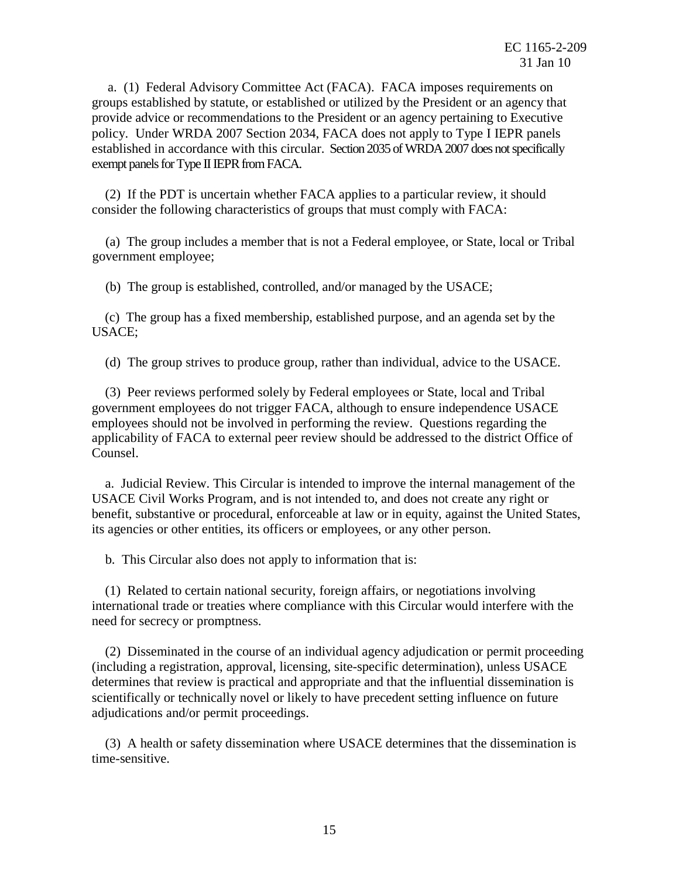a. (1) Federal Advisory Committee Act (FACA). FACA imposes requirements on groups established by statute, or established or utilized by the President or an agency that provide advice or recommendations to the President or an agency pertaining to Executive policy. Under WRDA 2007 Section 2034, FACA does not apply to Type I IEPR panels established in accordance with this circular. Section 2035 of WRDA 2007 does not specifically exempt panels for Type II IEPR from FACA.

(2) If the PDT is uncertain whether FACA applies to a particular review, it should consider the following characteristics of groups that must comply with FACA:

(a) The group includes a member that is not a Federal employee, or State, local or Tribal government employee;

(b) The group is established, controlled, and/or managed by the USACE;

(c) The group has a fixed membership, established purpose, and an agenda set by the USACE;

(d) The group strives to produce group, rather than individual, advice to the USACE.

(3) Peer reviews performed solely by Federal employees or State, local and Tribal government employees do not trigger FACA, although to ensure independence USACE employees should not be involved in performing the review. Questions regarding the applicability of FACA to external peer review should be addressed to the district Office of Counsel.

a. Judicial Review. This Circular is intended to improve the internal management of the USACE Civil Works Program, and is not intended to, and does not create any right or benefit, substantive or procedural, enforceable at law or in equity, against the United States, its agencies or other entities, its officers or employees, or any other person.

b. This Circular also does not apply to information that is:

(1) Related to certain national security, foreign affairs, or negotiations involving international trade or treaties where compliance with this Circular would interfere with the need for secrecy or promptness.

(2) Disseminated in the course of an individual agency adjudication or permit proceeding (including a registration, approval, licensing, site-specific determination), unless USACE determines that review is practical and appropriate and that the influential dissemination is scientifically or technically novel or likely to have precedent setting influence on future adjudications and/or permit proceedings.

(3) A health or safety dissemination where USACE determines that the dissemination is time-sensitive.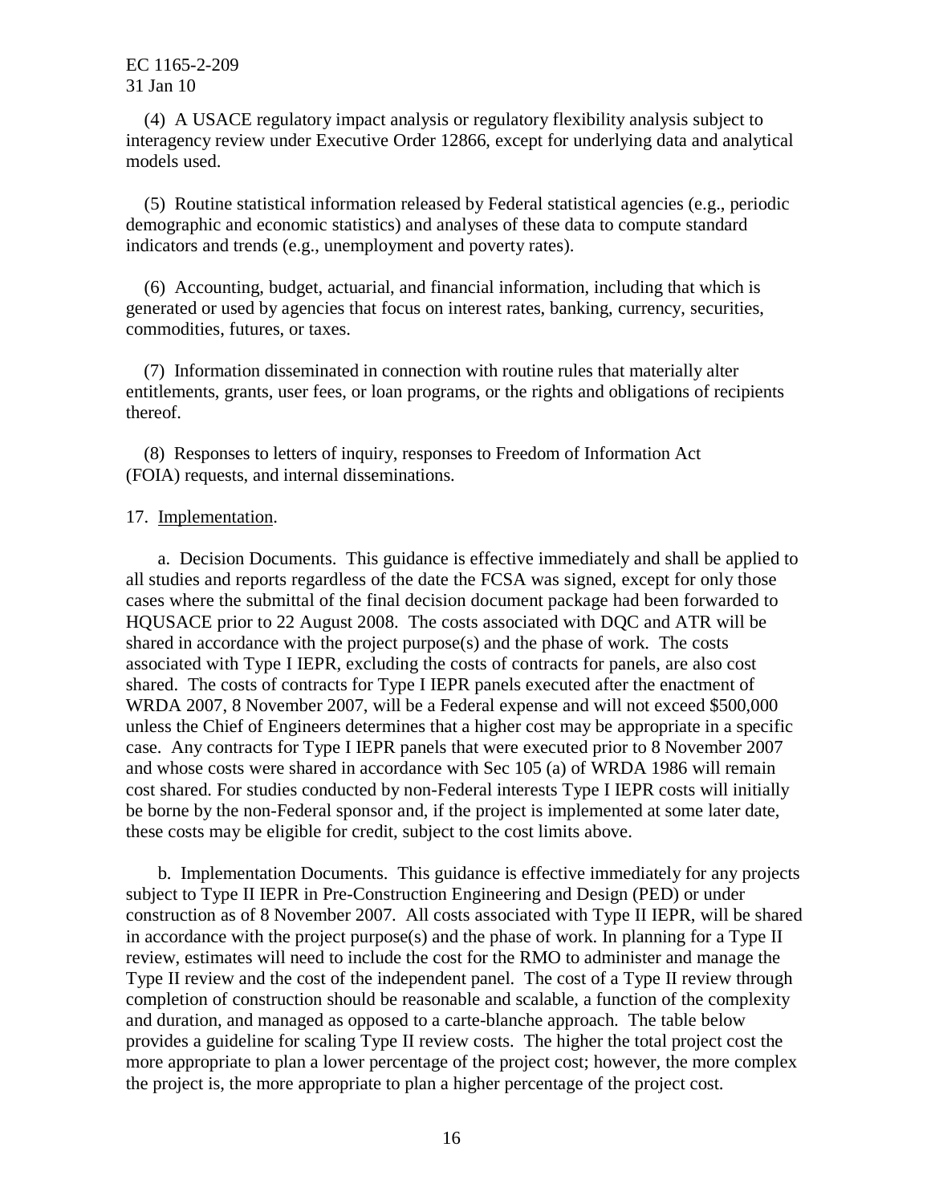(4) A USACE regulatory impact analysis or regulatory flexibility analysis subject to interagency review under Executive Order 12866, except for underlying data and analytical models used.

(5) Routine statistical information released by Federal statistical agencies (e.g., periodic demographic and economic statistics) and analyses of these data to compute standard indicators and trends (e.g., unemployment and poverty rates).

(6) Accounting, budget, actuarial, and financial information, including that which is generated or used by agencies that focus on interest rates, banking, currency, securities, commodities, futures, or taxes.

(7) Information disseminated in connection with routine rules that materially alter entitlements, grants, user fees, or loan programs, or the rights and obligations of recipients thereof.

(8) Responses to letters of inquiry, responses to Freedom of Information Act (FOIA) requests, and internal disseminations.

17. Implementation.

a. Decision Documents. This guidance is effective immediately and shall be applied to all studies and reports regardless of the date the FCSA was signed, except for only those cases where the submittal of the final decision document package had been forwarded to HQUSACE prior to 22 August 2008. The costs associated with DQC and ATR will be shared in accordance with the project purpose(s) and the phase of work. The costs associated with Type I IEPR, excluding the costs of contracts for panels, are also cost shared. The costs of contracts for Type I IEPR panels executed after the enactment of WRDA 2007, 8 November 2007, will be a Federal expense and will not exceed $500,000 unless the Chief of Engineers determines that a higher cost may be appropriate in a specific case. Any contracts for Type I IEPR panels that were executed prior to 8 November 2007 and whose costs were shared in accordance with Sec 105 (a) of WRDA 1986 will remain cost shared. For studies conducted by non-Federal interests Type I IEPR costs will initially be borne by the non-Federal sponsor and, if the project is implemented at some later date, these costs may be eligible for credit, subject to the cost limits above.

b. Implementation Documents. This guidance is effective immediately for any projects subject to Type II IEPR in Pre-Construction Engineering and Design (PED) or under construction as of 8 November 2007. All costs associated with Type II IEPR, will be shared in accordance with the project purpose(s) and the phase of work. In planning for a Type II review, estimates will need to include the cost for the RMO to administer and manage the Type II review and the cost of the independent panel. The cost of a Type II review through completion of construction should be reasonable and scalable, a function of the complexity and duration, and managed as opposed to a carte-blanche approach. The table below provides a guideline for scaling Type II review costs. The higher the total project cost the more appropriate to plan a lower percentage of the project cost; however, the more complex the project is, the more appropriate to plan a higher percentage of the project cost.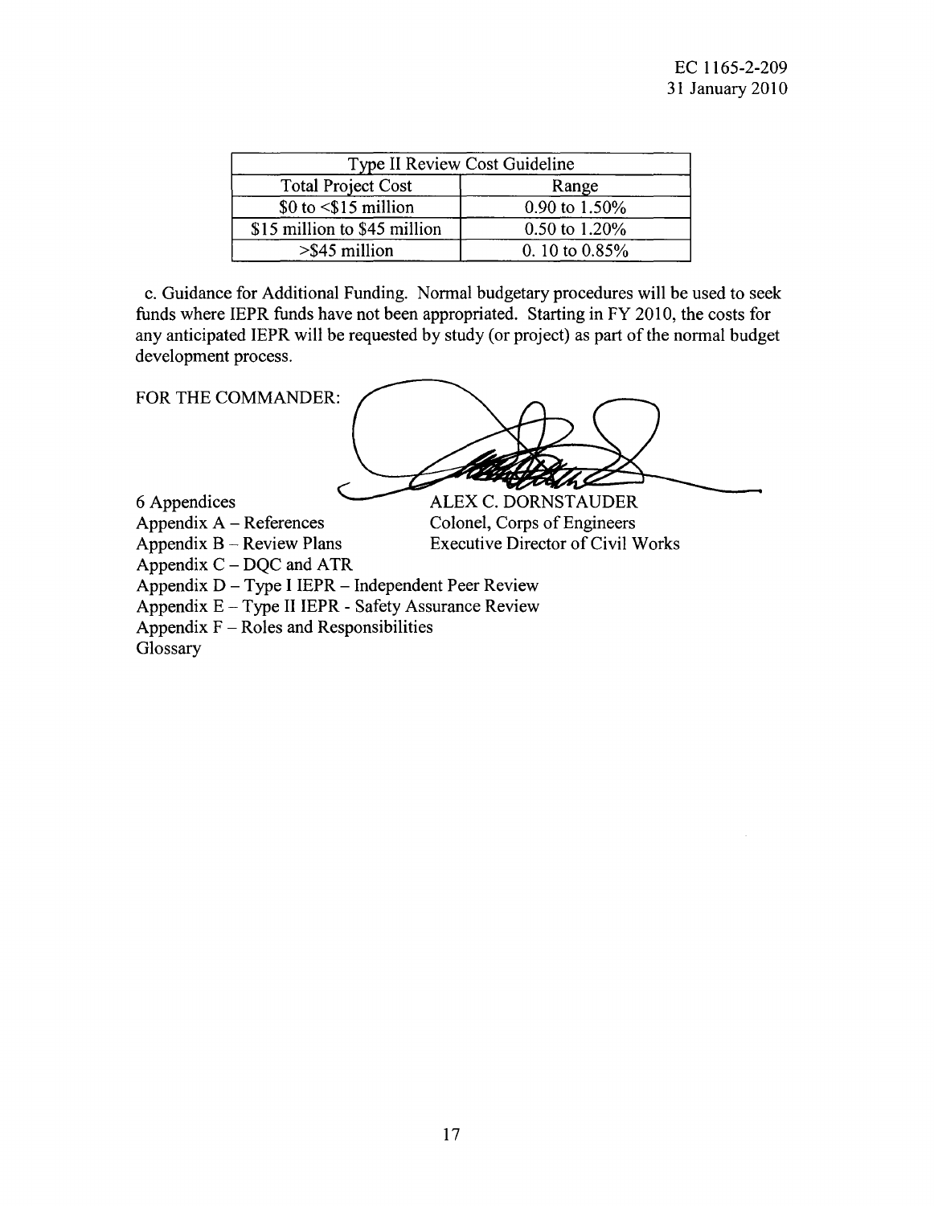| Type II Review Cost Guideline | |
|---|---|
| Total Project Cost | Range |
| $0 to <$15 million | 0.90 to 1.50% |
| $15 million to $45 million | 0.50 to 1.20% |
| >$45 million | 0. 10 to 0.85% |

c. Guidance for Additional Funding. Normal budgetary procedures will be used to seek funds where IEPR funds have not been appropriated. Starting in FY 2010, the costs for any anticipated IEPR will be requested by study (or project) as part of the normal budget development process.

FOR THE COMMANDER:

ALEX C. DORNSTAUDER
Colonel, Corps of Engineers
Executive Director of Civil Works

6 Appendices
Appendix A – References
Appendix B – Review Plans
Appendix C – DQC and ATR
Appendix D – Type I IEPR – Independent Peer Review
Appendix E – Type II IEPR - Safety Assurance Review
Appendix F – Roles and Responsibilities
Glossary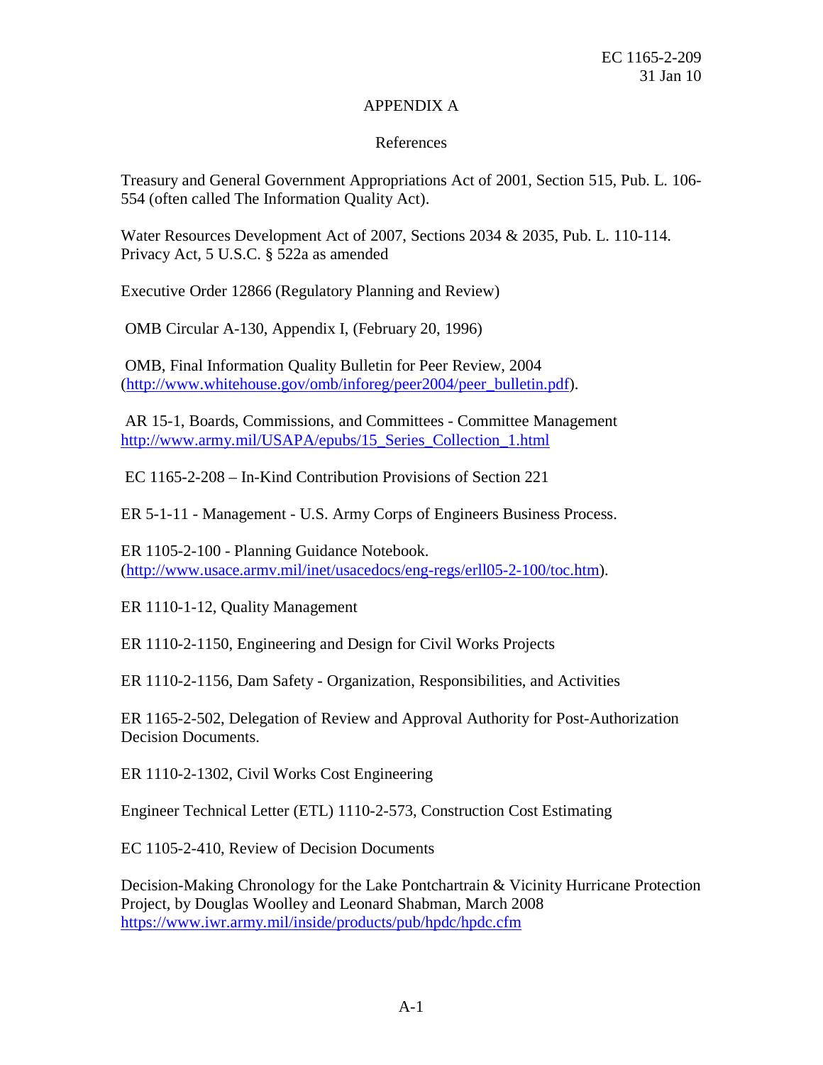# APPENDIX A

## References

Treasury and General Government Appropriations Act of 2001, Section 515, Pub. L. 106-554 (often called The Information Quality Act).

Water Resources Development Act of 2007, Sections 2034 & 2035, Pub. L. 110-114.
Privacy Act, 5 U.S.C. § 522a as amended

Executive Order 12866 (Regulatory Planning and Review)

OMB Circular A-130, Appendix I, (February 20, 1996)

OMB, Final Information Quality Bulletin for Peer Review, 2004 (http://www.whitehouse.gov/omb/inforeg/peer2004/peer_bulletin.pdf).

AR 15-1, Boards, Commissions, and Committees - Committee Management
http://www.army.mil/USAPA/epubs/15_Series_Collection_1.html

EC 1165-2-208 – In-Kind Contribution Provisions of Section 221

ER 5-1-11 - Management - U.S. Army Corps of Engineers Business Process.

ER 1105-2-100 - Planning Guidance Notebook. (http://www.usace.armv.mil/inet/usacedocs/eng-regs/erll05-2-100/toc.htm).

ER 1110-1-12, Quality Management

ER 1110-2-1150, Engineering and Design for Civil Works Projects

ER 1110-2-1156, Dam Safety - Organization, Responsibilities, and Activities

ER 1165-2-502, Delegation of Review and Approval Authority for Post-Authorization Decision Documents.

ER 1110-2-1302, Civil Works Cost Engineering

Engineer Technical Letter (ETL) 1110-2-573, Construction Cost Estimating

EC 1105-2-410, Review of Decision Documents

Decision-Making Chronology for the Lake Pontchartrain & Vicinity Hurricane Protection Project, by Douglas Woolley and Leonard Shabman, March 2008
https://www.iwr.army.mil/inside/products/pub/hpdc/hpdc.cfm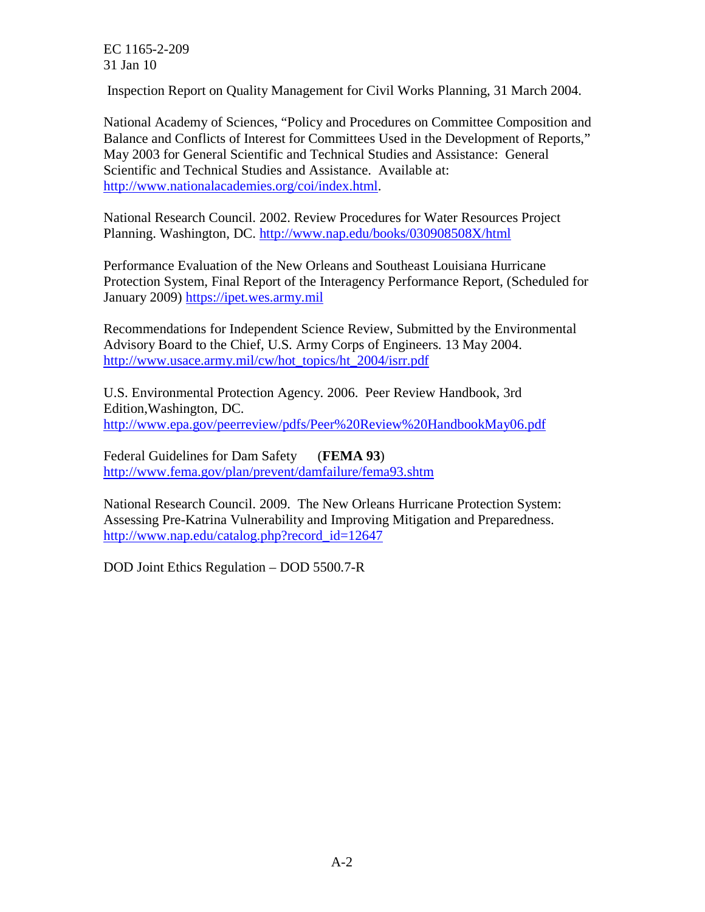Inspection Report on Quality Management for Civil Works Planning, 31 March 2004.

National Academy of Sciences, "Policy and Procedures on Committee Composition and Balance and Conflicts of Interest for Committees Used in the Development of Reports," May 2003 for General Scientific and Technical Studies and Assistance: General Scientific and Technical Studies and Assistance. Available at: http://www.nationalacademies.org/coi/index.html.

National Research Council. 2002. Review Procedures for Water Resources Project Planning. Washington, DC. http://www.nap.edu/books/030908508X/html

Performance Evaluation of the New Orleans and Southeast Louisiana Hurricane Protection System, Final Report of the Interagency Performance Report, (Scheduled for January 2009) https://ipet.wes.army.mil

Recommendations for Independent Science Review, Submitted by the Environmental Advisory Board to the Chief, U.S. Army Corps of Engineers. 13 May 2004. http://www.usace.army.mil/cw/hot_topics/ht_2004/isrr.pdf

U.S. Environmental Protection Agency. 2006. Peer Review Handbook, 3rd Edition,Washington, DC. http://www.epa.gov/peerreview/pdfs/Peer%20Review%20HandbookMay06.pdf

Federal Guidelines for Dam Safety (**FEMA 93**) http://www.fema.gov/plan/prevent/damfailure/fema93.shtm

National Research Council. 2009. The New Orleans Hurricane Protection System: Assessing Pre-Katrina Vulnerability and Improving Mitigation and Preparedness. http://www.nap.edu/catalog.php?record_id=12647

DOD Joint Ethics Regulation – DOD 5500.7-R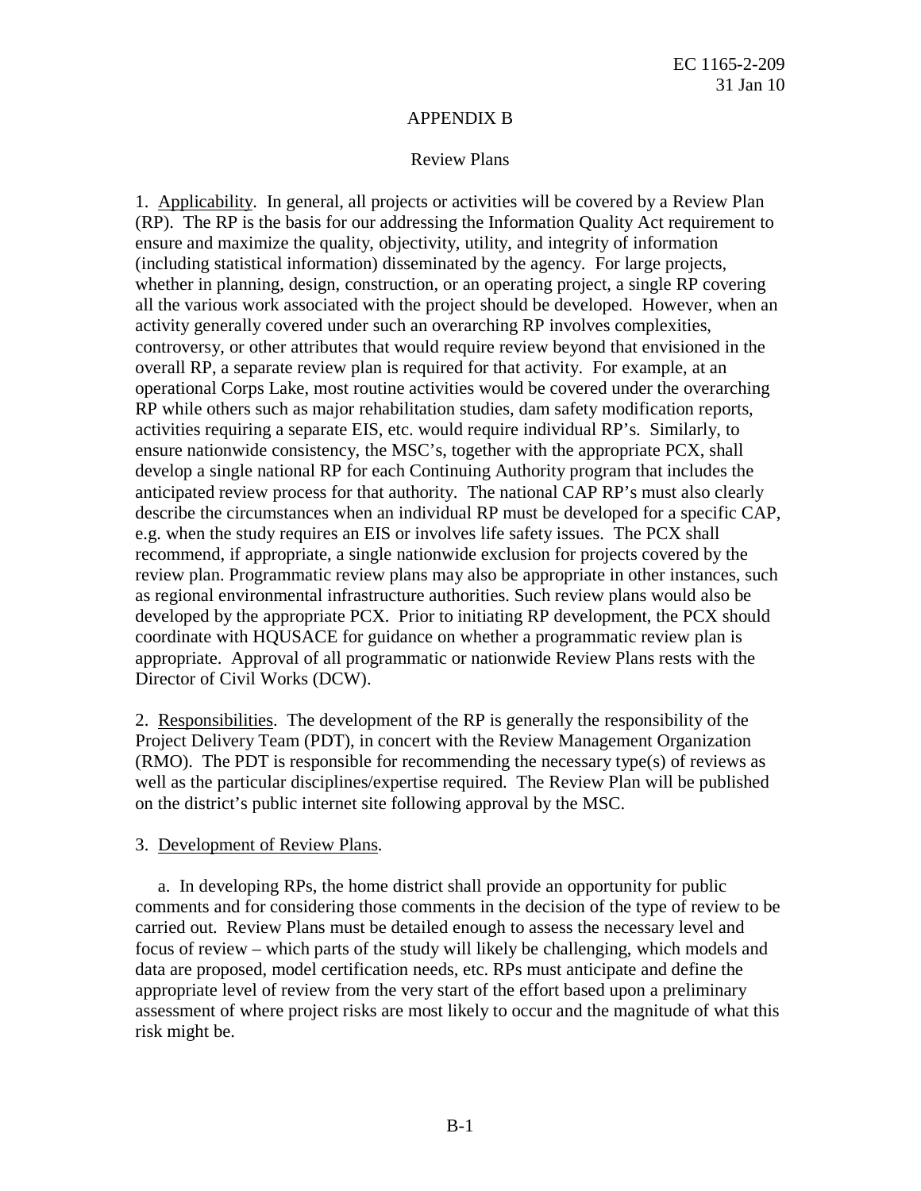# APPENDIX B

## Review Plans

1. Applicability. In general, all projects or activities will be covered by a Review Plan (RP). The RP is the basis for our addressing the Information Quality Act requirement to ensure and maximize the quality, objectivity, utility, and integrity of information (including statistical information) disseminated by the agency. For large projects, whether in planning, design, construction, or an operating project, a single RP covering all the various work associated with the project should be developed. However, when an activity generally covered under such an overarching RP involves complexities, controversy, or other attributes that would require review beyond that envisioned in the overall RP, a separate review plan is required for that activity. For example, at an operational Corps Lake, most routine activities would be covered under the overarching RP while others such as major rehabilitation studies, dam safety modification reports, activities requiring a separate EIS, etc. would require individual RP's. Similarly, to ensure nationwide consistency, the MSC's, together with the appropriate PCX, shall develop a single national RP for each Continuing Authority program that includes the anticipated review process for that authority. The national CAP RP's must also clearly describe the circumstances when an individual RP must be developed for a specific CAP, e.g. when the study requires an EIS or involves life safety issues. The PCX shall recommend, if appropriate, a single nationwide exclusion for projects covered by the review plan. Programmatic review plans may also be appropriate in other instances, such as regional environmental infrastructure authorities. Such review plans would also be developed by the appropriate PCX. Prior to initiating RP development, the PCX should coordinate with HQUSACE for guidance on whether a programmatic review plan is appropriate. Approval of all programmatic or nationwide Review Plans rests with the Director of Civil Works (DCW).

2. Responsibilities. The development of the RP is generally the responsibility of the Project Delivery Team (PDT), in concert with the Review Management Organization (RMO). The PDT is responsible for recommending the necessary type(s) of reviews as well as the particular disciplines/expertise required. The Review Plan will be published on the district's public internet site following approval by the MSC.

3. Development of Review Plans.

a. In developing RPs, the home district shall provide an opportunity for public comments and for considering those comments in the decision of the type of review to be carried out. Review Plans must be detailed enough to assess the necessary level and focus of review – which parts of the study will likely be challenging, which models and data are proposed, model certification needs, etc. RPs must anticipate and define the appropriate level of review from the very start of the effort based upon a preliminary assessment of where project risks are most likely to occur and the magnitude of what this risk might be.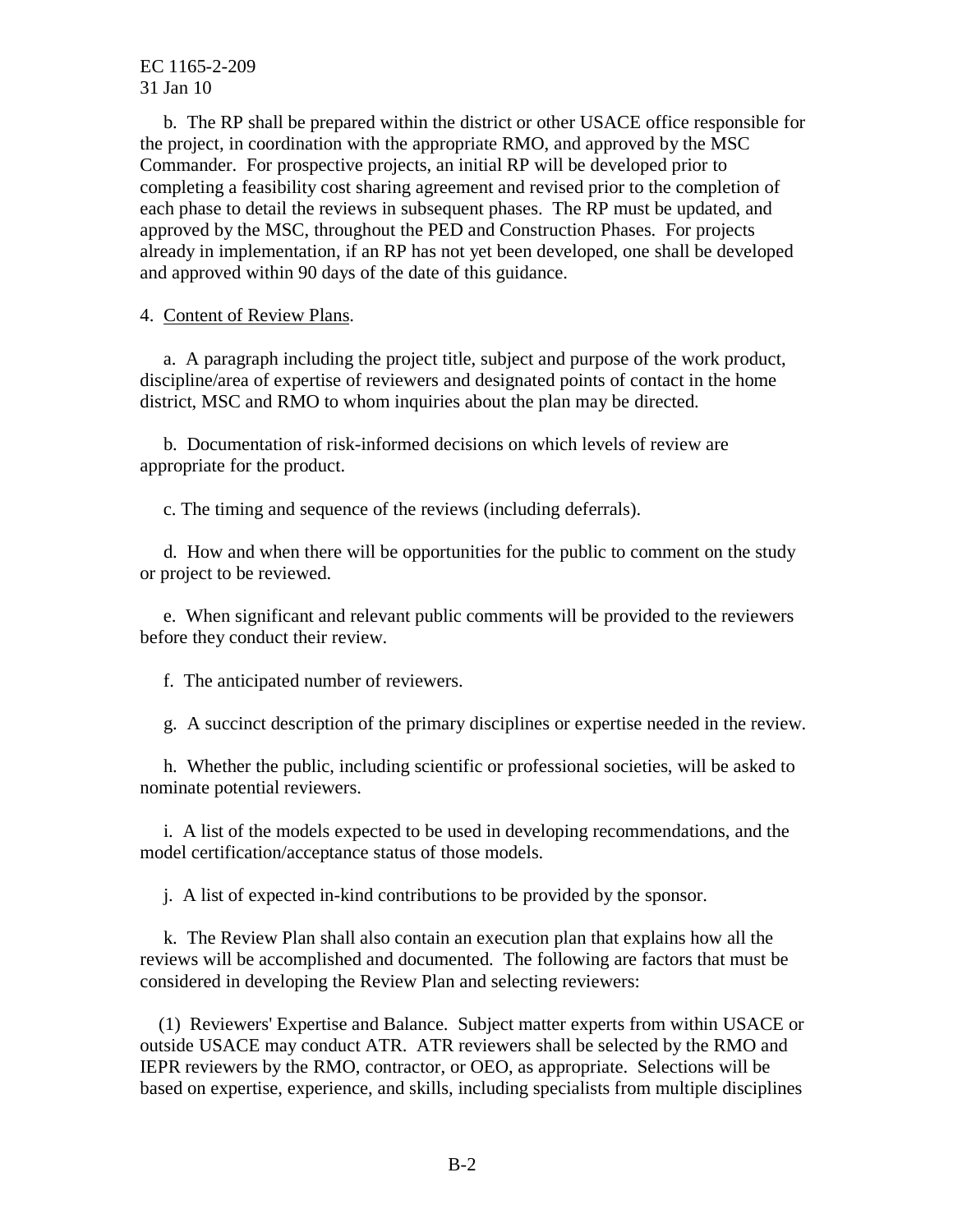b. The RP shall be prepared within the district or other USACE office responsible for the project, in coordination with the appropriate RMO, and approved by the MSC Commander. For prospective projects, an initial RP will be developed prior to completing a feasibility cost sharing agreement and revised prior to the completion of each phase to detail the reviews in subsequent phases. The RP must be updated, and approved by the MSC, throughout the PED and Construction Phases. For projects already in implementation, if an RP has not yet been developed, one shall be developed and approved within 90 days of the date of this guidance.

4. Content of Review Plans.

a. A paragraph including the project title, subject and purpose of the work product, discipline/area of expertise of reviewers and designated points of contact in the home district, MSC and RMO to whom inquiries about the plan may be directed.

b. Documentation of risk-informed decisions on which levels of review are appropriate for the product.

c. The timing and sequence of the reviews (including deferrals).

d. How and when there will be opportunities for the public to comment on the study or project to be reviewed.

e. When significant and relevant public comments will be provided to the reviewers before they conduct their review.

f. The anticipated number of reviewers.

g. A succinct description of the primary disciplines or expertise needed in the review.

h. Whether the public, including scientific or professional societies, will be asked to nominate potential reviewers.

i. A list of the models expected to be used in developing recommendations, and the model certification/acceptance status of those models.

j. A list of expected in-kind contributions to be provided by the sponsor.

k. The Review Plan shall also contain an execution plan that explains how all the reviews will be accomplished and documented. The following are factors that must be considered in developing the Review Plan and selecting reviewers:

(1) Reviewers' Expertise and Balance. Subject matter experts from within USACE or outside USACE may conduct ATR. ATR reviewers shall be selected by the RMO and IEPR reviewers by the RMO, contractor, or OEO, as appropriate. Selections will be based on expertise, experience, and skills, including specialists from multiple disciplines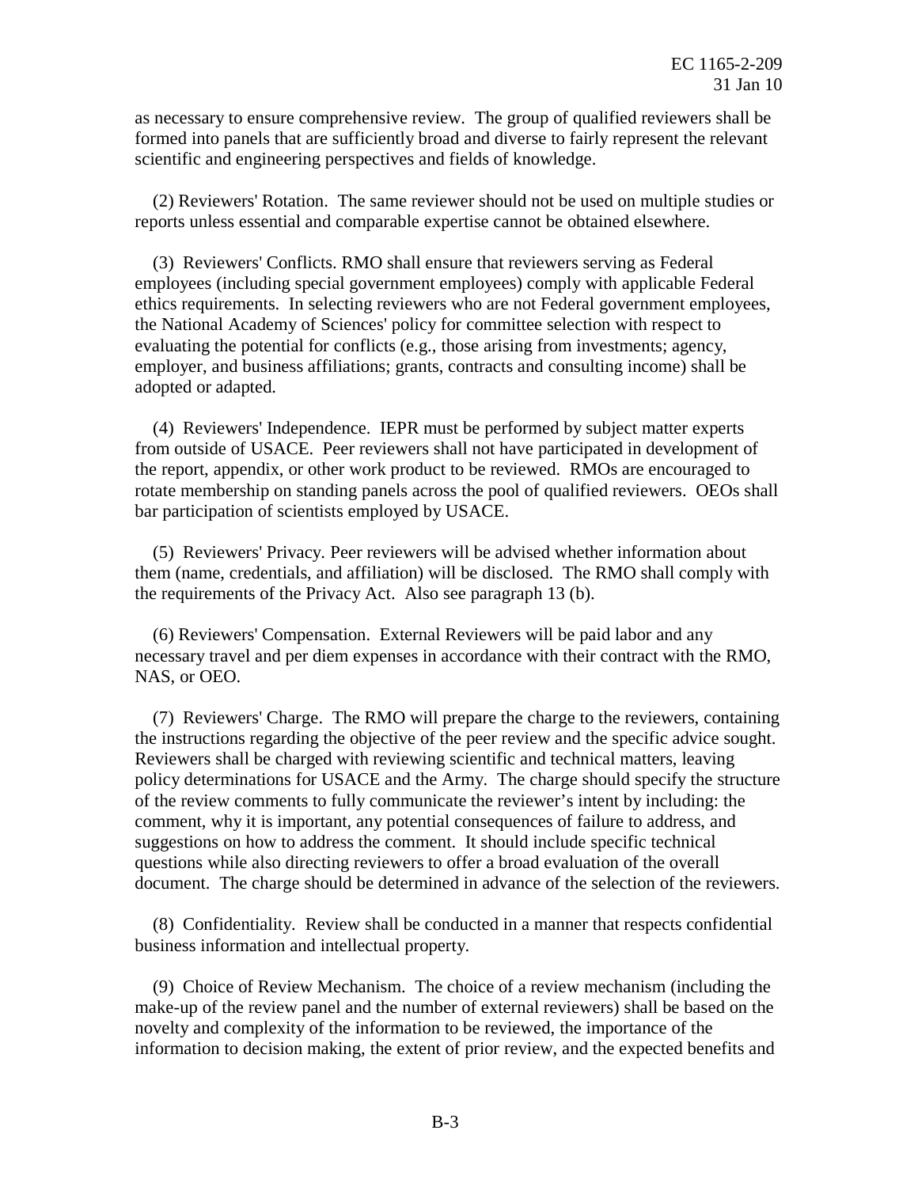as necessary to ensure comprehensive review. The group of qualified reviewers shall be formed into panels that are sufficiently broad and diverse to fairly represent the relevant scientific and engineering perspectives and fields of knowledge.

(2) Reviewers' Rotation. The same reviewer should not be used on multiple studies or reports unless essential and comparable expertise cannot be obtained elsewhere.

(3) Reviewers' Conflicts. RMO shall ensure that reviewers serving as Federal employees (including special government employees) comply with applicable Federal ethics requirements. In selecting reviewers who are not Federal government employees, the National Academy of Sciences' policy for committee selection with respect to evaluating the potential for conflicts (e.g., those arising from investments; agency, employer, and business affiliations; grants, contracts and consulting income) shall be adopted or adapted.

(4) Reviewers' Independence. IEPR must be performed by subject matter experts from outside of USACE. Peer reviewers shall not have participated in development of the report, appendix, or other work product to be reviewed. RMOs are encouraged to rotate membership on standing panels across the pool of qualified reviewers. OEOs shall bar participation of scientists employed by USACE.

(5) Reviewers' Privacy. Peer reviewers will be advised whether information about them (name, credentials, and affiliation) will be disclosed. The RMO shall comply with the requirements of the Privacy Act. Also see paragraph 13 (b).

(6) Reviewers' Compensation. External Reviewers will be paid labor and any necessary travel and per diem expenses in accordance with their contract with the RMO, NAS, or OEO.

(7) Reviewers' Charge. The RMO will prepare the charge to the reviewers, containing the instructions regarding the objective of the peer review and the specific advice sought. Reviewers shall be charged with reviewing scientific and technical matters, leaving policy determinations for USACE and the Army. The charge should specify the structure of the review comments to fully communicate the reviewer's intent by including: the comment, why it is important, any potential consequences of failure to address, and suggestions on how to address the comment. It should include specific technical questions while also directing reviewers to offer a broad evaluation of the overall document. The charge should be determined in advance of the selection of the reviewers.

(8) Confidentiality. Review shall be conducted in a manner that respects confidential business information and intellectual property.

(9) Choice of Review Mechanism. The choice of a review mechanism (including the make-up of the review panel and the number of external reviewers) shall be based on the novelty and complexity of the information to be reviewed, the importance of the information to decision making, the extent of prior review, and the expected benefits and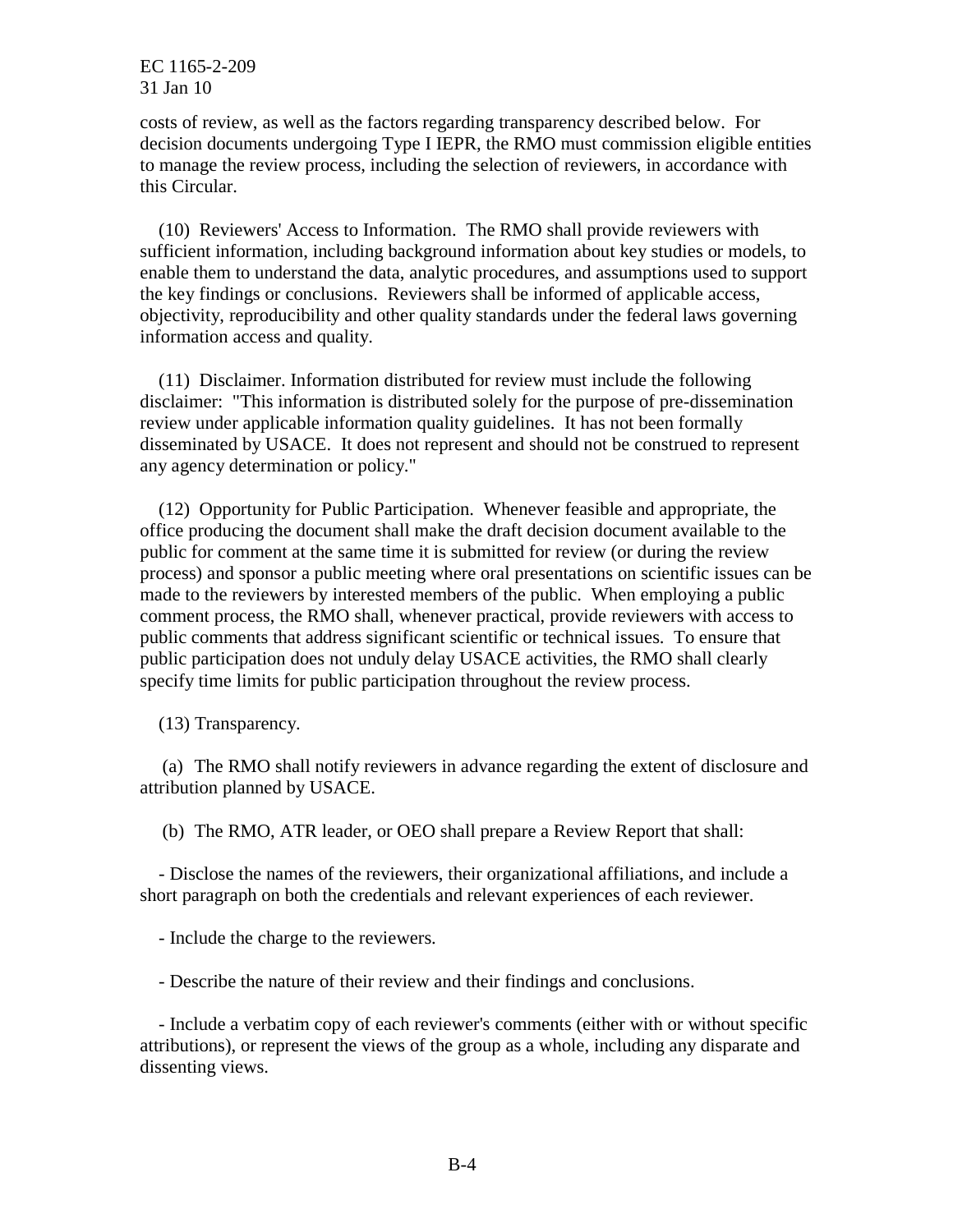costs of review, as well as the factors regarding transparency described below. For decision documents undergoing Type I IEPR, the RMO must commission eligible entities to manage the review process, including the selection of reviewers, in accordance with this Circular.

(10) Reviewers' Access to Information. The RMO shall provide reviewers with sufficient information, including background information about key studies or models, to enable them to understand the data, analytic procedures, and assumptions used to support the key findings or conclusions. Reviewers shall be informed of applicable access, objectivity, reproducibility and other quality standards under the federal laws governing information access and quality.

(11) Disclaimer. Information distributed for review must include the following disclaimer: "This information is distributed solely for the purpose of pre-dissemination review under applicable information quality guidelines. It has not been formally disseminated by USACE. It does not represent and should not be construed to represent any agency determination or policy."

(12) Opportunity for Public Participation. Whenever feasible and appropriate, the office producing the document shall make the draft decision document available to the public for comment at the same time it is submitted for review (or during the review process) and sponsor a public meeting where oral presentations on scientific issues can be made to the reviewers by interested members of the public. When employing a public comment process, the RMO shall, whenever practical, provide reviewers with access to public comments that address significant scientific or technical issues. To ensure that public participation does not unduly delay USACE activities, the RMO shall clearly specify time limits for public participation throughout the review process.

(13) Transparency.

(a) The RMO shall notify reviewers in advance regarding the extent of disclosure and attribution planned by USACE.

(b) The RMO, ATR leader, or OEO shall prepare a Review Report that shall:

- Disclose the names of the reviewers, their organizational affiliations, and include a short paragraph on both the credentials and relevant experiences of each reviewer.

- Include the charge to the reviewers.

- Describe the nature of their review and their findings and conclusions.

- Include a verbatim copy of each reviewer's comments (either with or without specific attributions), or represent the views of the group as a whole, including any disparate and dissenting views.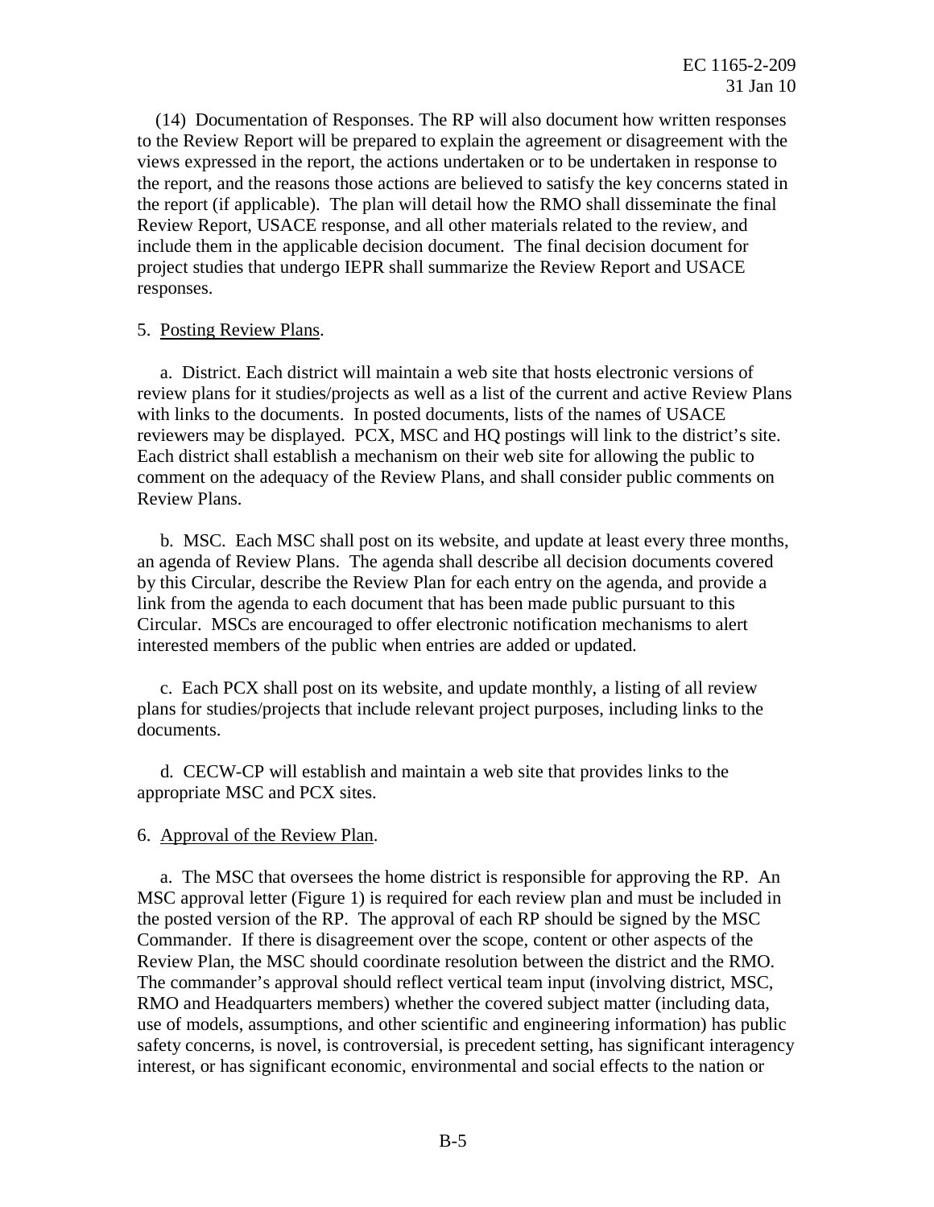(14) Documentation of Responses. The RP will also document how written responses to the Review Report will be prepared to explain the agreement or disagreement with the views expressed in the report, the actions undertaken or to be undertaken in response to the report, and the reasons those actions are believed to satisfy the key concerns stated in the report (if applicable). The plan will detail how the RMO shall disseminate the final Review Report, USACE response, and all other materials related to the review, and include them in the applicable decision document. The final decision document for project studies that undergo IEPR shall summarize the Review Report and USACE responses.

5. Posting Review Plans.

a. District. Each district will maintain a web site that hosts electronic versions of review plans for it studies/projects as well as a list of the current and active Review Plans with links to the documents. In posted documents, lists of the names of USACE reviewers may be displayed. PCX, MSC and HQ postings will link to the district's site. Each district shall establish a mechanism on their web site for allowing the public to comment on the adequacy of the Review Plans, and shall consider public comments on Review Plans.

b. MSC. Each MSC shall post on its website, and update at least every three months, an agenda of Review Plans. The agenda shall describe all decision documents covered by this Circular, describe the Review Plan for each entry on the agenda, and provide a link from the agenda to each document that has been made public pursuant to this Circular. MSCs are encouraged to offer electronic notification mechanisms to alert interested members of the public when entries are added or updated.

c. Each PCX shall post on its website, and update monthly, a listing of all review plans for studies/projects that include relevant project purposes, including links to the documents.

d. CECW-CP will establish and maintain a web site that provides links to the appropriate MSC and PCX sites.

6. Approval of the Review Plan.

a. The MSC that oversees the home district is responsible for approving the RP. An MSC approval letter (Figure 1) is required for each review plan and must be included in the posted version of the RP. The approval of each RP should be signed by the MSC Commander. If there is disagreement over the scope, content or other aspects of the Review Plan, the MSC should coordinate resolution between the district and the RMO. The commander's approval should reflect vertical team input (involving district, MSC, RMO and Headquarters members) whether the covered subject matter (including data, use of models, assumptions, and other scientific and engineering information) has public safety concerns, is novel, is controversial, is precedent setting, has significant interagency interest, or has significant economic, environmental and social effects to the nation or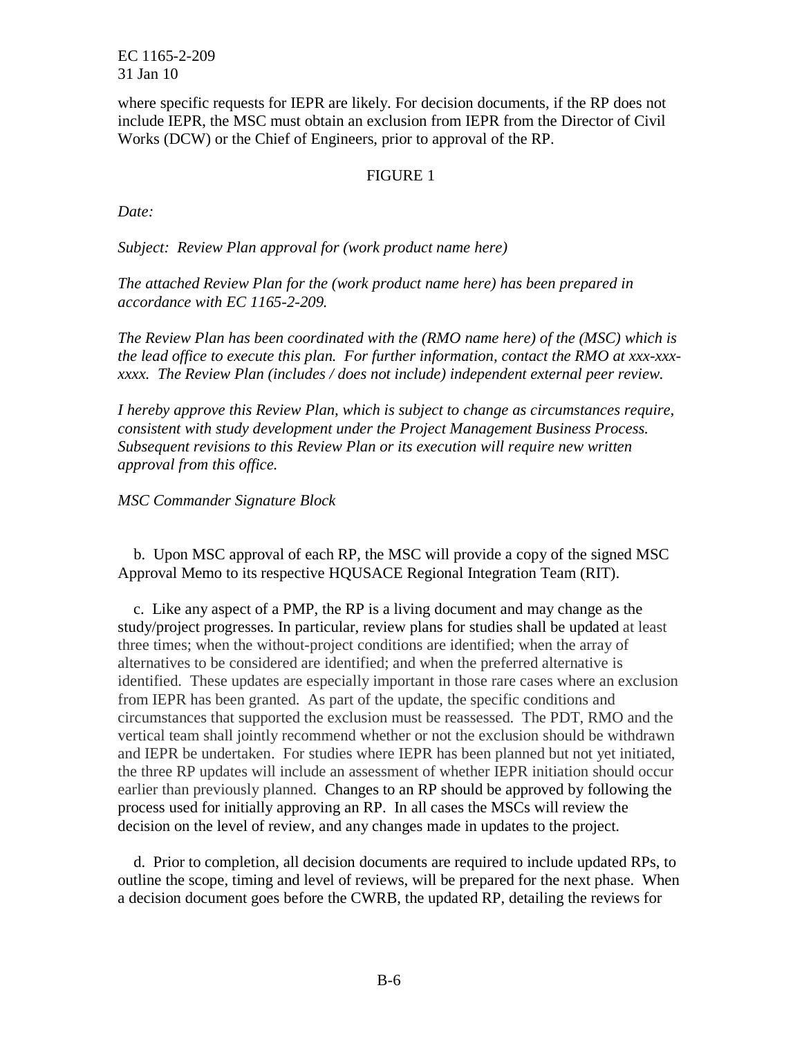where specific requests for IEPR are likely. For decision documents, if the RP does not include IEPR, the MSC must obtain an exclusion from IEPR from the Director of Civil Works (DCW) or the Chief of Engineers, prior to approval of the RP.

FIGURE 1

*Date:*

*Subject: Review Plan approval for (work product name here)*

*The attached Review Plan for the (work product name here) has been prepared in accordance with EC 1165-2-209.*

*The Review Plan has been coordinated with the (RMO name here) of the (MSC) which is the lead office to execute this plan. For further information, contact the RMO at xxx-xxx-xxxx. The Review Plan (includes / does not include) independent external peer review.*

*I hereby approve this Review Plan, which is subject to change as circumstances require, consistent with study development under the Project Management Business Process. Subsequent revisions to this Review Plan or its execution will require new written approval from this office.*

*MSC Commander Signature Block*

b. Upon MSC approval of each RP, the MSC will provide a copy of the signed MSC Approval Memo to its respective HQUSACE Regional Integration Team (RIT).

c. Like any aspect of a PMP, the RP is a living document and may change as the study/project progresses. In particular, review plans for studies shall be updated at least three times; when the without-project conditions are identified; when the array of alternatives to be considered are identified; and when the preferred alternative is identified. These updates are especially important in those rare cases where an exclusion from IEPR has been granted. As part of the update, the specific conditions and circumstances that supported the exclusion must be reassessed. The PDT, RMO and the vertical team shall jointly recommend whether or not the exclusion should be withdrawn and IEPR be undertaken. For studies where IEPR has been planned but not yet initiated, the three RP updates will include an assessment of whether IEPR initiation should occur earlier than previously planned. Changes to an RP should be approved by following the process used for initially approving an RP. In all cases the MSCs will review the decision on the level of review, and any changes made in updates to the project.

d. Prior to completion, all decision documents are required to include updated RPs, to outline the scope, timing and level of reviews, will be prepared for the next phase. When a decision document goes before the CWRB, the updated RP, detailing the reviews for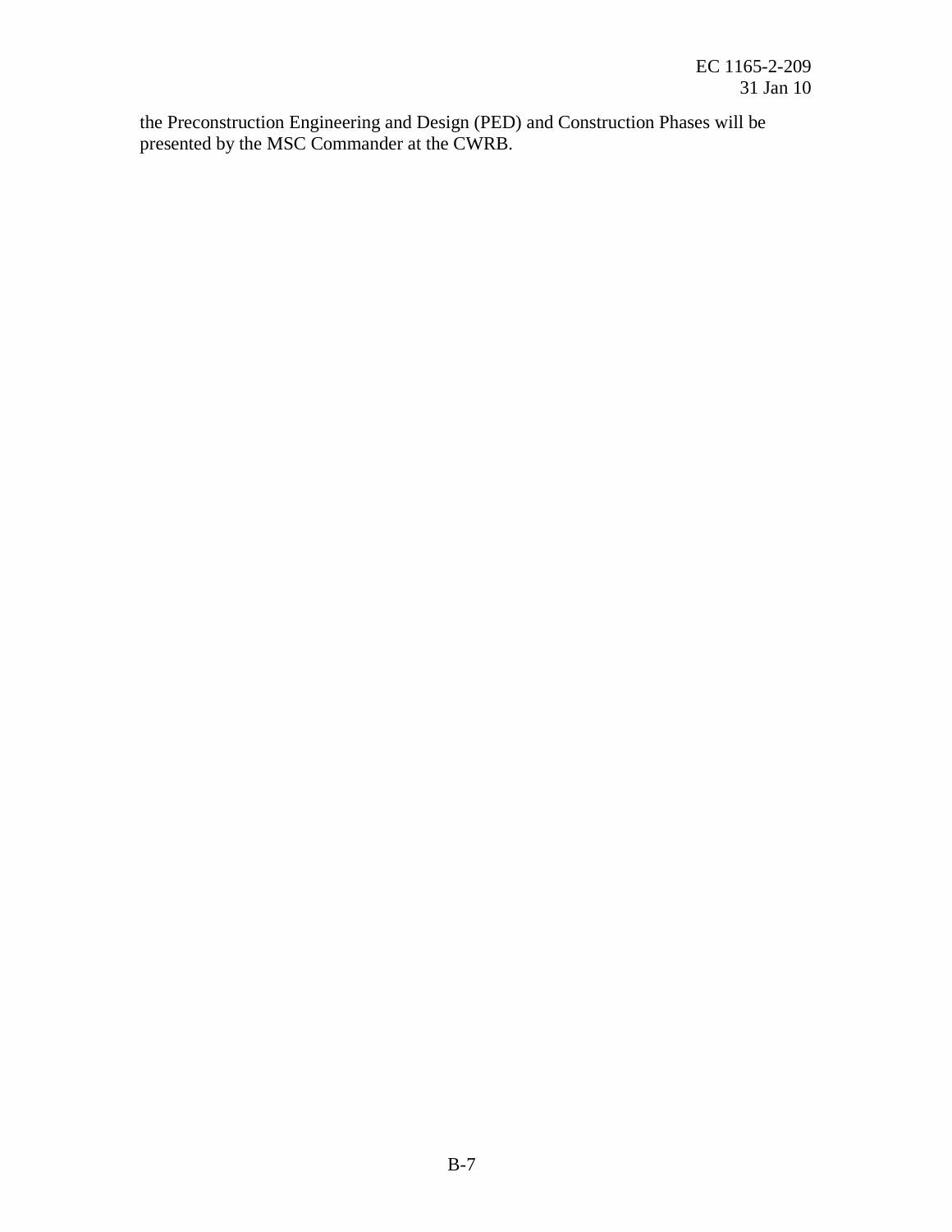the Preconstruction Engineering and Design (PED) and Construction Phases will be presented by the MSC Commander at the CWRB.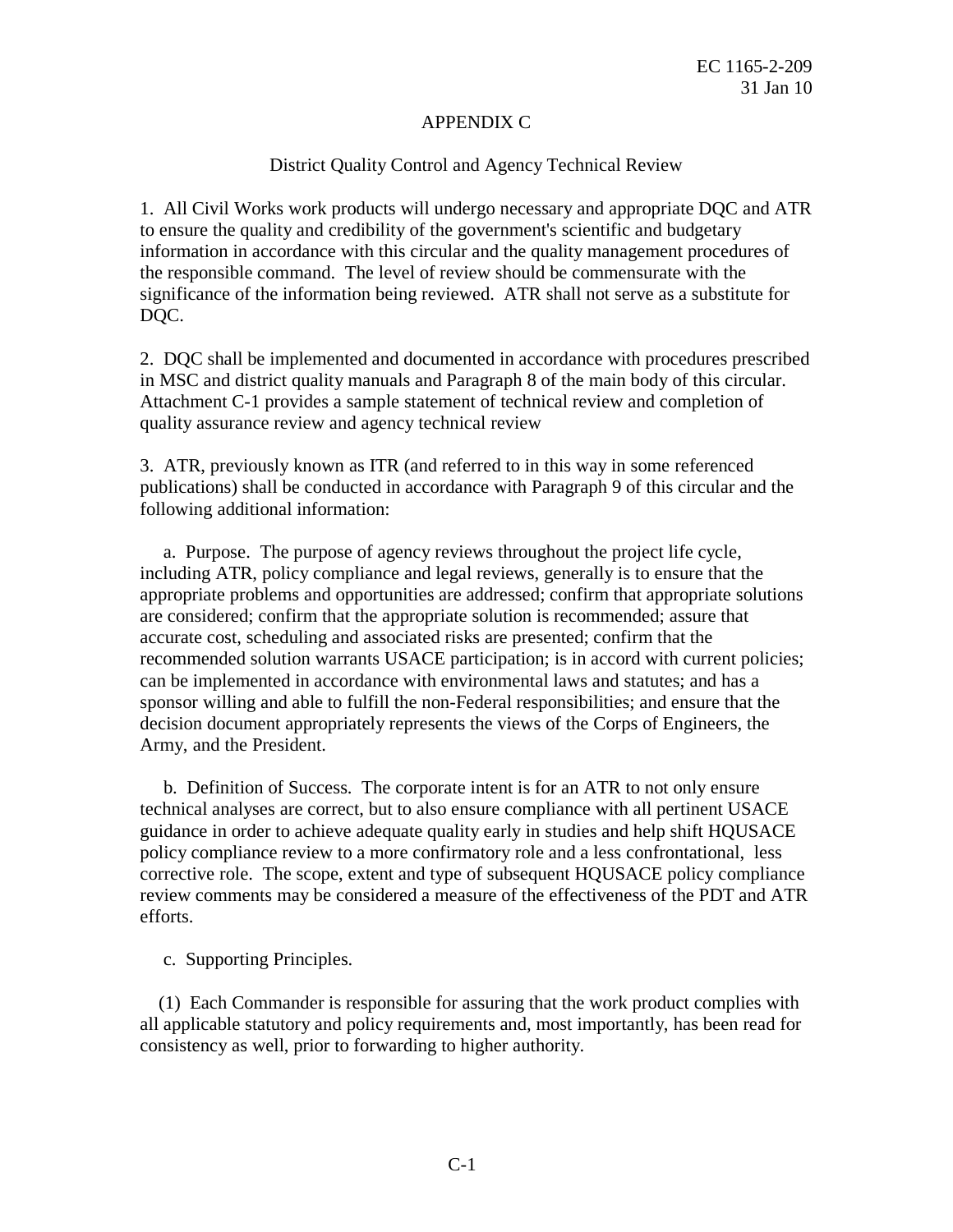# APPENDIX C

## District Quality Control and Agency Technical Review

1. All Civil Works work products will undergo necessary and appropriate DQC and ATR to ensure the quality and credibility of the government's scientific and budgetary information in accordance with this circular and the quality management procedures of the responsible command. The level of review should be commensurate with the significance of the information being reviewed. ATR shall not serve as a substitute for DQC.

2. DQC shall be implemented and documented in accordance with procedures prescribed in MSC and district quality manuals and Paragraph 8 of the main body of this circular. Attachment C-1 provides a sample statement of technical review and completion of quality assurance review and agency technical review

3. ATR, previously known as ITR (and referred to in this way in some referenced publications) shall be conducted in accordance with Paragraph 9 of this circular and the following additional information:

a. Purpose. The purpose of agency reviews throughout the project life cycle, including ATR, policy compliance and legal reviews, generally is to ensure that the appropriate problems and opportunities are addressed; confirm that appropriate solutions are considered; confirm that the appropriate solution is recommended; assure that accurate cost, scheduling and associated risks are presented; confirm that the recommended solution warrants USACE participation; is in accord with current policies; can be implemented in accordance with environmental laws and statutes; and has a sponsor willing and able to fulfill the non-Federal responsibilities; and ensure that the decision document appropriately represents the views of the Corps of Engineers, the Army, and the President.

b. Definition of Success. The corporate intent is for an ATR to not only ensure technical analyses are correct, but to also ensure compliance with all pertinent USACE guidance in order to achieve adequate quality early in studies and help shift HQUSACE policy compliance review to a more confirmatory role and a less confrontational, less corrective role. The scope, extent and type of subsequent HQUSACE policy compliance review comments may be considered a measure of the effectiveness of the PDT and ATR efforts.

c. Supporting Principles.

(1) Each Commander is responsible for assuring that the work product complies with all applicable statutory and policy requirements and, most importantly, has been read for consistency as well, prior to forwarding to higher authority.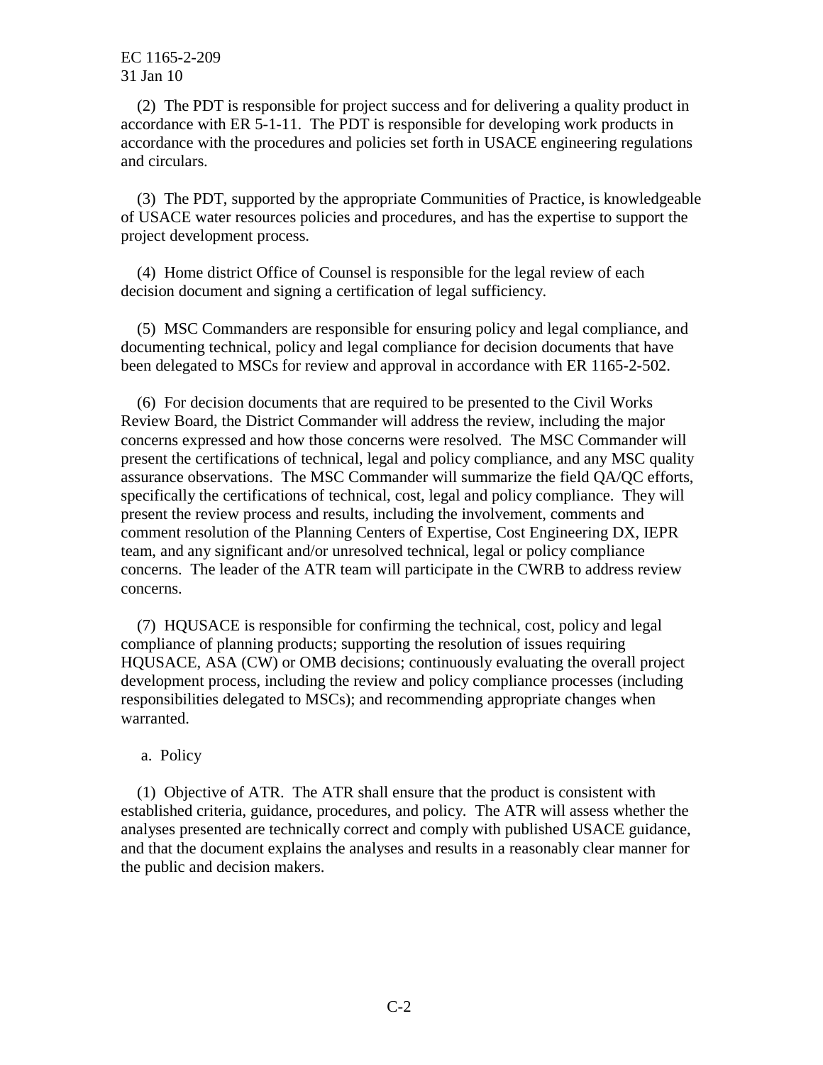(2) The PDT is responsible for project success and for delivering a quality product in accordance with ER 5-1-11. The PDT is responsible for developing work products in accordance with the procedures and policies set forth in USACE engineering regulations and circulars.

(3) The PDT, supported by the appropriate Communities of Practice, is knowledgeable of USACE water resources policies and procedures, and has the expertise to support the project development process.

(4) Home district Office of Counsel is responsible for the legal review of each decision document and signing a certification of legal sufficiency.

(5) MSC Commanders are responsible for ensuring policy and legal compliance, and documenting technical, policy and legal compliance for decision documents that have been delegated to MSCs for review and approval in accordance with ER 1165-2-502.

(6) For decision documents that are required to be presented to the Civil Works Review Board, the District Commander will address the review, including the major concerns expressed and how those concerns were resolved. The MSC Commander will present the certifications of technical, legal and policy compliance, and any MSC quality assurance observations. The MSC Commander will summarize the field QA/QC efforts, specifically the certifications of technical, cost, legal and policy compliance. They will present the review process and results, including the involvement, comments and comment resolution of the Planning Centers of Expertise, Cost Engineering DX, IEPR team, and any significant and/or unresolved technical, legal or policy compliance concerns. The leader of the ATR team will participate in the CWRB to address review concerns.

(7) HQUSACE is responsible for confirming the technical, cost, policy and legal compliance of planning products; supporting the resolution of issues requiring HQUSACE, ASA (CW) or OMB decisions; continuously evaluating the overall project development process, including the review and policy compliance processes (including responsibilities delegated to MSCs); and recommending appropriate changes when warranted.

a. Policy

(1) Objective of ATR. The ATR shall ensure that the product is consistent with established criteria, guidance, procedures, and policy. The ATR will assess whether the analyses presented are technically correct and comply with published USACE guidance, and that the document explains the analyses and results in a reasonably clear manner for the public and decision makers.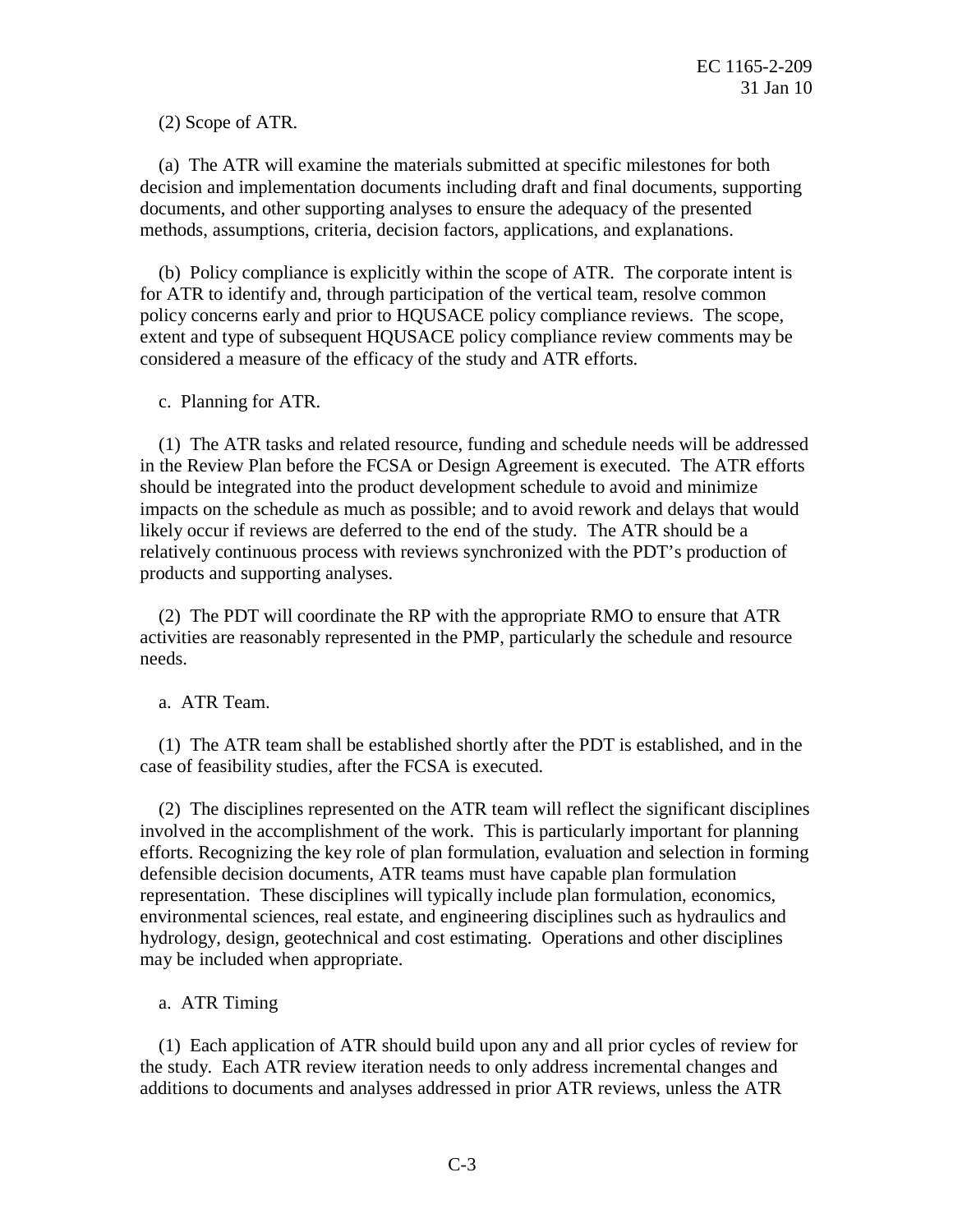(2) Scope of ATR.

(a) The ATR will examine the materials submitted at specific milestones for both decision and implementation documents including draft and final documents, supporting documents, and other supporting analyses to ensure the adequacy of the presented methods, assumptions, criteria, decision factors, applications, and explanations.

(b) Policy compliance is explicitly within the scope of ATR. The corporate intent is for ATR to identify and, through participation of the vertical team, resolve common policy concerns early and prior to HQUSACE policy compliance reviews. The scope, extent and type of subsequent HQUSACE policy compliance review comments may be considered a measure of the efficacy of the study and ATR efforts.

c. Planning for ATR.

(1) The ATR tasks and related resource, funding and schedule needs will be addressed in the Review Plan before the FCSA or Design Agreement is executed. The ATR efforts should be integrated into the product development schedule to avoid and minimize impacts on the schedule as much as possible; and to avoid rework and delays that would likely occur if reviews are deferred to the end of the study. The ATR should be a relatively continuous process with reviews synchronized with the PDT's production of products and supporting analyses.

(2) The PDT will coordinate the RP with the appropriate RMO to ensure that ATR activities are reasonably represented in the PMP, particularly the schedule and resource needs.

a. ATR Team.

(1) The ATR team shall be established shortly after the PDT is established, and in the case of feasibility studies, after the FCSA is executed.

(2) The disciplines represented on the ATR team will reflect the significant disciplines involved in the accomplishment of the work. This is particularly important for planning efforts. Recognizing the key role of plan formulation, evaluation and selection in forming defensible decision documents, ATR teams must have capable plan formulation representation. These disciplines will typically include plan formulation, economics, environmental sciences, real estate, and engineering disciplines such as hydraulics and hydrology, design, geotechnical and cost estimating. Operations and other disciplines may be included when appropriate.

a. ATR Timing

(1) Each application of ATR should build upon any and all prior cycles of review for the study. Each ATR review iteration needs to only address incremental changes and additions to documents and analyses addressed in prior ATR reviews, unless the ATR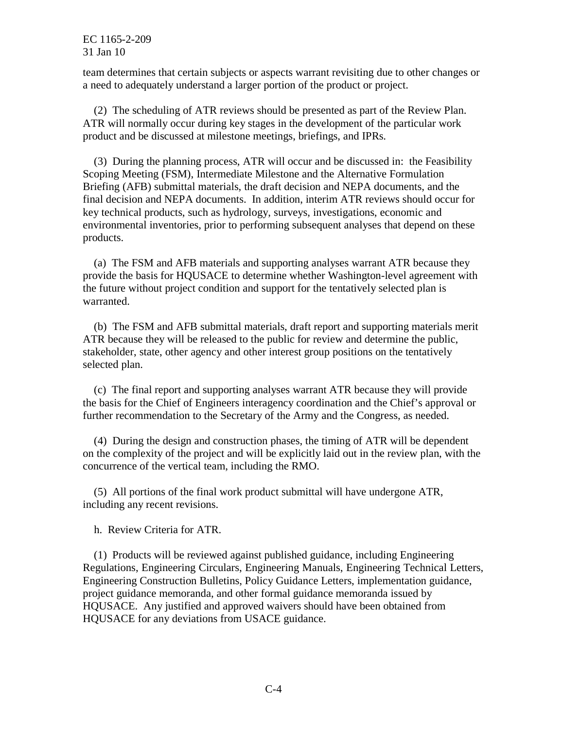team determines that certain subjects or aspects warrant revisiting due to other changes or a need to adequately understand a larger portion of the product or project.

(2) The scheduling of ATR reviews should be presented as part of the Review Plan. ATR will normally occur during key stages in the development of the particular work product and be discussed at milestone meetings, briefings, and IPRs.

(3) During the planning process, ATR will occur and be discussed in: the Feasibility Scoping Meeting (FSM), Intermediate Milestone and the Alternative Formulation Briefing (AFB) submittal materials, the draft decision and NEPA documents, and the final decision and NEPA documents. In addition, interim ATR reviews should occur for key technical products, such as hydrology, surveys, investigations, economic and environmental inventories, prior to performing subsequent analyses that depend on these products.

(a) The FSM and AFB materials and supporting analyses warrant ATR because they provide the basis for HQUSACE to determine whether Washington-level agreement with the future without project condition and support for the tentatively selected plan is warranted.

(b) The FSM and AFB submittal materials, draft report and supporting materials merit ATR because they will be released to the public for review and determine the public, stakeholder, state, other agency and other interest group positions on the tentatively selected plan.

(c) The final report and supporting analyses warrant ATR because they will provide the basis for the Chief of Engineers interagency coordination and the Chief's approval or further recommendation to the Secretary of the Army and the Congress, as needed.

(4) During the design and construction phases, the timing of ATR will be dependent on the complexity of the project and will be explicitly laid out in the review plan, with the concurrence of the vertical team, including the RMO.

(5) All portions of the final work product submittal will have undergone ATR, including any recent revisions.

h. Review Criteria for ATR.

(1) Products will be reviewed against published guidance, including Engineering Regulations, Engineering Circulars, Engineering Manuals, Engineering Technical Letters, Engineering Construction Bulletins, Policy Guidance Letters, implementation guidance, project guidance memoranda, and other formal guidance memoranda issued by HQUSACE. Any justified and approved waivers should have been obtained from HQUSACE for any deviations from USACE guidance.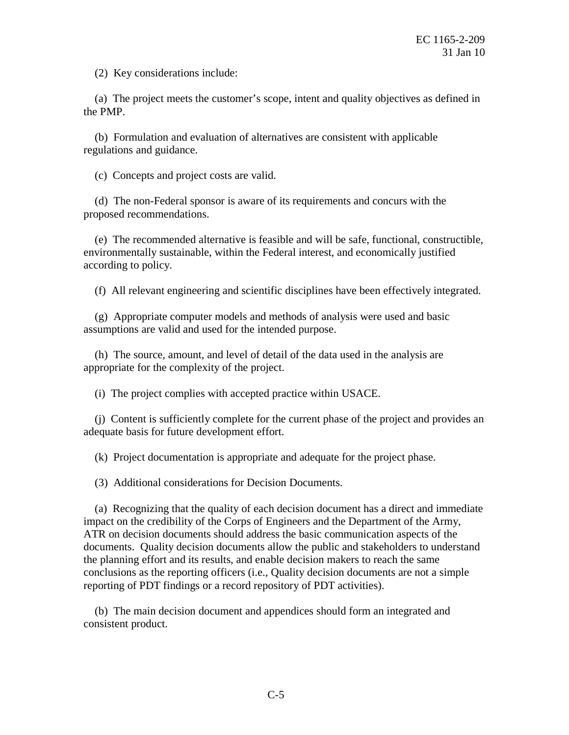(2) Key considerations include:

(a) The project meets the customer's scope, intent and quality objectives as defined in the PMP.

(b) Formulation and evaluation of alternatives are consistent with applicable regulations and guidance.

(c) Concepts and project costs are valid.

(d) The non-Federal sponsor is aware of its requirements and concurs with the proposed recommendations.

(e) The recommended alternative is feasible and will be safe, functional, constructible, environmentally sustainable, within the Federal interest, and economically justified according to policy.

(f) All relevant engineering and scientific disciplines have been effectively integrated.

(g) Appropriate computer models and methods of analysis were used and basic assumptions are valid and used for the intended purpose.

(h) The source, amount, and level of detail of the data used in the analysis are appropriate for the complexity of the project.

(i) The project complies with accepted practice within USACE.

(j) Content is sufficiently complete for the current phase of the project and provides an adequate basis for future development effort.

(k) Project documentation is appropriate and adequate for the project phase.

(3) Additional considerations for Decision Documents.

(a) Recognizing that the quality of each decision document has a direct and immediate impact on the credibility of the Corps of Engineers and the Department of the Army, ATR on decision documents should address the basic communication aspects of the documents. Quality decision documents allow the public and stakeholders to understand the planning effort and its results, and enable decision makers to reach the same conclusions as the reporting officers (i.e., Quality decision documents are not a simple reporting of PDT findings or a record repository of PDT activities).

(b) The main decision document and appendices should form an integrated and consistent product.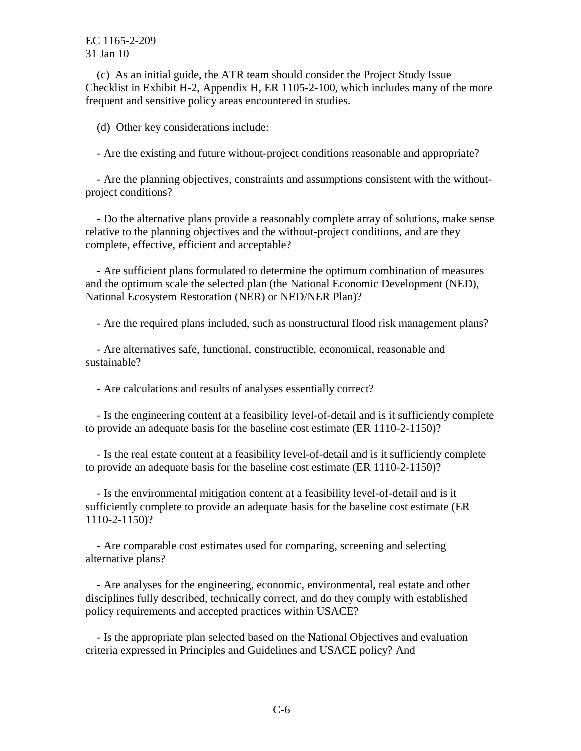(c) As an initial guide, the ATR team should consider the Project Study Issue Checklist in Exhibit H-2, Appendix H, ER 1105-2-100, which includes many of the more frequent and sensitive policy areas encountered in studies.

(d) Other key considerations include:

- Are the existing and future without-project conditions reasonable and appropriate?

- Are the planning objectives, constraints and assumptions consistent with the without-project conditions?

- Do the alternative plans provide a reasonably complete array of solutions, make sense relative to the planning objectives and the without-project conditions, and are they complete, effective, efficient and acceptable?

- Are sufficient plans formulated to determine the optimum combination of measures and the optimum scale the selected plan (the National Economic Development (NED), National Ecosystem Restoration (NER) or NED/NER Plan)?

- Are the required plans included, such as nonstructural flood risk management plans?

- Are alternatives safe, functional, constructible, economical, reasonable and sustainable?

- Are calculations and results of analyses essentially correct?

- Is the engineering content at a feasibility level-of-detail and is it sufficiently complete to provide an adequate basis for the baseline cost estimate (ER 1110-2-1150)?

- Is the real estate content at a feasibility level-of-detail and is it sufficiently complete to provide an adequate basis for the baseline cost estimate (ER 1110-2-1150)?

- Is the environmental mitigation content at a feasibility level-of-detail and is it sufficiently complete to provide an adequate basis for the baseline cost estimate (ER 1110-2-1150)?

- Are comparable cost estimates used for comparing, screening and selecting alternative plans?

- Are analyses for the engineering, economic, environmental, real estate and other disciplines fully described, technically correct, and do they comply with established policy requirements and accepted practices within USACE?

- Is the appropriate plan selected based on the National Objectives and evaluation criteria expressed in Principles and Guidelines and USACE policy? And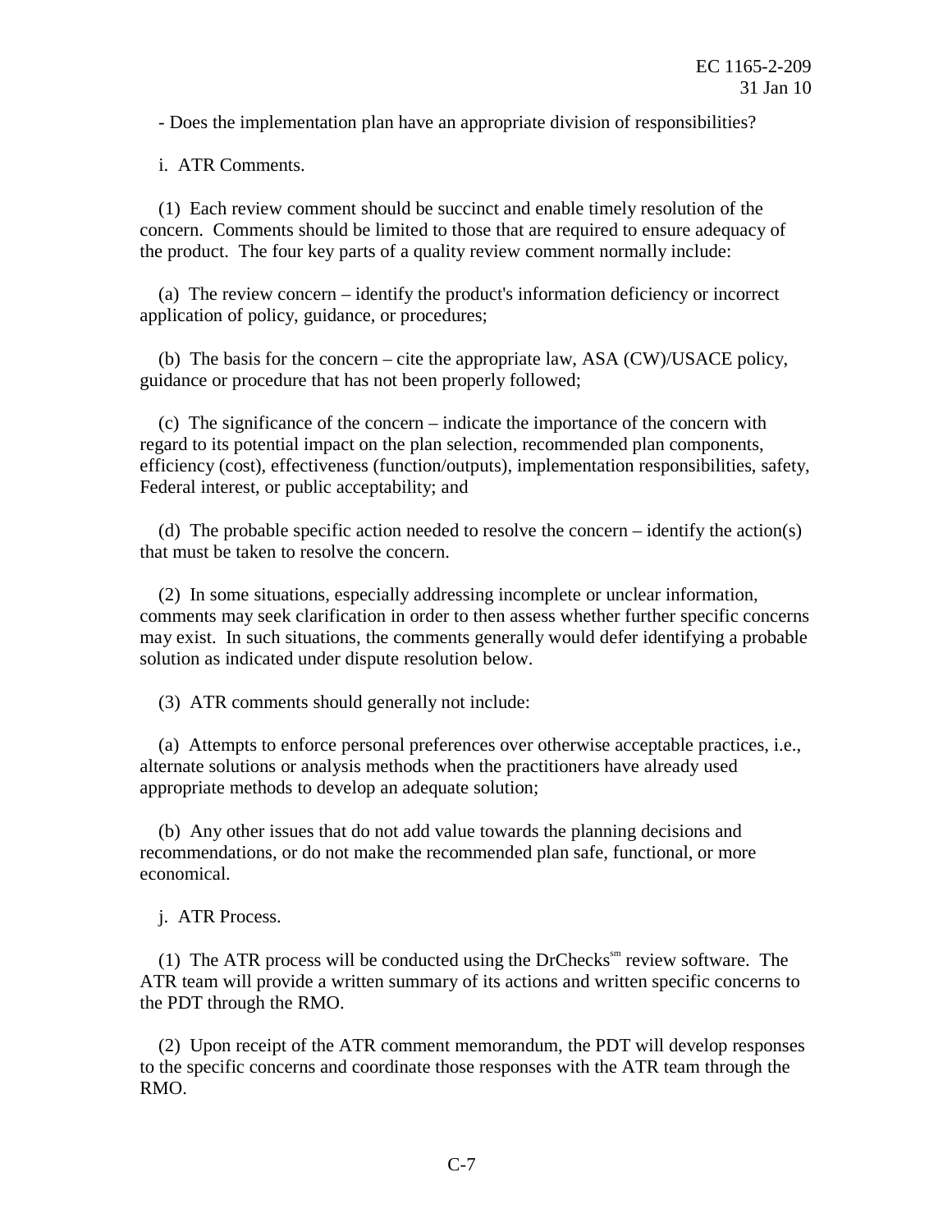- Does the implementation plan have an appropriate division of responsibilities?

i. ATR Comments.

(1) Each review comment should be succinct and enable timely resolution of the concern. Comments should be limited to those that are required to ensure adequacy of the product. The four key parts of a quality review comment normally include:

(a) The review concern – identify the product's information deficiency or incorrect application of policy, guidance, or procedures;

(b) The basis for the concern – cite the appropriate law, ASA (CW)/USACE policy, guidance or procedure that has not been properly followed;

(c) The significance of the concern – indicate the importance of the concern with regard to its potential impact on the plan selection, recommended plan components, efficiency (cost), effectiveness (function/outputs), implementation responsibilities, safety, Federal interest, or public acceptability; and

(d) The probable specific action needed to resolve the concern – identify the action(s) that must be taken to resolve the concern.

(2) In some situations, especially addressing incomplete or unclear information, comments may seek clarification in order to then assess whether further specific concerns may exist. In such situations, the comments generally would defer identifying a probable solution as indicated under dispute resolution below.

(3) ATR comments should generally not include:

(a) Attempts to enforce personal preferences over otherwise acceptable practices, i.e., alternate solutions or analysis methods when the practitioners have already used appropriate methods to develop an adequate solution;

(b) Any other issues that do not add value towards the planning decisions and recommendations, or do not make the recommended plan safe, functional, or more economical.

j. ATR Process.

(1) The ATR process will be conducted using the DrChecks[sm] review software. The ATR team will provide a written summary of its actions and written specific concerns to the PDT through the RMO.

(2) Upon receipt of the ATR comment memorandum, the PDT will develop responses to the specific concerns and coordinate those responses with the ATR team through the RMO.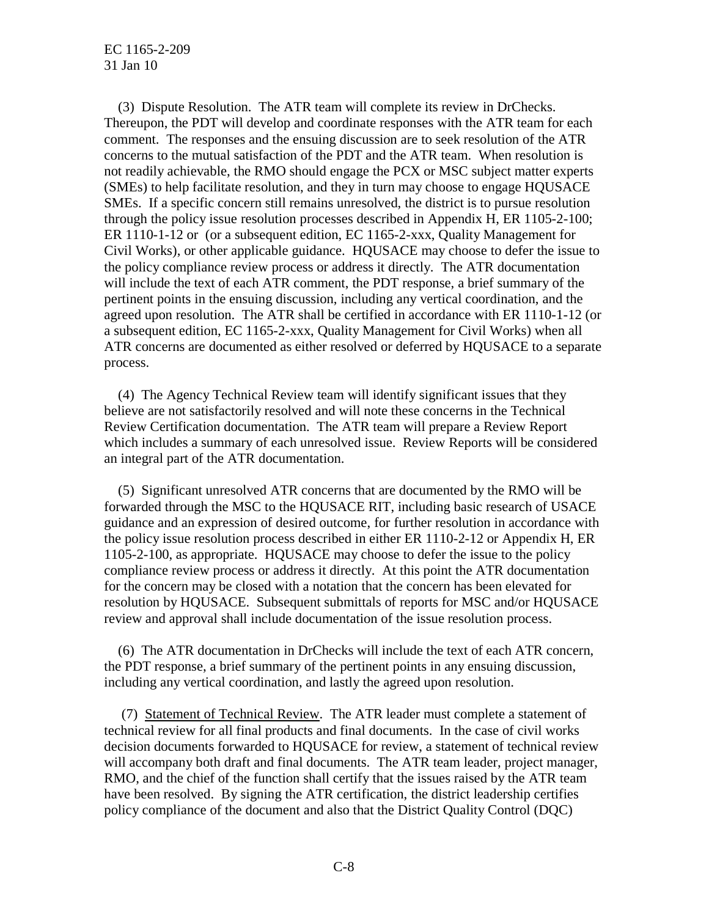(3) Dispute Resolution. The ATR team will complete its review in DrChecks. Thereupon, the PDT will develop and coordinate responses with the ATR team for each comment. The responses and the ensuing discussion are to seek resolution of the ATR concerns to the mutual satisfaction of the PDT and the ATR team. When resolution is not readily achievable, the RMO should engage the PCX or MSC subject matter experts (SMEs) to help facilitate resolution, and they in turn may choose to engage HQUSACE SMEs. If a specific concern still remains unresolved, the district is to pursue resolution through the policy issue resolution processes described in Appendix H, ER 1105-2-100; ER 1110-1-12 or (or a subsequent edition, EC 1165-2-xxx, Quality Management for Civil Works), or other applicable guidance. HQUSACE may choose to defer the issue to the policy compliance review process or address it directly. The ATR documentation will include the text of each ATR comment, the PDT response, a brief summary of the pertinent points in the ensuing discussion, including any vertical coordination, and the agreed upon resolution. The ATR shall be certified in accordance with ER 1110-1-12 (or a subsequent edition, EC 1165-2-xxx, Quality Management for Civil Works) when all ATR concerns are documented as either resolved or deferred by HQUSACE to a separate process.

(4) The Agency Technical Review team will identify significant issues that they believe are not satisfactorily resolved and will note these concerns in the Technical Review Certification documentation. The ATR team will prepare a Review Report which includes a summary of each unresolved issue. Review Reports will be considered an integral part of the ATR documentation.

(5) Significant unresolved ATR concerns that are documented by the RMO will be forwarded through the MSC to the HQUSACE RIT, including basic research of USACE guidance and an expression of desired outcome, for further resolution in accordance with the policy issue resolution process described in either ER 1110-2-12 or Appendix H, ER 1105-2-100, as appropriate. HQUSACE may choose to defer the issue to the policy compliance review process or address it directly. At this point the ATR documentation for the concern may be closed with a notation that the concern has been elevated for resolution by HQUSACE. Subsequent submittals of reports for MSC and/or HQUSACE review and approval shall include documentation of the issue resolution process.

(6) The ATR documentation in DrChecks will include the text of each ATR concern, the PDT response, a brief summary of the pertinent points in any ensuing discussion, including any vertical coordination, and lastly the agreed upon resolution.

(7) Statement of Technical Review. The ATR leader must complete a statement of technical review for all final products and final documents. In the case of civil works decision documents forwarded to HQUSACE for review, a statement of technical review will accompany both draft and final documents. The ATR team leader, project manager, RMO, and the chief of the function shall certify that the issues raised by the ATR team have been resolved. By signing the ATR certification, the district leadership certifies policy compliance of the document and also that the District Quality Control (DQC)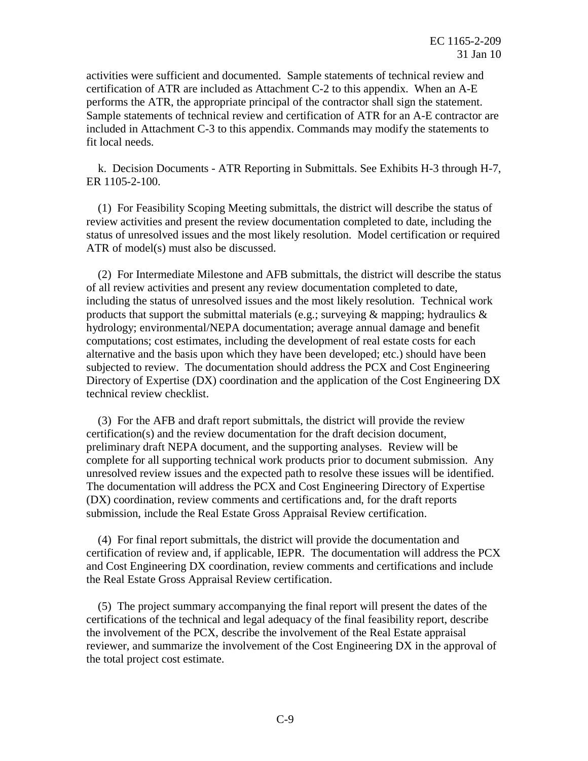activities were sufficient and documented. Sample statements of technical review and certification of ATR are included as Attachment C-2 to this appendix. When an A-E performs the ATR, the appropriate principal of the contractor shall sign the statement. Sample statements of technical review and certification of ATR for an A-E contractor are included in Attachment C-3 to this appendix. Commands may modify the statements to fit local needs.

k. Decision Documents - ATR Reporting in Submittals. See Exhibits H-3 through H-7, ER 1105-2-100.

(1) For Feasibility Scoping Meeting submittals, the district will describe the status of review activities and present the review documentation completed to date, including the status of unresolved issues and the most likely resolution. Model certification or required ATR of model(s) must also be discussed.

(2) For Intermediate Milestone and AFB submittals, the district will describe the status of all review activities and present any review documentation completed to date, including the status of unresolved issues and the most likely resolution. Technical work products that support the submittal materials (e.g.; surveying & mapping; hydraulics & hydrology; environmental/NEPA documentation; average annual damage and benefit computations; cost estimates, including the development of real estate costs for each alternative and the basis upon which they have been developed; etc.) should have been subjected to review. The documentation should address the PCX and Cost Engineering Directory of Expertise (DX) coordination and the application of the Cost Engineering DX technical review checklist.

(3) For the AFB and draft report submittals, the district will provide the review certification(s) and the review documentation for the draft decision document, preliminary draft NEPA document, and the supporting analyses. Review will be complete for all supporting technical work products prior to document submission. Any unresolved review issues and the expected path to resolve these issues will be identified. The documentation will address the PCX and Cost Engineering Directory of Expertise (DX) coordination, review comments and certifications and, for the draft reports submission, include the Real Estate Gross Appraisal Review certification.

(4) For final report submittals, the district will provide the documentation and certification of review and, if applicable, IEPR. The documentation will address the PCX and Cost Engineering DX coordination, review comments and certifications and include the Real Estate Gross Appraisal Review certification.

(5) The project summary accompanying the final report will present the dates of the certifications of the technical and legal adequacy of the final feasibility report, describe the involvement of the PCX, describe the involvement of the Real Estate appraisal reviewer, and summarize the involvement of the Cost Engineering DX in the approval of the total project cost estimate.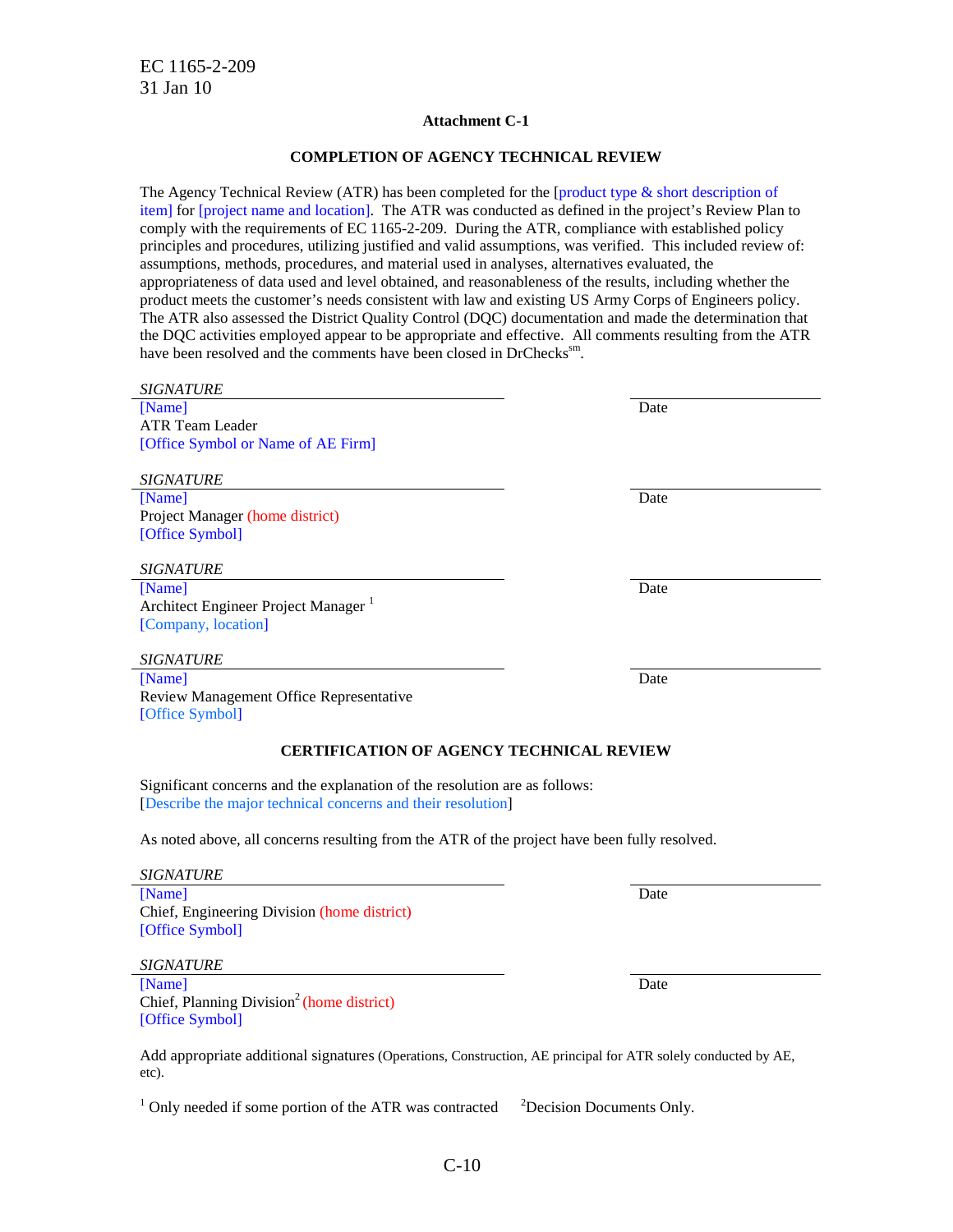**Attachment C-1**

**COMPLETION OF AGENCY TECHNICAL REVIEW**

The Agency Technical Review (ATR) has been completed for the [product type & short description of item] for [project name and location]. The ATR was conducted as defined in the project's Review Plan to comply with the requirements of EC 1165-2-209. During the ATR, compliance with established policy principles and procedures, utilizing justified and valid assumptions, was verified. This included review of: assumptions, methods, procedures, and material used in analyses, alternatives evaluated, the appropriateness of data used and level obtained, and reasonableness of the results, including whether the product meets the customer's needs consistent with law and existing US Army Corps of Engineers policy. The ATR also assessed the District Quality Control (DQC) documentation and made the determination that the DQC activities employed appear to be appropriate and effective. All comments resulting from the ATR have been resolved and the comments have been closed in DrChecks[sm].

*SIGNATURE*
[Name]
ATR Team Leader
[Office Symbol or Name of AE Firm]

Date

*SIGNATURE*
[Name]
Project Manager (home district)
[Office Symbol]

Date

*SIGNATURE*
[Name]
Architect Engineer Project Manager [1]
[Company, location]

Date

*SIGNATURE*
[Name]
Review Management Office Representative
[Office Symbol]

Date

**CERTIFICATION OF AGENCY TECHNICAL REVIEW**

Significant concerns and the explanation of the resolution are as follows:
[Describe the major technical concerns and their resolution]

As noted above, all concerns resulting from the ATR of the project have been fully resolved.

*SIGNATURE*
[Name]
Chief, Engineering Division (home district)
[Office Symbol]

Date

*SIGNATURE*
[Name]
Chief, Planning Division[2] (home district)
[Office Symbol]

Date

Add appropriate additional signatures (Operations, Construction, AE principal for ATR solely conducted by AE, etc).

[1] Only needed if some portion of the ATR was contracted [2]Decision Documents Only.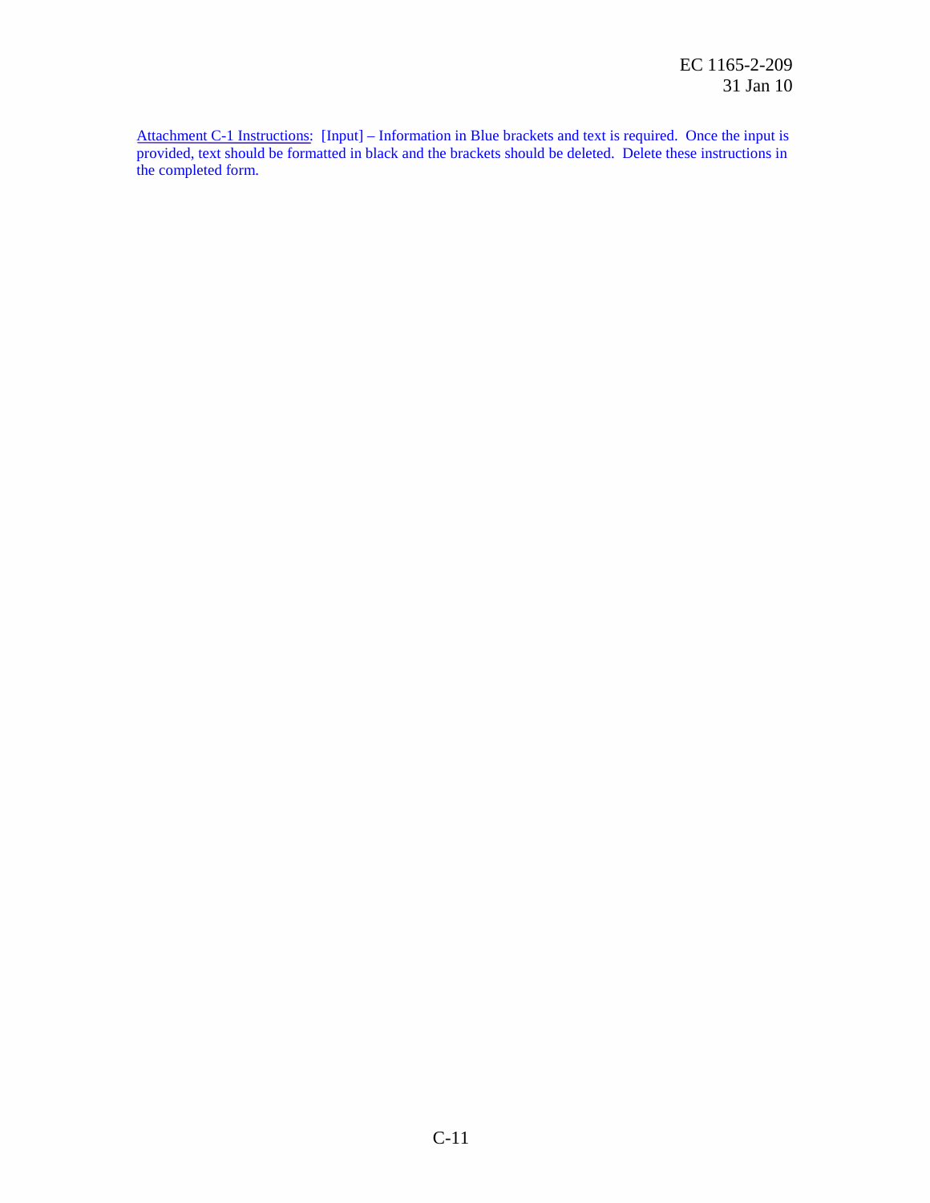<u>Attachment C-1 Instructions:</u> [Input] – Information in Blue brackets and text is required. Once the input is provided, text should be formatted in black and the brackets should be deleted. Delete these instructions in the completed form.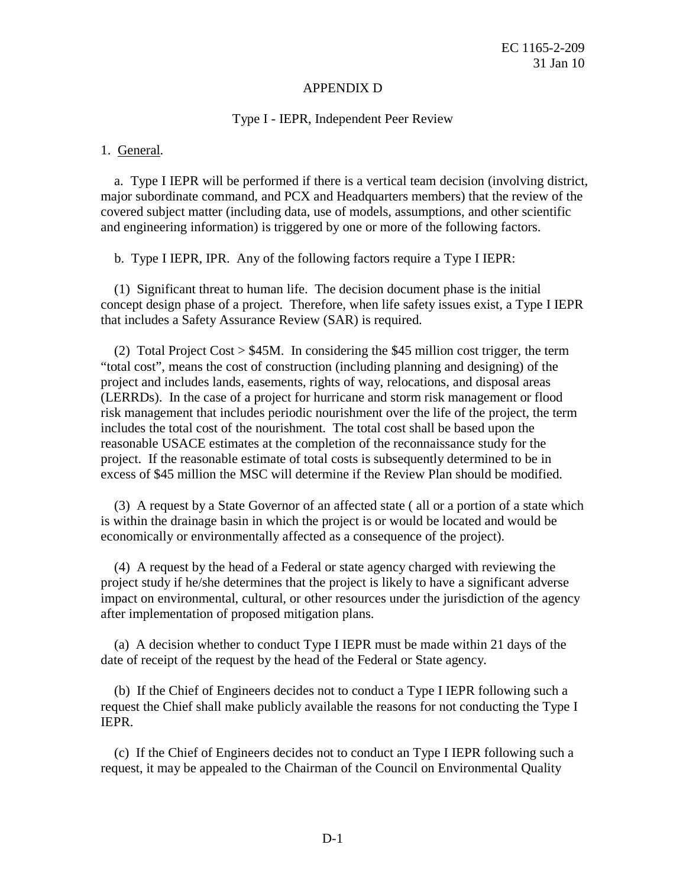## APPENDIX D

### Type I - IEPR, Independent Peer Review

1. General.

a. Type I IEPR will be performed if there is a vertical team decision (involving district, major subordinate command, and PCX and Headquarters members) that the review of the covered subject matter (including data, use of models, assumptions, and other scientific and engineering information) is triggered by one or more of the following factors.

b. Type I IEPR, IPR. Any of the following factors require a Type I IEPR:

(1) Significant threat to human life. The decision document phase is the initial concept design phase of a project. Therefore, when life safety issues exist, a Type I IEPR that includes a Safety Assurance Review (SAR) is required.

(2) Total Project Cost > $45M. In considering the $45 million cost trigger, the term "total cost", means the cost of construction (including planning and designing) of the project and includes lands, easements, rights of way, relocations, and disposal areas (LERRDs). In the case of a project for hurricane and storm risk management or flood risk management that includes periodic nourishment over the life of the project, the term includes the total cost of the nourishment. The total cost shall be based upon the reasonable USACE estimates at the completion of the reconnaissance study for the project. If the reasonable estimate of total costs is subsequently determined to be in excess of $45 million the MSC will determine if the Review Plan should be modified.

(3) A request by a State Governor of an affected state ( all or a portion of a state which is within the drainage basin in which the project is or would be located and would be economically or environmentally affected as a consequence of the project).

(4) A request by the head of a Federal or state agency charged with reviewing the project study if he/she determines that the project is likely to have a significant adverse impact on environmental, cultural, or other resources under the jurisdiction of the agency after implementation of proposed mitigation plans.

(a) A decision whether to conduct Type I IEPR must be made within 21 days of the date of receipt of the request by the head of the Federal or State agency.

(b) If the Chief of Engineers decides not to conduct a Type I IEPR following such a request the Chief shall make publicly available the reasons for not conducting the Type I IEPR.

(c) If the Chief of Engineers decides not to conduct an Type I IEPR following such a request, it may be appealed to the Chairman of the Council on Environmental Quality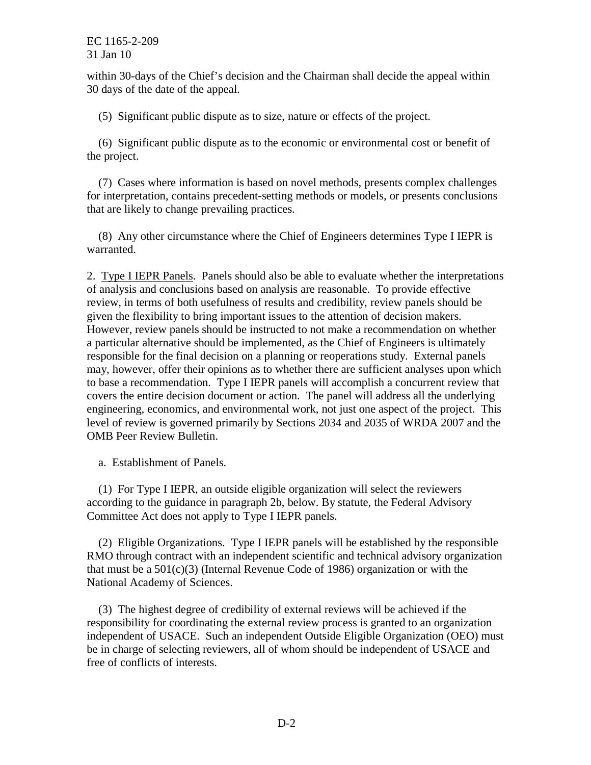within 30-days of the Chief's decision and the Chairman shall decide the appeal within 30 days of the date of the appeal.

(5) Significant public dispute as to size, nature or effects of the project.

(6) Significant public dispute as to the economic or environmental cost or benefit of the project.

(7) Cases where information is based on novel methods, presents complex challenges for interpretation, contains precedent-setting methods or models, or presents conclusions that are likely to change prevailing practices.

(8) Any other circumstance where the Chief of Engineers determines Type I IEPR is warranted.

2. Type I IEPR Panels. Panels should also be able to evaluate whether the interpretations of analysis and conclusions based on analysis are reasonable. To provide effective review, in terms of both usefulness of results and credibility, review panels should be given the flexibility to bring important issues to the attention of decision makers. However, review panels should be instructed to not make a recommendation on whether a particular alternative should be implemented, as the Chief of Engineers is ultimately responsible for the final decision on a planning or reoperations study. External panels may, however, offer their opinions as to whether there are sufficient analyses upon which to base a recommendation. Type I IEPR panels will accomplish a concurrent review that covers the entire decision document or action. The panel will address all the underlying engineering, economics, and environmental work, not just one aspect of the project. This level of review is governed primarily by Sections 2034 and 2035 of WRDA 2007 and the OMB Peer Review Bulletin.

a. Establishment of Panels.

(1) For Type I IEPR, an outside eligible organization will select the reviewers according to the guidance in paragraph 2b, below. By statute, the Federal Advisory Committee Act does not apply to Type I IEPR panels.

(2) Eligible Organizations. Type I IEPR panels will be established by the responsible RMO through contract with an independent scientific and technical advisory organization that must be a 501(c)(3) (Internal Revenue Code of 1986) organization or with the National Academy of Sciences.

(3) The highest degree of credibility of external reviews will be achieved if the responsibility for coordinating the external review process is granted to an organization independent of USACE. Such an independent Outside Eligible Organization (OEO) must be in charge of selecting reviewers, all of whom should be independent of USACE and free of conflicts of interests.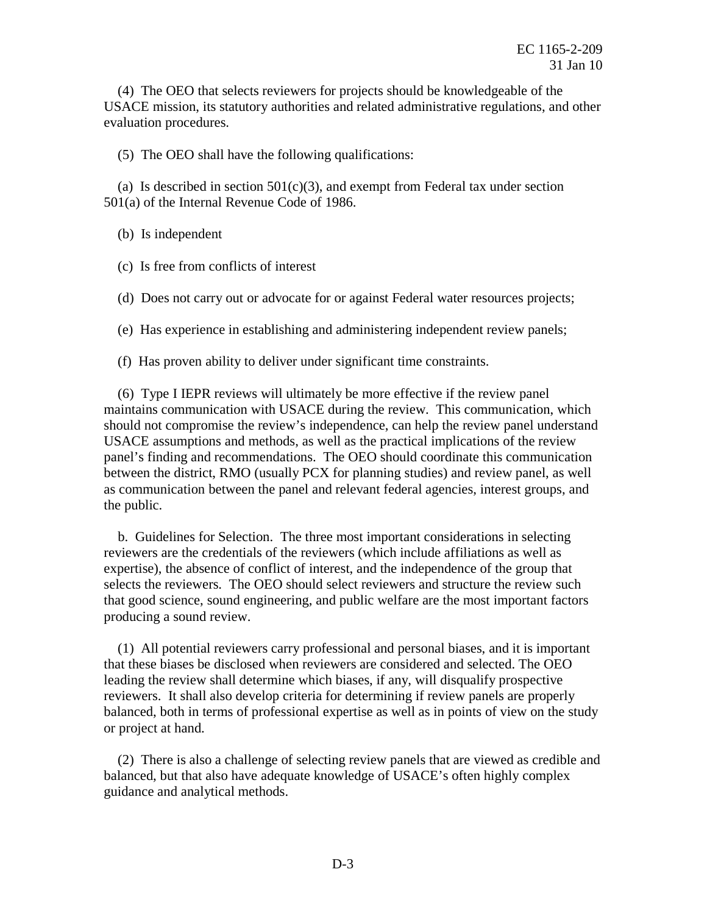(4) The OEO that selects reviewers for projects should be knowledgeable of the USACE mission, its statutory authorities and related administrative regulations, and other evaluation procedures.

(5) The OEO shall have the following qualifications:

(a) Is described in section 501(c)(3), and exempt from Federal tax under section 501(a) of the Internal Revenue Code of 1986.

(b) Is independent

(c) Is free from conflicts of interest

(d) Does not carry out or advocate for or against Federal water resources projects;

(e) Has experience in establishing and administering independent review panels;

(f) Has proven ability to deliver under significant time constraints.

(6) Type I IEPR reviews will ultimately be more effective if the review panel maintains communication with USACE during the review. This communication, which should not compromise the review's independence, can help the review panel understand USACE assumptions and methods, as well as the practical implications of the review panel's finding and recommendations. The OEO should coordinate this communication between the district, RMO (usually PCX for planning studies) and review panel, as well as communication between the panel and relevant federal agencies, interest groups, and the public.

b. Guidelines for Selection. The three most important considerations in selecting reviewers are the credentials of the reviewers (which include affiliations as well as expertise), the absence of conflict of interest, and the independence of the group that selects the reviewers. The OEO should select reviewers and structure the review such that good science, sound engineering, and public welfare are the most important factors producing a sound review.

(1) All potential reviewers carry professional and personal biases, and it is important that these biases be disclosed when reviewers are considered and selected. The OEO leading the review shall determine which biases, if any, will disqualify prospective reviewers. It shall also develop criteria for determining if review panels are properly balanced, both in terms of professional expertise as well as in points of view on the study or project at hand.

(2) There is also a challenge of selecting review panels that are viewed as credible and balanced, but that also have adequate knowledge of USACE's often highly complex guidance and analytical methods.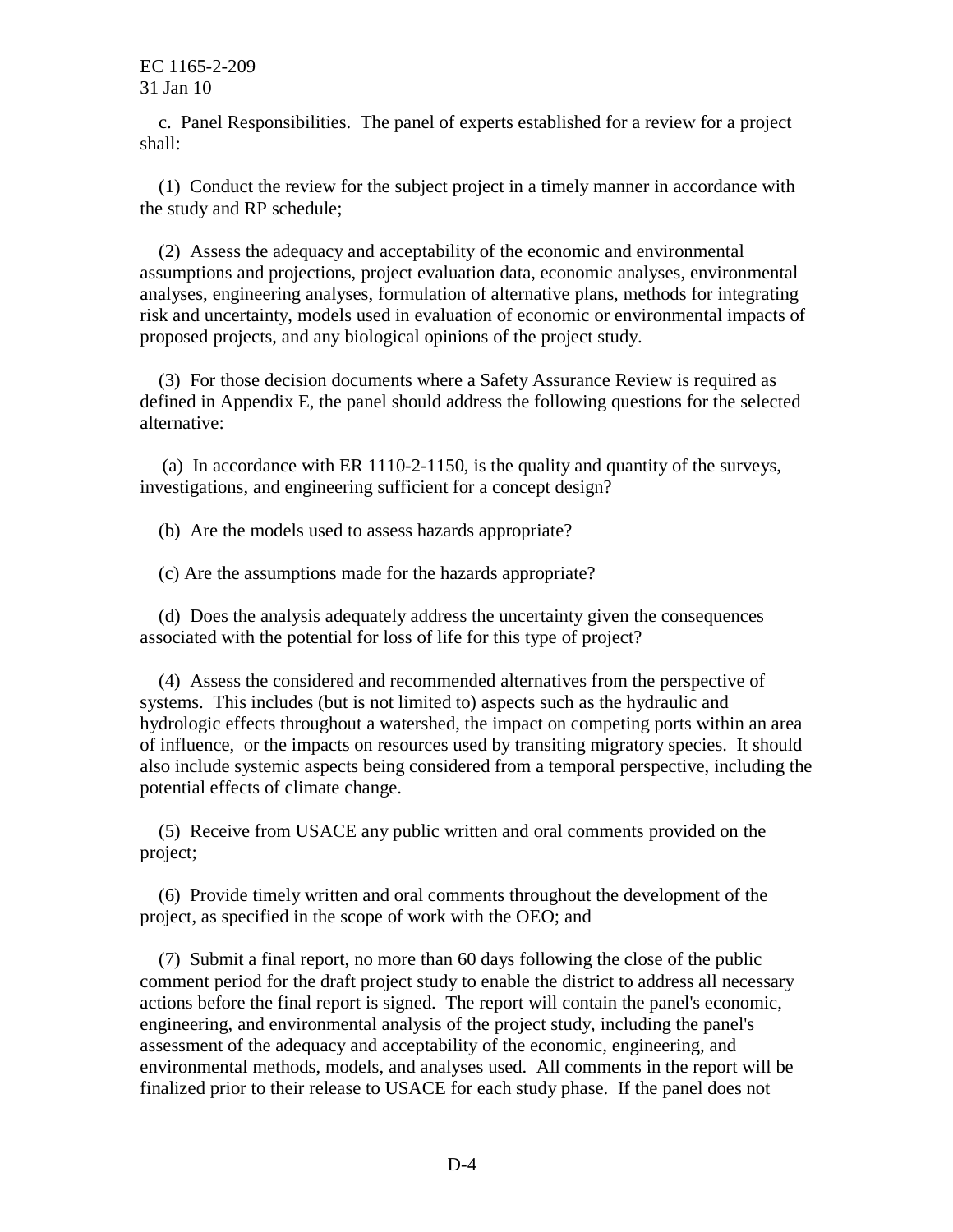c. Panel Responsibilities. The panel of experts established for a review for a project shall:

(1) Conduct the review for the subject project in a timely manner in accordance with the study and RP schedule;

(2) Assess the adequacy and acceptability of the economic and environmental assumptions and projections, project evaluation data, economic analyses, environmental analyses, engineering analyses, formulation of alternative plans, methods for integrating risk and uncertainty, models used in evaluation of economic or environmental impacts of proposed projects, and any biological opinions of the project study.

(3) For those decision documents where a Safety Assurance Review is required as defined in Appendix E, the panel should address the following questions for the selected alternative:

(a) In accordance with ER 1110-2-1150, is the quality and quantity of the surveys, investigations, and engineering sufficient for a concept design?

(b) Are the models used to assess hazards appropriate?

(c) Are the assumptions made for the hazards appropriate?

(d) Does the analysis adequately address the uncertainty given the consequences associated with the potential for loss of life for this type of project?

(4) Assess the considered and recommended alternatives from the perspective of systems. This includes (but is not limited to) aspects such as the hydraulic and hydrologic effects throughout a watershed, the impact on competing ports within an area of influence, or the impacts on resources used by transiting migratory species. It should also include systemic aspects being considered from a temporal perspective, including the potential effects of climate change.

(5) Receive from USACE any public written and oral comments provided on the project;

(6) Provide timely written and oral comments throughout the development of the project, as specified in the scope of work with the OEO; and

(7) Submit a final report, no more than 60 days following the close of the public comment period for the draft project study to enable the district to address all necessary actions before the final report is signed. The report will contain the panel's economic, engineering, and environmental analysis of the project study, including the panel's assessment of the adequacy and acceptability of the economic, engineering, and environmental methods, models, and analyses used. All comments in the report will be finalized prior to their release to USACE for each study phase. If the panel does not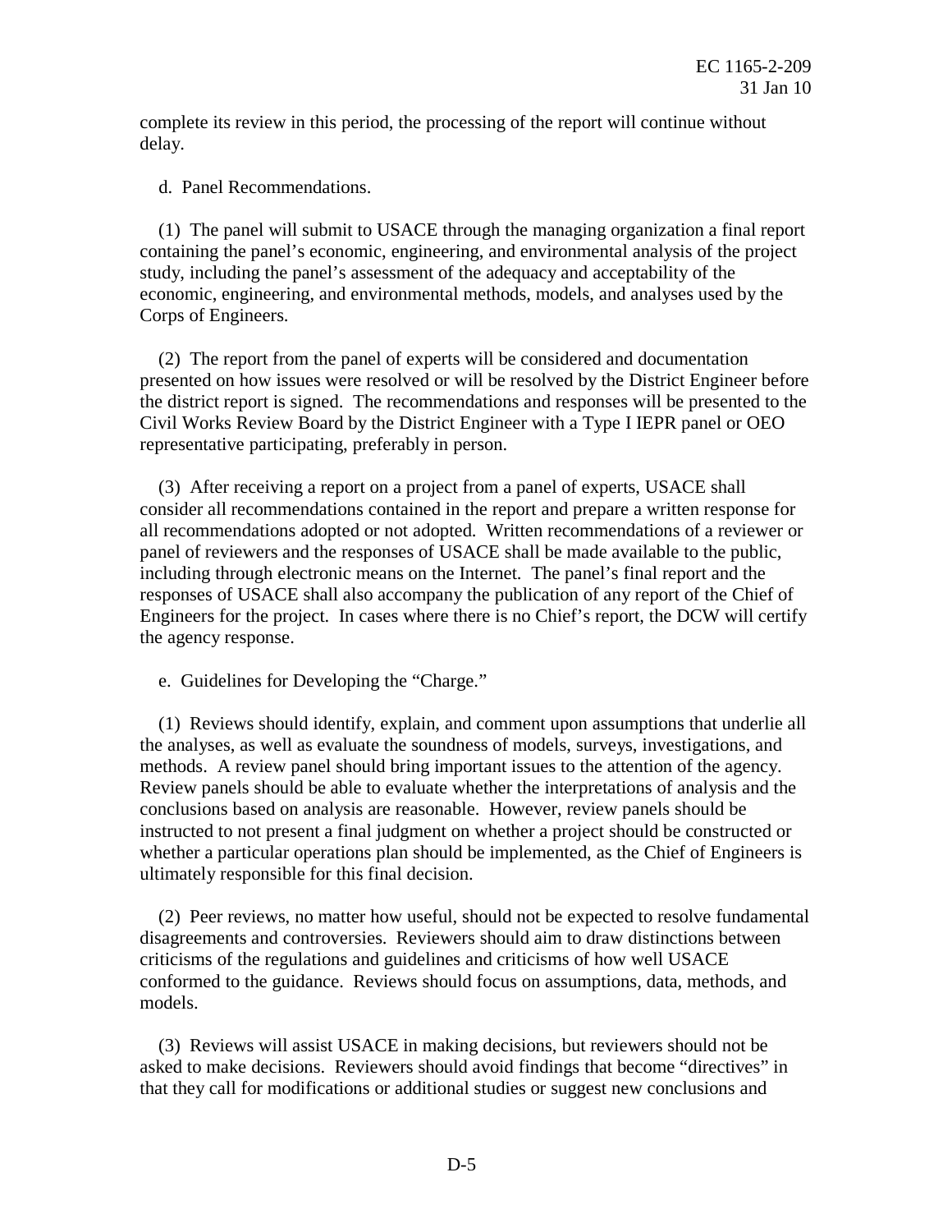complete its review in this period, the processing of the report will continue without delay.

d. Panel Recommendations.

(1) The panel will submit to USACE through the managing organization a final report containing the panel's economic, engineering, and environmental analysis of the project study, including the panel's assessment of the adequacy and acceptability of the economic, engineering, and environmental methods, models, and analyses used by the Corps of Engineers.

(2) The report from the panel of experts will be considered and documentation presented on how issues were resolved or will be resolved by the District Engineer before the district report is signed. The recommendations and responses will be presented to the Civil Works Review Board by the District Engineer with a Type I IEPR panel or OEO representative participating, preferably in person.

(3) After receiving a report on a project from a panel of experts, USACE shall consider all recommendations contained in the report and prepare a written response for all recommendations adopted or not adopted. Written recommendations of a reviewer or panel of reviewers and the responses of USACE shall be made available to the public, including through electronic means on the Internet. The panel's final report and the responses of USACE shall also accompany the publication of any report of the Chief of Engineers for the project. In cases where there is no Chief's report, the DCW will certify the agency response.

e. Guidelines for Developing the "Charge."

(1) Reviews should identify, explain, and comment upon assumptions that underlie all the analyses, as well as evaluate the soundness of models, surveys, investigations, and methods. A review panel should bring important issues to the attention of the agency. Review panels should be able to evaluate whether the interpretations of analysis and the conclusions based on analysis are reasonable. However, review panels should be instructed to not present a final judgment on whether a project should be constructed or whether a particular operations plan should be implemented, as the Chief of Engineers is ultimately responsible for this final decision.

(2) Peer reviews, no matter how useful, should not be expected to resolve fundamental disagreements and controversies. Reviewers should aim to draw distinctions between criticisms of the regulations and guidelines and criticisms of how well USACE conformed to the guidance. Reviews should focus on assumptions, data, methods, and models.

(3) Reviews will assist USACE in making decisions, but reviewers should not be asked to make decisions. Reviewers should avoid findings that become "directives" in that they call for modifications or additional studies or suggest new conclusions and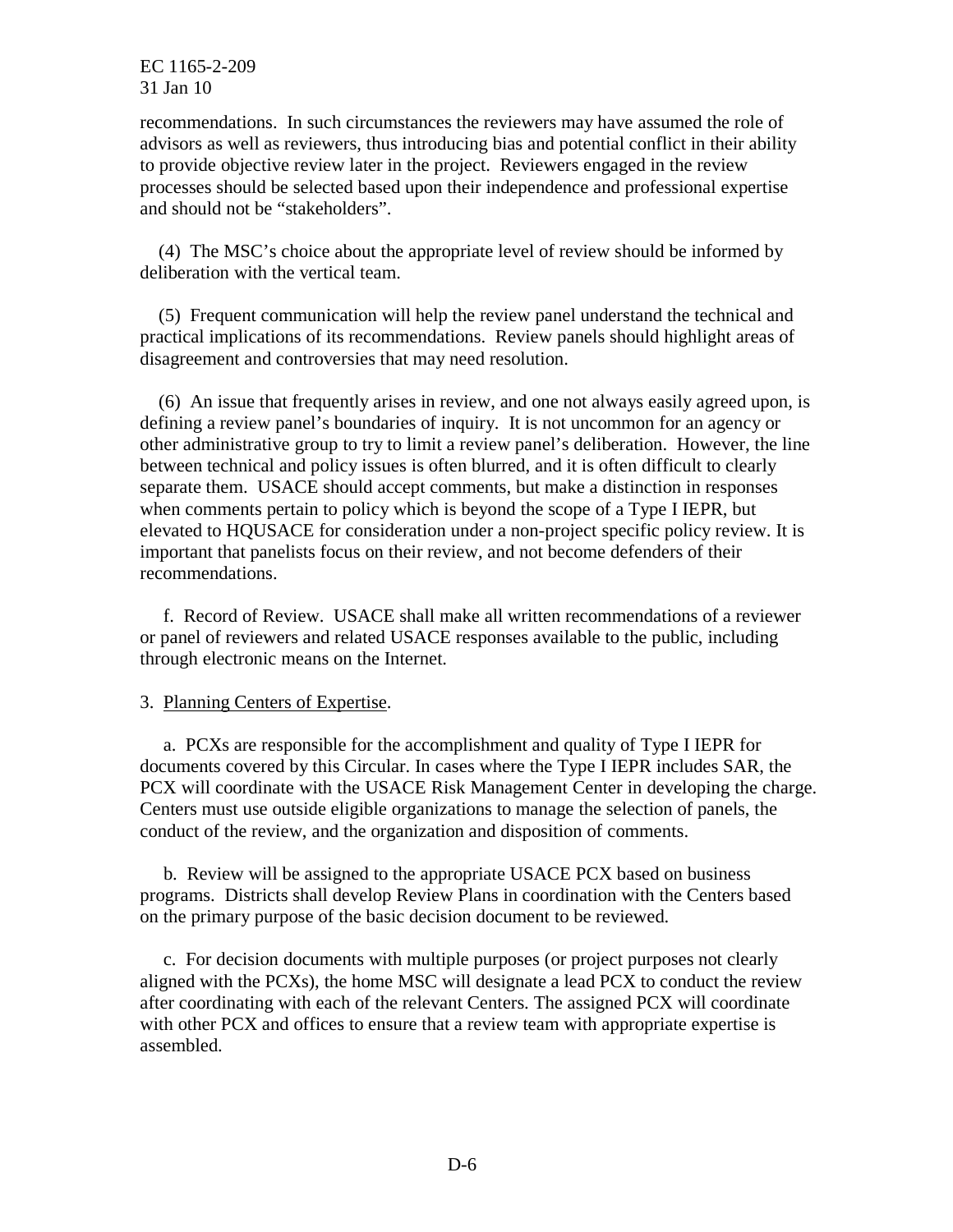recommendations. In such circumstances the reviewers may have assumed the role of advisors as well as reviewers, thus introducing bias and potential conflict in their ability to provide objective review later in the project. Reviewers engaged in the review processes should be selected based upon their independence and professional expertise and should not be "stakeholders".

(4) The MSC's choice about the appropriate level of review should be informed by deliberation with the vertical team.

(5) Frequent communication will help the review panel understand the technical and practical implications of its recommendations. Review panels should highlight areas of disagreement and controversies that may need resolution.

(6) An issue that frequently arises in review, and one not always easily agreed upon, is defining a review panel's boundaries of inquiry. It is not uncommon for an agency or other administrative group to try to limit a review panel's deliberation. However, the line between technical and policy issues is often blurred, and it is often difficult to clearly separate them. USACE should accept comments, but make a distinction in responses when comments pertain to policy which is beyond the scope of a Type I IEPR, but elevated to HQUSACE for consideration under a non-project specific policy review. It is important that panelists focus on their review, and not become defenders of their recommendations.

f. Record of Review. USACE shall make all written recommendations of a reviewer or panel of reviewers and related USACE responses available to the public, including through electronic means on the Internet.

3. Planning Centers of Expertise.

a. PCXs are responsible for the accomplishment and quality of Type I IEPR for documents covered by this Circular. In cases where the Type I IEPR includes SAR, the PCX will coordinate with the USACE Risk Management Center in developing the charge. Centers must use outside eligible organizations to manage the selection of panels, the conduct of the review, and the organization and disposition of comments.

b. Review will be assigned to the appropriate USACE PCX based on business programs. Districts shall develop Review Plans in coordination with the Centers based on the primary purpose of the basic decision document to be reviewed.

c. For decision documents with multiple purposes (or project purposes not clearly aligned with the PCXs), the home MSC will designate a lead PCX to conduct the review after coordinating with each of the relevant Centers. The assigned PCX will coordinate with other PCX and offices to ensure that a review team with appropriate expertise is assembled.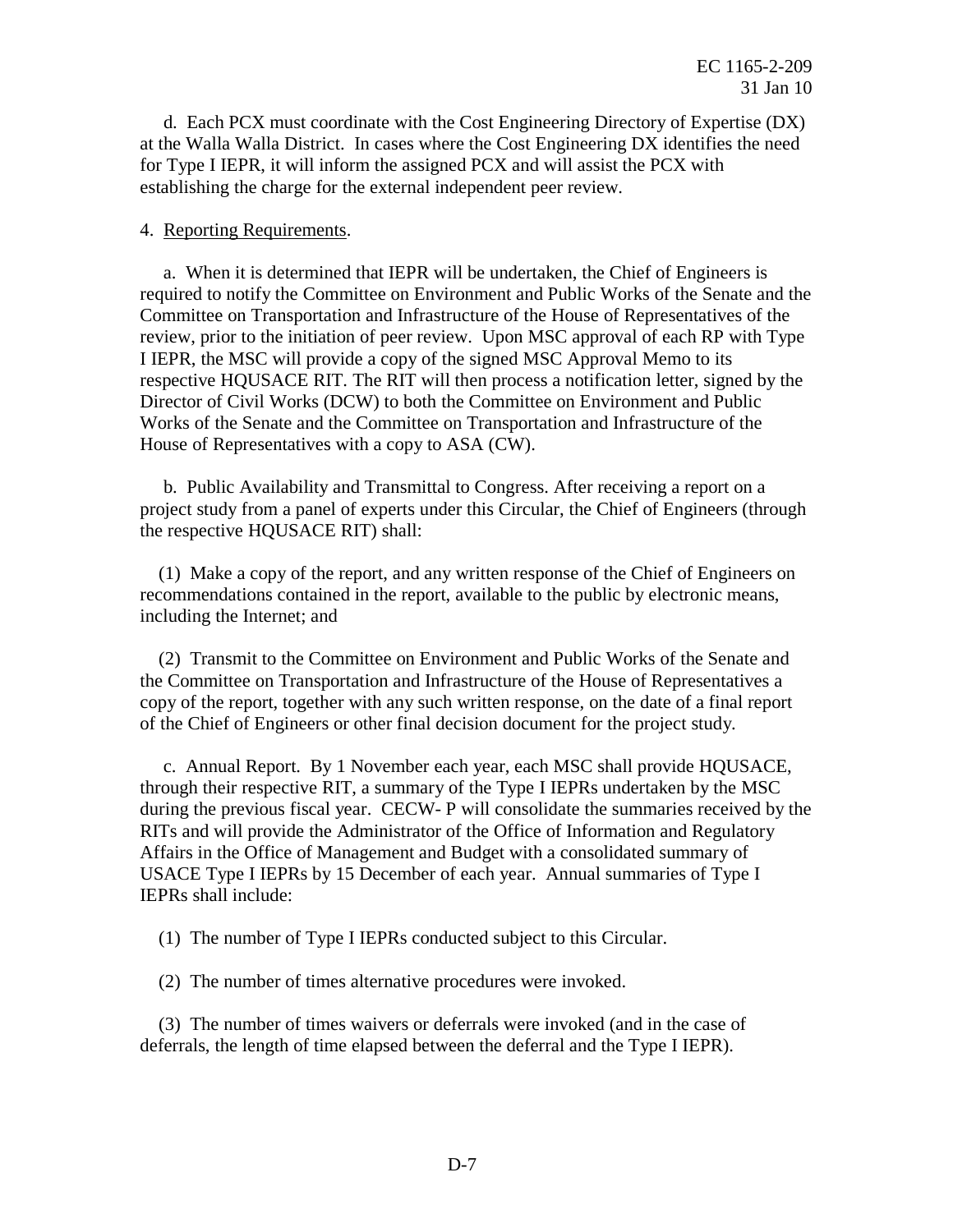d. Each PCX must coordinate with the Cost Engineering Directory of Expertise (DX) at the Walla Walla District. In cases where the Cost Engineering DX identifies the need for Type I IEPR, it will inform the assigned PCX and will assist the PCX with establishing the charge for the external independent peer review.

4. Reporting Requirements.

a. When it is determined that IEPR will be undertaken, the Chief of Engineers is required to notify the Committee on Environment and Public Works of the Senate and the Committee on Transportation and Infrastructure of the House of Representatives of the review, prior to the initiation of peer review. Upon MSC approval of each RP with Type I IEPR, the MSC will provide a copy of the signed MSC Approval Memo to its respective HQUSACE RIT. The RIT will then process a notification letter, signed by the Director of Civil Works (DCW) to both the Committee on Environment and Public Works of the Senate and the Committee on Transportation and Infrastructure of the House of Representatives with a copy to ASA (CW).

b. Public Availability and Transmittal to Congress. After receiving a report on a project study from a panel of experts under this Circular, the Chief of Engineers (through the respective HQUSACE RIT) shall:

(1) Make a copy of the report, and any written response of the Chief of Engineers on recommendations contained in the report, available to the public by electronic means, including the Internet; and

(2) Transmit to the Committee on Environment and Public Works of the Senate and the Committee on Transportation and Infrastructure of the House of Representatives a copy of the report, together with any such written response, on the date of a final report of the Chief of Engineers or other final decision document for the project study.

c. Annual Report. By 1 November each year, each MSC shall provide HQUSACE, through their respective RIT, a summary of the Type I IEPRs undertaken by the MSC during the previous fiscal year. CECW- P will consolidate the summaries received by the RITs and will provide the Administrator of the Office of Information and Regulatory Affairs in the Office of Management and Budget with a consolidated summary of USACE Type I IEPRs by 15 December of each year. Annual summaries of Type I IEPRs shall include:

(1) The number of Type I IEPRs conducted subject to this Circular.

(2) The number of times alternative procedures were invoked.

(3) The number of times waivers or deferrals were invoked (and in the case of deferrals, the length of time elapsed between the deferral and the Type I IEPR).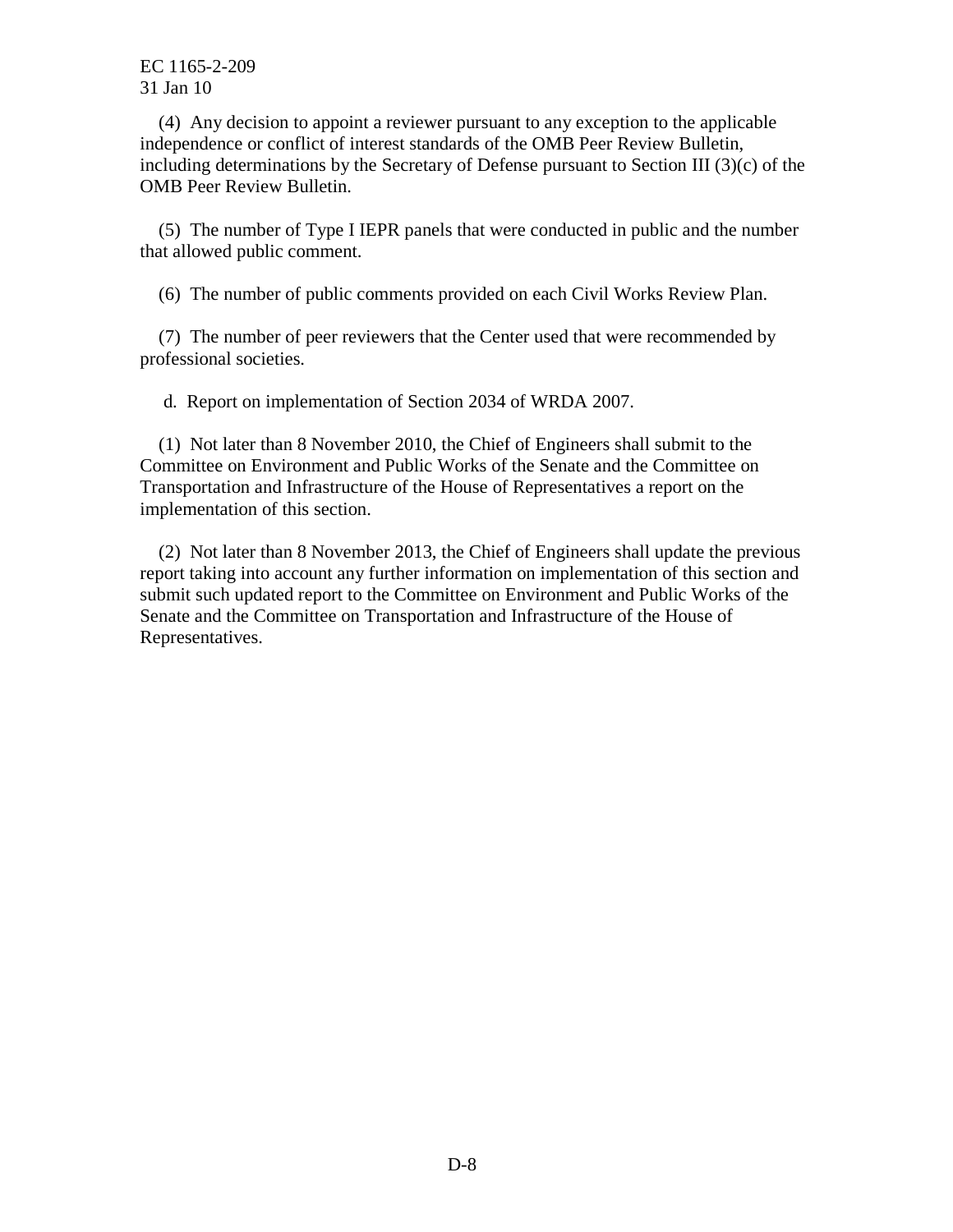(4) Any decision to appoint a reviewer pursuant to any exception to the applicable independence or conflict of interest standards of the OMB Peer Review Bulletin, including determinations by the Secretary of Defense pursuant to Section III (3)(c) of the OMB Peer Review Bulletin.

(5) The number of Type I IEPR panels that were conducted in public and the number that allowed public comment.

(6) The number of public comments provided on each Civil Works Review Plan.

(7) The number of peer reviewers that the Center used that were recommended by professional societies.

d. Report on implementation of Section 2034 of WRDA 2007.

(1) Not later than 8 November 2010, the Chief of Engineers shall submit to the Committee on Environment and Public Works of the Senate and the Committee on Transportation and Infrastructure of the House of Representatives a report on the implementation of this section.

(2) Not later than 8 November 2013, the Chief of Engineers shall update the previous report taking into account any further information on implementation of this section and submit such updated report to the Committee on Environment and Public Works of the Senate and the Committee on Transportation and Infrastructure of the House of Representatives.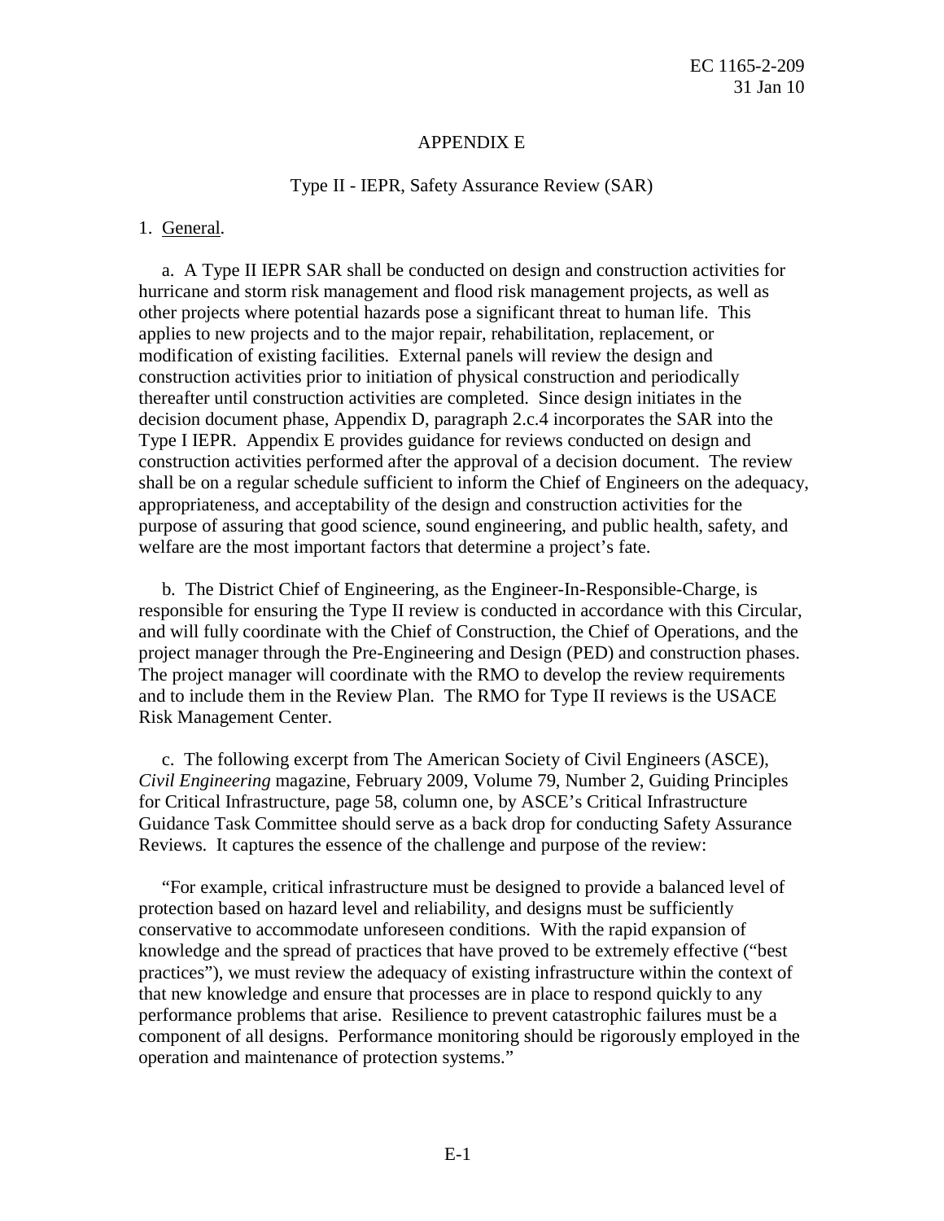# APPENDIX E

## Type II - IEPR, Safety Assurance Review (SAR)

1. General.

a. A Type II IEPR SAR shall be conducted on design and construction activities for hurricane and storm risk management and flood risk management projects, as well as other projects where potential hazards pose a significant threat to human life. This applies to new projects and to the major repair, rehabilitation, replacement, or modification of existing facilities. External panels will review the design and construction activities prior to initiation of physical construction and periodically thereafter until construction activities are completed. Since design initiates in the decision document phase, Appendix D, paragraph 2.c.4 incorporates the SAR into the Type I IEPR. Appendix E provides guidance for reviews conducted on design and construction activities performed after the approval of a decision document. The review shall be on a regular schedule sufficient to inform the Chief of Engineers on the adequacy, appropriateness, and acceptability of the design and construction activities for the purpose of assuring that good science, sound engineering, and public health, safety, and welfare are the most important factors that determine a project's fate.

b. The District Chief of Engineering, as the Engineer-In-Responsible-Charge, is responsible for ensuring the Type II review is conducted in accordance with this Circular, and will fully coordinate with the Chief of Construction, the Chief of Operations, and the project manager through the Pre-Engineering and Design (PED) and construction phases. The project manager will coordinate with the RMO to develop the review requirements and to include them in the Review Plan. The RMO for Type II reviews is the USACE Risk Management Center.

c. The following excerpt from The American Society of Civil Engineers (ASCE), *Civil Engineering* magazine, February 2009, Volume 79, Number 2, Guiding Principles for Critical Infrastructure, page 58, column one, by ASCE's Critical Infrastructure Guidance Task Committee should serve as a back drop for conducting Safety Assurance Reviews. It captures the essence of the challenge and purpose of the review:

"For example, critical infrastructure must be designed to provide a balanced level of protection based on hazard level and reliability, and designs must be sufficiently conservative to accommodate unforeseen conditions. With the rapid expansion of knowledge and the spread of practices that have proved to be extremely effective ("best practices"), we must review the adequacy of existing infrastructure within the context of that new knowledge and ensure that processes are in place to respond quickly to any performance problems that arise. Resilience to prevent catastrophic failures must be a component of all designs. Performance monitoring should be rigorously employed in the operation and maintenance of protection systems."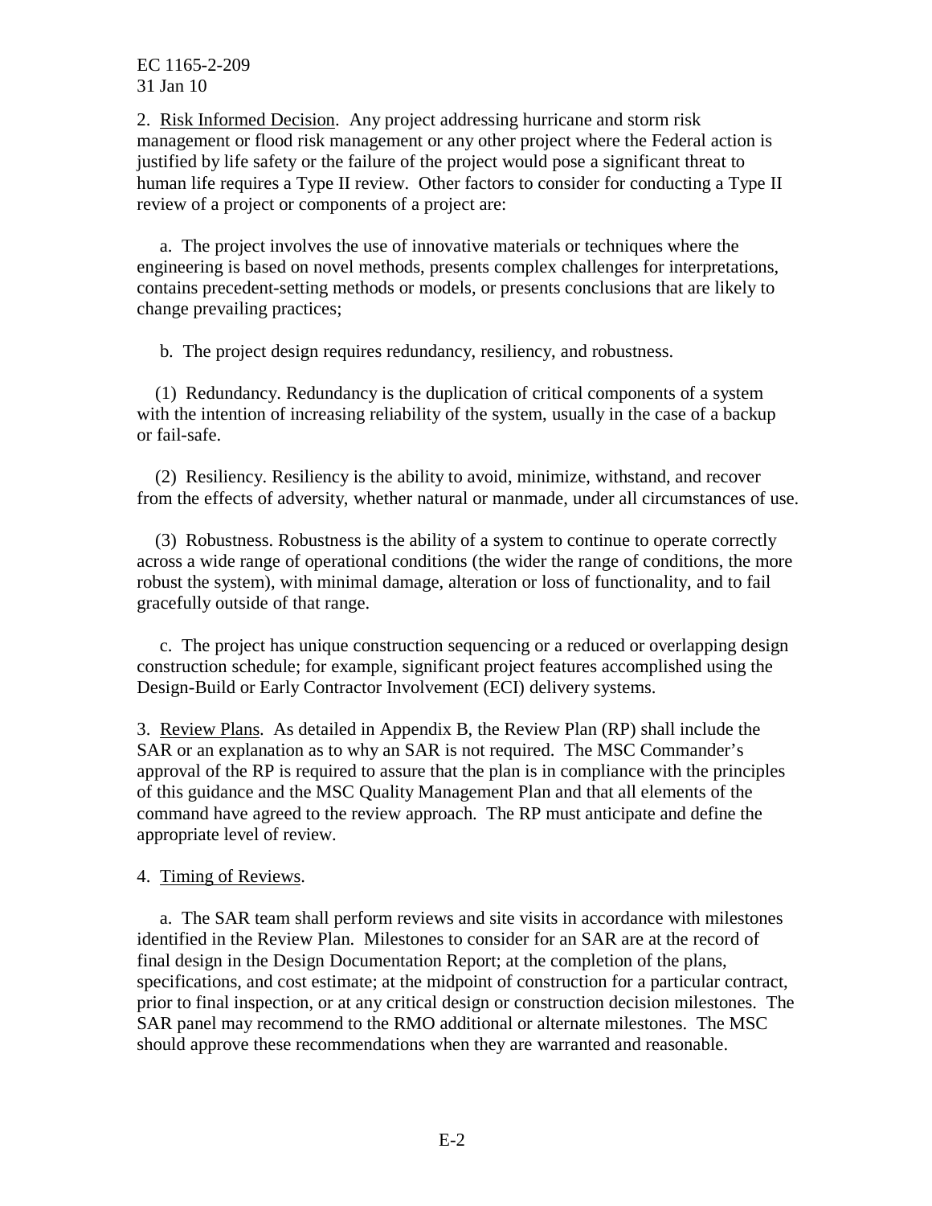2. Risk Informed Decision. Any project addressing hurricane and storm risk management or flood risk management or any other project where the Federal action is justified by life safety or the failure of the project would pose a significant threat to human life requires a Type II review. Other factors to consider for conducting a Type II review of a project or components of a project are:

a. The project involves the use of innovative materials or techniques where the engineering is based on novel methods, presents complex challenges for interpretations, contains precedent-setting methods or models, or presents conclusions that are likely to change prevailing practices;

b. The project design requires redundancy, resiliency, and robustness.

(1) Redundancy. Redundancy is the duplication of critical components of a system with the intention of increasing reliability of the system, usually in the case of a backup or fail-safe.

(2) Resiliency. Resiliency is the ability to avoid, minimize, withstand, and recover from the effects of adversity, whether natural or manmade, under all circumstances of use.

(3) Robustness. Robustness is the ability of a system to continue to operate correctly across a wide range of operational conditions (the wider the range of conditions, the more robust the system), with minimal damage, alteration or loss of functionality, and to fail gracefully outside of that range.

c. The project has unique construction sequencing or a reduced or overlapping design construction schedule; for example, significant project features accomplished using the Design-Build or Early Contractor Involvement (ECI) delivery systems.

3. Review Plans. As detailed in Appendix B, the Review Plan (RP) shall include the SAR or an explanation as to why an SAR is not required. The MSC Commander's approval of the RP is required to assure that the plan is in compliance with the principles of this guidance and the MSC Quality Management Plan and that all elements of the command have agreed to the review approach. The RP must anticipate and define the appropriate level of review.

4. Timing of Reviews.

a. The SAR team shall perform reviews and site visits in accordance with milestones identified in the Review Plan. Milestones to consider for an SAR are at the record of final design in the Design Documentation Report; at the completion of the plans, specifications, and cost estimate; at the midpoint of construction for a particular contract, prior to final inspection, or at any critical design or construction decision milestones. The SAR panel may recommend to the RMO additional or alternate milestones. The MSC should approve these recommendations when they are warranted and reasonable.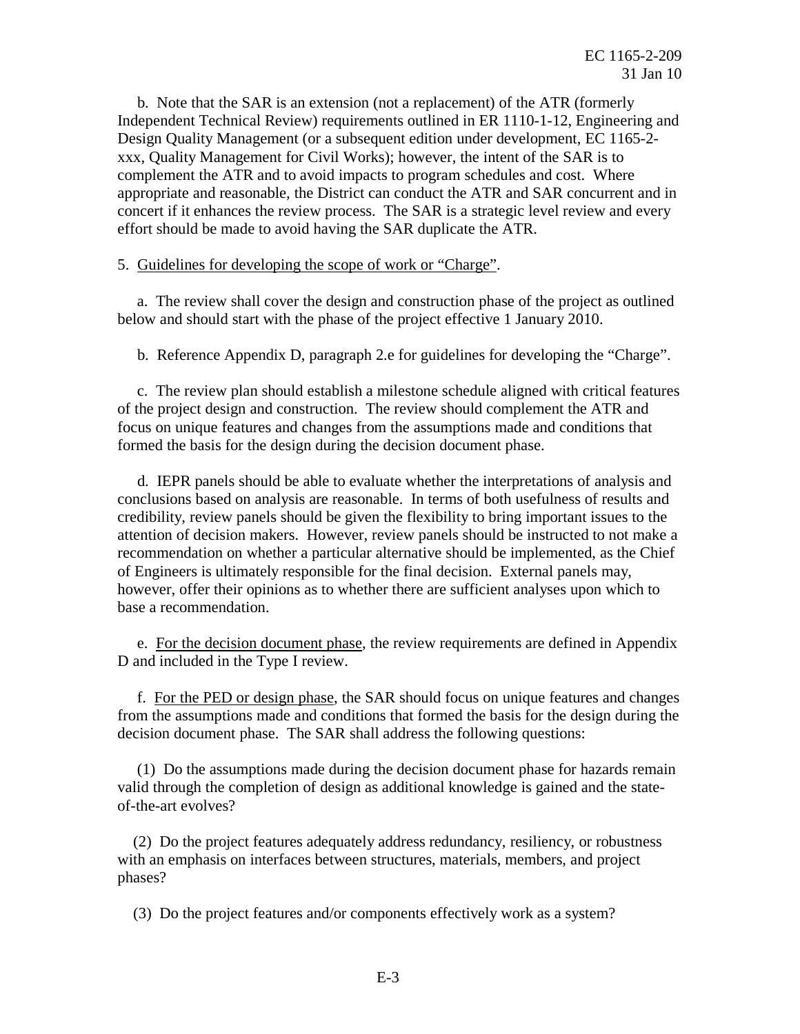b. Note that the SAR is an extension (not a replacement) of the ATR (formerly Independent Technical Review) requirements outlined in ER 1110-1-12, Engineering and Design Quality Management (or a subsequent edition under development, EC 1165-2-xxx, Quality Management for Civil Works); however, the intent of the SAR is to complement the ATR and to avoid impacts to program schedules and cost. Where appropriate and reasonable, the District can conduct the ATR and SAR concurrent and in concert if it enhances the review process. The SAR is a strategic level review and every effort should be made to avoid having the SAR duplicate the ATR.

5. Guidelines for developing the scope of work or "Charge".

a. The review shall cover the design and construction phase of the project as outlined below and should start with the phase of the project effective 1 January 2010.

b. Reference Appendix D, paragraph 2.e for guidelines for developing the "Charge".

c. The review plan should establish a milestone schedule aligned with critical features of the project design and construction. The review should complement the ATR and focus on unique features and changes from the assumptions made and conditions that formed the basis for the design during the decision document phase.

d. IEPR panels should be able to evaluate whether the interpretations of analysis and conclusions based on analysis are reasonable. In terms of both usefulness of results and credibility, review panels should be given the flexibility to bring important issues to the attention of decision makers. However, review panels should be instructed to not make a recommendation on whether a particular alternative should be implemented, as the Chief of Engineers is ultimately responsible for the final decision. External panels may, however, offer their opinions as to whether there are sufficient analyses upon which to base a recommendation.

e. For the decision document phase, the review requirements are defined in Appendix D and included in the Type I review.

f. For the PED or design phase, the SAR should focus on unique features and changes from the assumptions made and conditions that formed the basis for the design during the decision document phase. The SAR shall address the following questions:

(1) Do the assumptions made during the decision document phase for hazards remain valid through the completion of design as additional knowledge is gained and the state-of-the-art evolves?

(2) Do the project features adequately address redundancy, resiliency, or robustness with an emphasis on interfaces between structures, materials, members, and project phases?

(3) Do the project features and/or components effectively work as a system?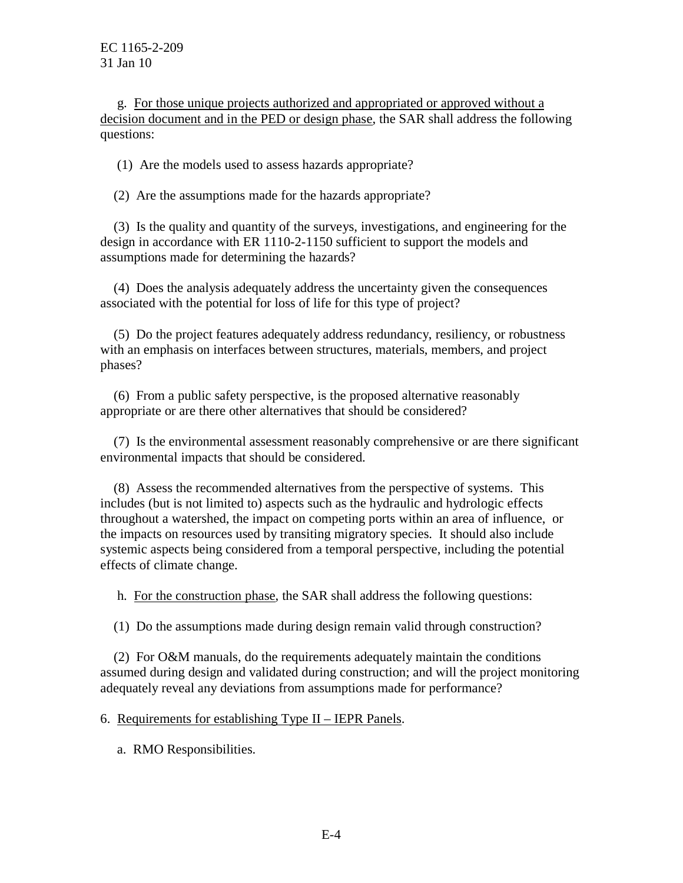g. <u>For those unique projects authorized and appropriated or approved without a decision document and in the PED or design phase</u>, the SAR shall address the following questions:

(1) Are the models used to assess hazards appropriate?

(2) Are the assumptions made for the hazards appropriate?

(3) Is the quality and quantity of the surveys, investigations, and engineering for the design in accordance with ER 1110-2-1150 sufficient to support the models and assumptions made for determining the hazards?

(4) Does the analysis adequately address the uncertainty given the consequences associated with the potential for loss of life for this type of project?

(5) Do the project features adequately address redundancy, resiliency, or robustness with an emphasis on interfaces between structures, materials, members, and project phases?

(6) From a public safety perspective, is the proposed alternative reasonably appropriate or are there other alternatives that should be considered?

(7) Is the environmental assessment reasonably comprehensive or are there significant environmental impacts that should be considered.

(8) Assess the recommended alternatives from the perspective of systems. This includes (but is not limited to) aspects such as the hydraulic and hydrologic effects throughout a watershed, the impact on competing ports within an area of influence, or the impacts on resources used by transiting migratory species. It should also include systemic aspects being considered from a temporal perspective, including the potential effects of climate change.

h. <u>For the construction phase</u>, the SAR shall address the following questions:

(1) Do the assumptions made during design remain valid through construction?

(2) For O&M manuals, do the requirements adequately maintain the conditions assumed during design and validated during construction; and will the project monitoring adequately reveal any deviations from assumptions made for performance?

6. <u>Requirements for establishing Type II – IEPR Panels</u>.

a. RMO Responsibilities.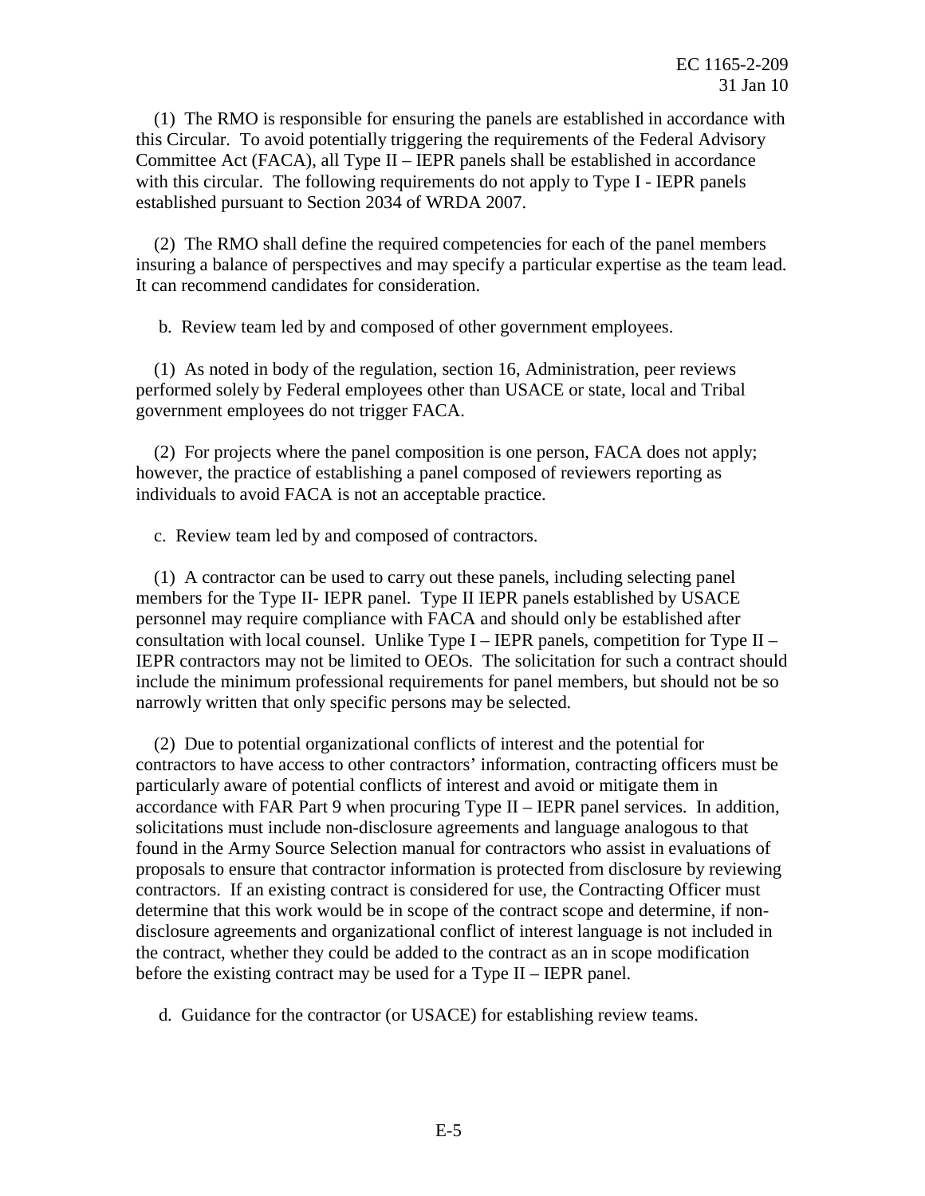(1) The RMO is responsible for ensuring the panels are established in accordance with this Circular. To avoid potentially triggering the requirements of the Federal Advisory Committee Act (FACA), all Type II – IEPR panels shall be established in accordance with this circular. The following requirements do not apply to Type I - IEPR panels established pursuant to Section 2034 of WRDA 2007.

(2) The RMO shall define the required competencies for each of the panel members insuring a balance of perspectives and may specify a particular expertise as the team lead. It can recommend candidates for consideration.

b. Review team led by and composed of other government employees.

(1) As noted in body of the regulation, section 16, Administration, peer reviews performed solely by Federal employees other than USACE or state, local and Tribal government employees do not trigger FACA.

(2) For projects where the panel composition is one person, FACA does not apply; however, the practice of establishing a panel composed of reviewers reporting as individuals to avoid FACA is not an acceptable practice.

c. Review team led by and composed of contractors.

(1) A contractor can be used to carry out these panels, including selecting panel members for the Type II- IEPR panel. Type II IEPR panels established by USACE personnel may require compliance with FACA and should only be established after consultation with local counsel. Unlike Type I – IEPR panels, competition for Type II – IEPR contractors may not be limited to OEOs. The solicitation for such a contract should include the minimum professional requirements for panel members, but should not be so narrowly written that only specific persons may be selected.

(2) Due to potential organizational conflicts of interest and the potential for contractors to have access to other contractors' information, contracting officers must be particularly aware of potential conflicts of interest and avoid or mitigate them in accordance with FAR Part 9 when procuring Type II – IEPR panel services. In addition, solicitations must include non-disclosure agreements and language analogous to that found in the Army Source Selection manual for contractors who assist in evaluations of proposals to ensure that contractor information is protected from disclosure by reviewing contractors. If an existing contract is considered for use, the Contracting Officer must determine that this work would be in scope of the contract scope and determine, if non-disclosure agreements and organizational conflict of interest language is not included in the contract, whether they could be added to the contract as an in scope modification before the existing contract may be used for a Type II – IEPR panel.

d. Guidance for the contractor (or USACE) for establishing review teams.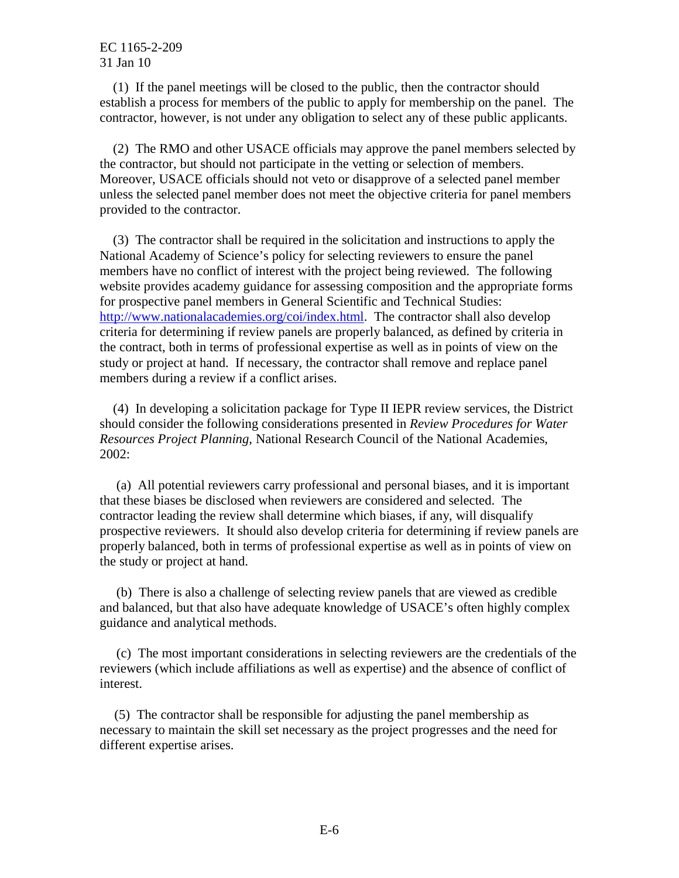(1) If the panel meetings will be closed to the public, then the contractor should establish a process for members of the public to apply for membership on the panel. The contractor, however, is not under any obligation to select any of these public applicants.

(2) The RMO and other USACE officials may approve the panel members selected by the contractor, but should not participate in the vetting or selection of members. Moreover, USACE officials should not veto or disapprove of a selected panel member unless the selected panel member does not meet the objective criteria for panel members provided to the contractor.

(3) The contractor shall be required in the solicitation and instructions to apply the National Academy of Science's policy for selecting reviewers to ensure the panel members have no conflict of interest with the project being reviewed. The following website provides academy guidance for assessing composition and the appropriate forms for prospective panel members in General Scientific and Technical Studies: [http://www.nationalacademies.org/coi/index.html](http://www.nationalacademies.org/coi/index.html). The contractor shall also develop criteria for determining if review panels are properly balanced, as defined by criteria in the contract, both in terms of professional expertise as well as in points of view on the study or project at hand. If necessary, the contractor shall remove and replace panel members during a review if a conflict arises.

(4) In developing a solicitation package for Type II IEPR review services, the District should consider the following considerations presented in *Review Procedures for Water Resources Project Planning,* National Research Council of the National Academies, 2002:

(a) All potential reviewers carry professional and personal biases, and it is important that these biases be disclosed when reviewers are considered and selected. The contractor leading the review shall determine which biases, if any, will disqualify prospective reviewers. It should also develop criteria for determining if review panels are properly balanced, both in terms of professional expertise as well as in points of view on the study or project at hand.

(b) There is also a challenge of selecting review panels that are viewed as credible and balanced, but that also have adequate knowledge of USACE's often highly complex guidance and analytical methods.

(c) The most important considerations in selecting reviewers are the credentials of the reviewers (which include affiliations as well as expertise) and the absence of conflict of interest.

(5) The contractor shall be responsible for adjusting the panel membership as necessary to maintain the skill set necessary as the project progresses and the need for different expertise arises.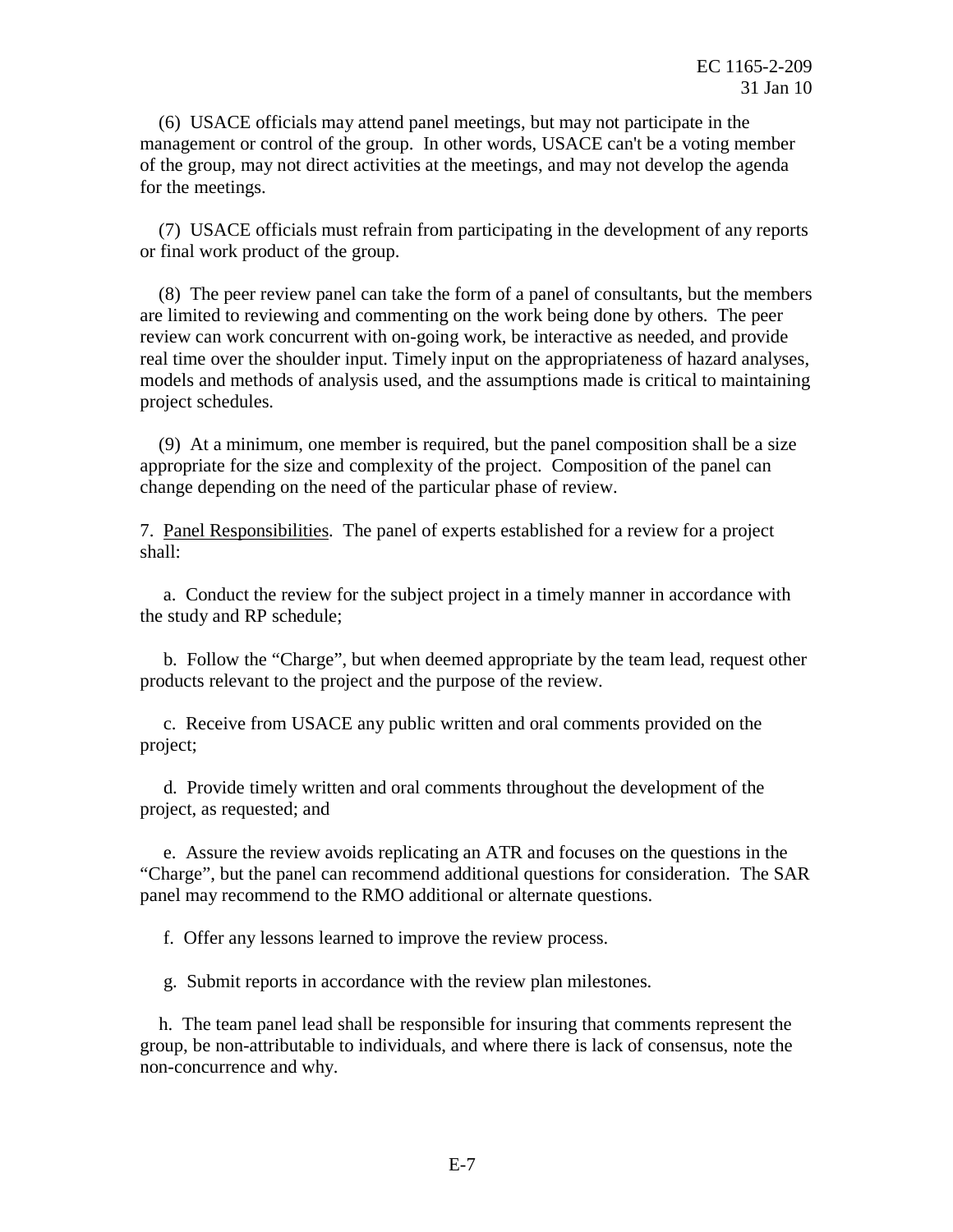(6) USACE officials may attend panel meetings, but may not participate in the management or control of the group. In other words, USACE can't be a voting member of the group, may not direct activities at the meetings, and may not develop the agenda for the meetings.

(7) USACE officials must refrain from participating in the development of any reports or final work product of the group.

(8) The peer review panel can take the form of a panel of consultants, but the members are limited to reviewing and commenting on the work being done by others. The peer review can work concurrent with on-going work, be interactive as needed, and provide real time over the shoulder input. Timely input on the appropriateness of hazard analyses, models and methods of analysis used, and the assumptions made is critical to maintaining project schedules.

(9) At a minimum, one member is required, but the panel composition shall be a size appropriate for the size and complexity of the project. Composition of the panel can change depending on the need of the particular phase of review.

7. Panel Responsibilities. The panel of experts established for a review for a project shall:

a. Conduct the review for the subject project in a timely manner in accordance with the study and RP schedule;

b. Follow the "Charge", but when deemed appropriate by the team lead, request other products relevant to the project and the purpose of the review.

c. Receive from USACE any public written and oral comments provided on the project;

d. Provide timely written and oral comments throughout the development of the project, as requested; and

e. Assure the review avoids replicating an ATR and focuses on the questions in the "Charge", but the panel can recommend additional questions for consideration. The SAR panel may recommend to the RMO additional or alternate questions.

f. Offer any lessons learned to improve the review process.

g. Submit reports in accordance with the review plan milestones.

h. The team panel lead shall be responsible for insuring that comments represent the group, be non-attributable to individuals, and where there is lack of consensus, note the non-concurrence and why.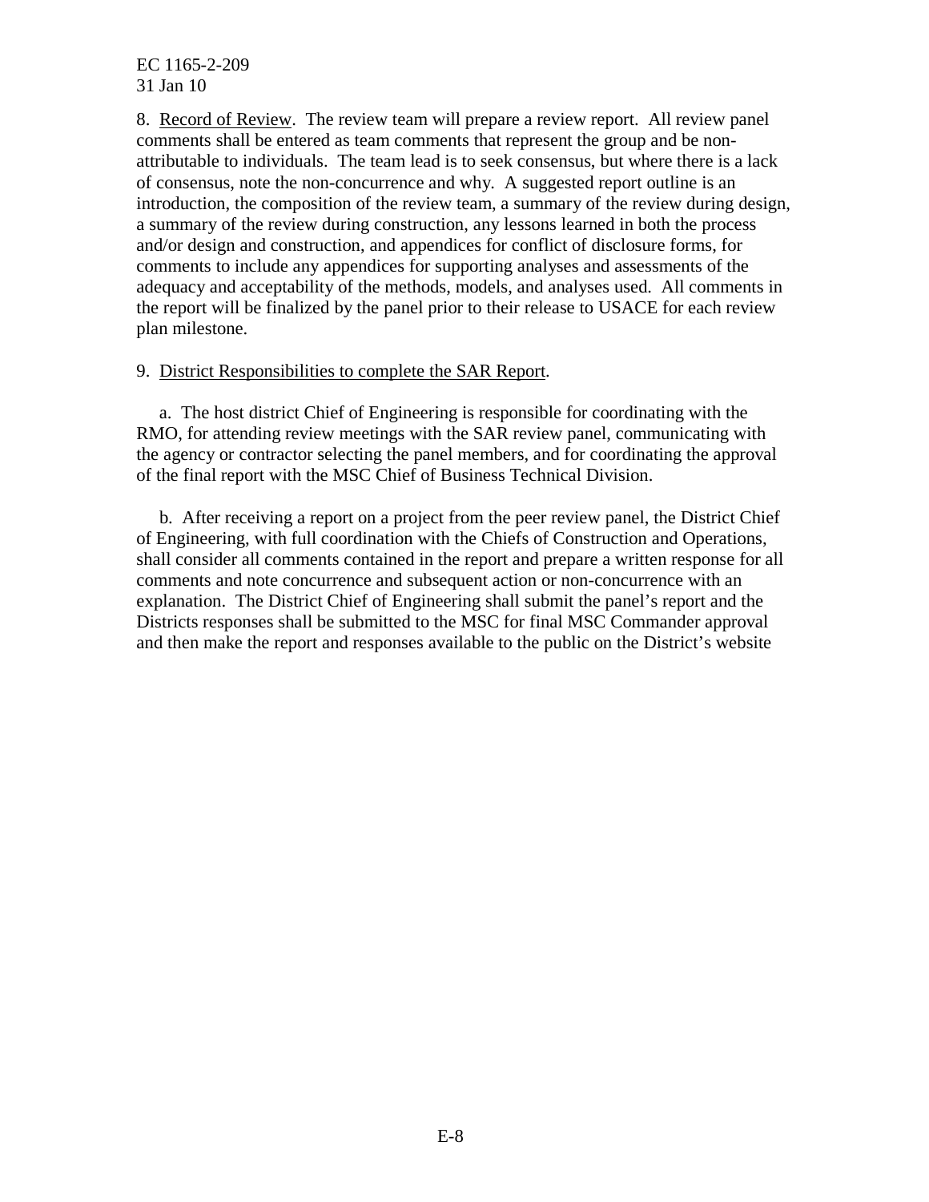8. Record of Review. The review team will prepare a review report. All review panel comments shall be entered as team comments that represent the group and be non-attributable to individuals. The team lead is to seek consensus, but where there is a lack of consensus, note the non-concurrence and why. A suggested report outline is an introduction, the composition of the review team, a summary of the review during design, a summary of the review during construction, any lessons learned in both the process and/or design and construction, and appendices for conflict of disclosure forms, for comments to include any appendices for supporting analyses and assessments of the adequacy and acceptability of the methods, models, and analyses used. All comments in the report will be finalized by the panel prior to their release to USACE for each review plan milestone.

9. District Responsibilities to complete the SAR Report.

a. The host district Chief of Engineering is responsible for coordinating with the RMO, for attending review meetings with the SAR review panel, communicating with the agency or contractor selecting the panel members, and for coordinating the approval of the final report with the MSC Chief of Business Technical Division.

b. After receiving a report on a project from the peer review panel, the District Chief of Engineering, with full coordination with the Chiefs of Construction and Operations, shall consider all comments contained in the report and prepare a written response for all comments and note concurrence and subsequent action or non-concurrence with an explanation. The District Chief of Engineering shall submit the panel's report and the Districts responses shall be submitted to the MSC for final MSC Commander approval and then make the report and responses available to the public on the District's website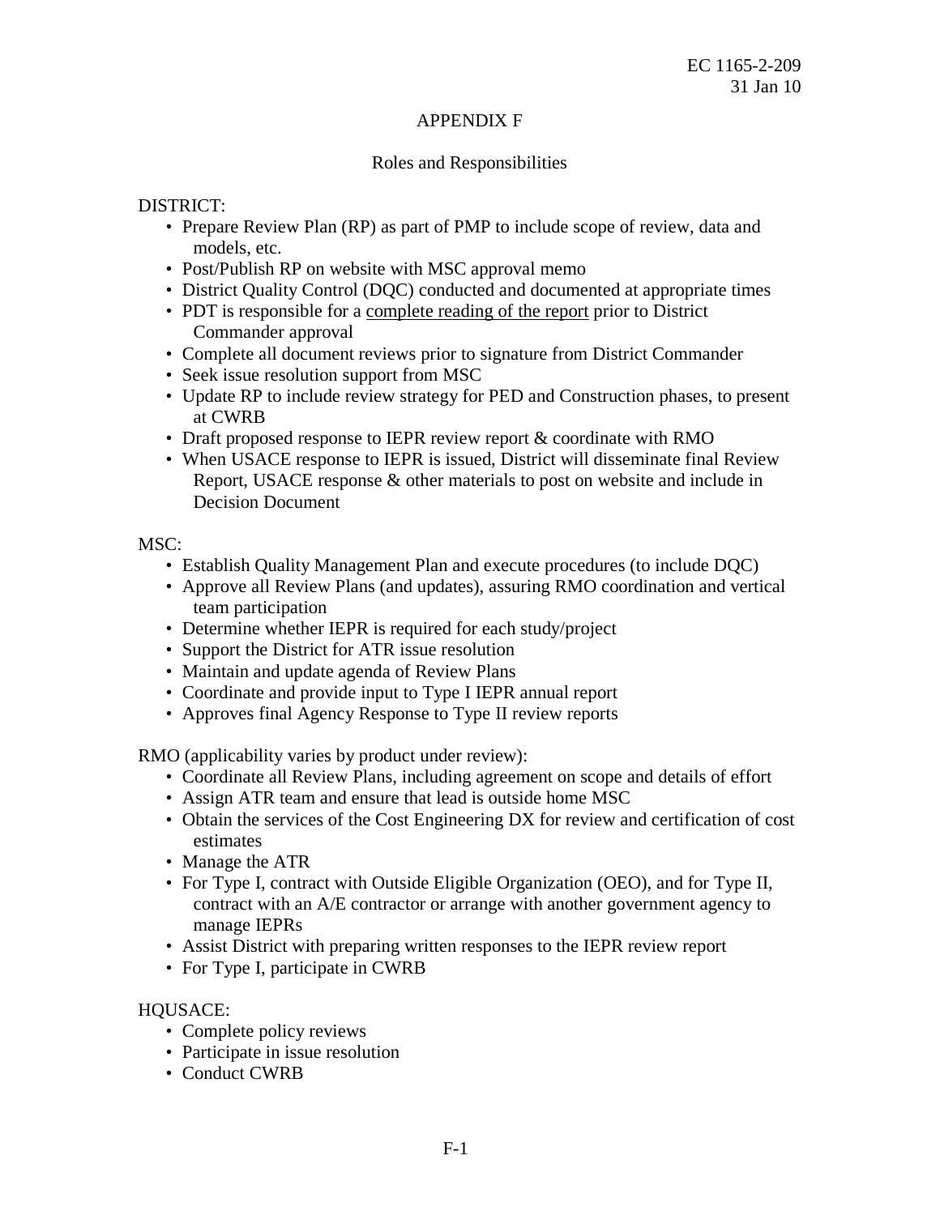# APPENDIX F

## Roles and Responsibilities

DISTRICT:

- Prepare Review Plan (RP) as part of PMP to include scope of review, data and models, etc.
- Post/Publish RP on website with MSC approval memo
- District Quality Control (DQC) conducted and documented at appropriate times
- PDT is responsible for a <u>complete reading of the report</u> prior to District Commander approval
- Complete all document reviews prior to signature from District Commander
- Seek issue resolution support from MSC
- Update RP to include review strategy for PED and Construction phases, to present at CWRB
- Draft proposed response to IEPR review report & coordinate with RMO
- When USACE response to IEPR is issued, District will disseminate final Review Report, USACE response & other materials to post on website and include in Decision Document

MSC:

- Establish Quality Management Plan and execute procedures (to include DQC)
- Approve all Review Plans (and updates), assuring RMO coordination and vertical team participation
- Determine whether IEPR is required for each study/project
- Support the District for ATR issue resolution
- Maintain and update agenda of Review Plans
- Coordinate and provide input to Type I IEPR annual report
- Approves final Agency Response to Type II review reports

RMO (applicability varies by product under review):

- Coordinate all Review Plans, including agreement on scope and details of effort
- Assign ATR team and ensure that lead is outside home MSC
- Obtain the services of the Cost Engineering DX for review and certification of cost estimates
- Manage the ATR
- For Type I, contract with Outside Eligible Organization (OEO), and for Type II, contract with an A/E contractor or arrange with another government agency to manage IEPRs
- Assist District with preparing written responses to the IEPR review report
- For Type I, participate in CWRB

HQUSACE:

- Complete policy reviews
- Participate in issue resolution
- Conduct CWRB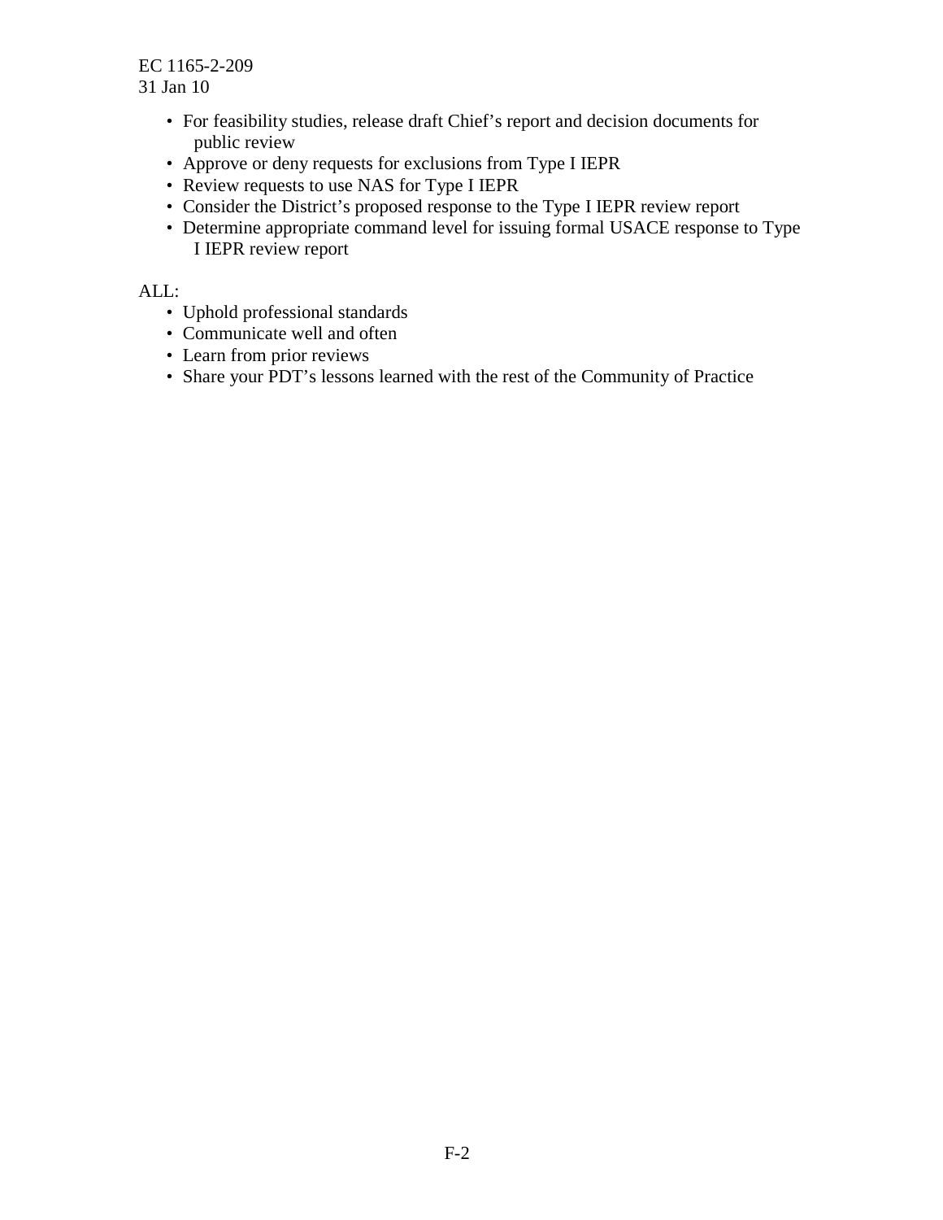- For feasibility studies, release draft Chief's report and decision documents for public review
- Approve or deny requests for exclusions from Type I IEPR
- Review requests to use NAS for Type I IEPR
- Consider the District's proposed response to the Type I IEPR review report
- Determine appropriate command level for issuing formal USACE response to Type I IEPR review report

ALL:

- Uphold professional standards
- Communicate well and often
- Learn from prior reviews
- Share your PDT's lessons learned with the rest of the Community of Practice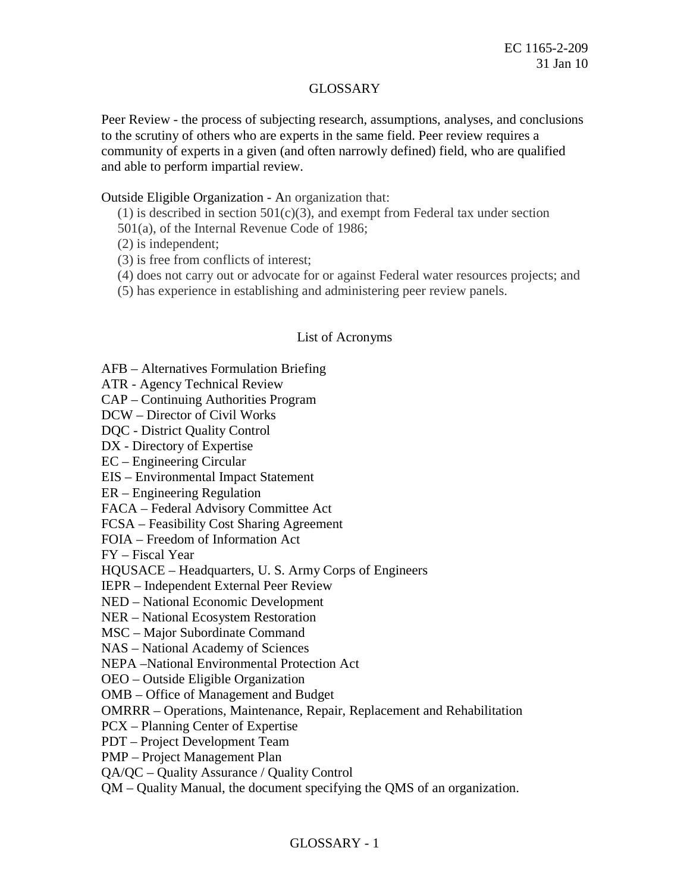# GLOSSARY

Peer Review - the process of subjecting research, assumptions, analyses, and conclusions to the scrutiny of others who are experts in the same field. Peer review requires a community of experts in a given (and often narrowly defined) field, who are qualified and able to perform impartial review.

Outside Eligible Organization - An organization that:

(1) is described in section 501(c)(3), and exempt from Federal tax under section 501(a), of the Internal Revenue Code of 1986;

(2) is independent;

(3) is free from conflicts of interest;

(4) does not carry out or advocate for or against Federal water resources projects; and

(5) has experience in establishing and administering peer review panels.

## List of Acronyms

AFB – Alternatives Formulation Briefing
ATR - Agency Technical Review
CAP – Continuing Authorities Program
DCW – Director of Civil Works
DQC - District Quality Control
DX - Directory of Expertise
EC – Engineering Circular
EIS – Environmental Impact Statement
ER – Engineering Regulation
FACA – Federal Advisory Committee Act
FCSA – Feasibility Cost Sharing Agreement
FOIA – Freedom of Information Act
FY – Fiscal Year
HQUSACE – Headquarters, U. S. Army Corps of Engineers
IEPR – Independent External Peer Review
NED – National Economic Development
NER – National Ecosystem Restoration
MSC – Major Subordinate Command
NAS – National Academy of Sciences
NEPA –National Environmental Protection Act
OEO – Outside Eligible Organization
OMB – Office of Management and Budget
OMRRR – Operations, Maintenance, Repair, Replacement and Rehabilitation
PCX – Planning Center of Expertise
PDT – Project Development Team
PMP – Project Management Plan
QA/QC – Quality Assurance / Quality Control
QM – Quality Manual, the document specifying the QMS of an organization.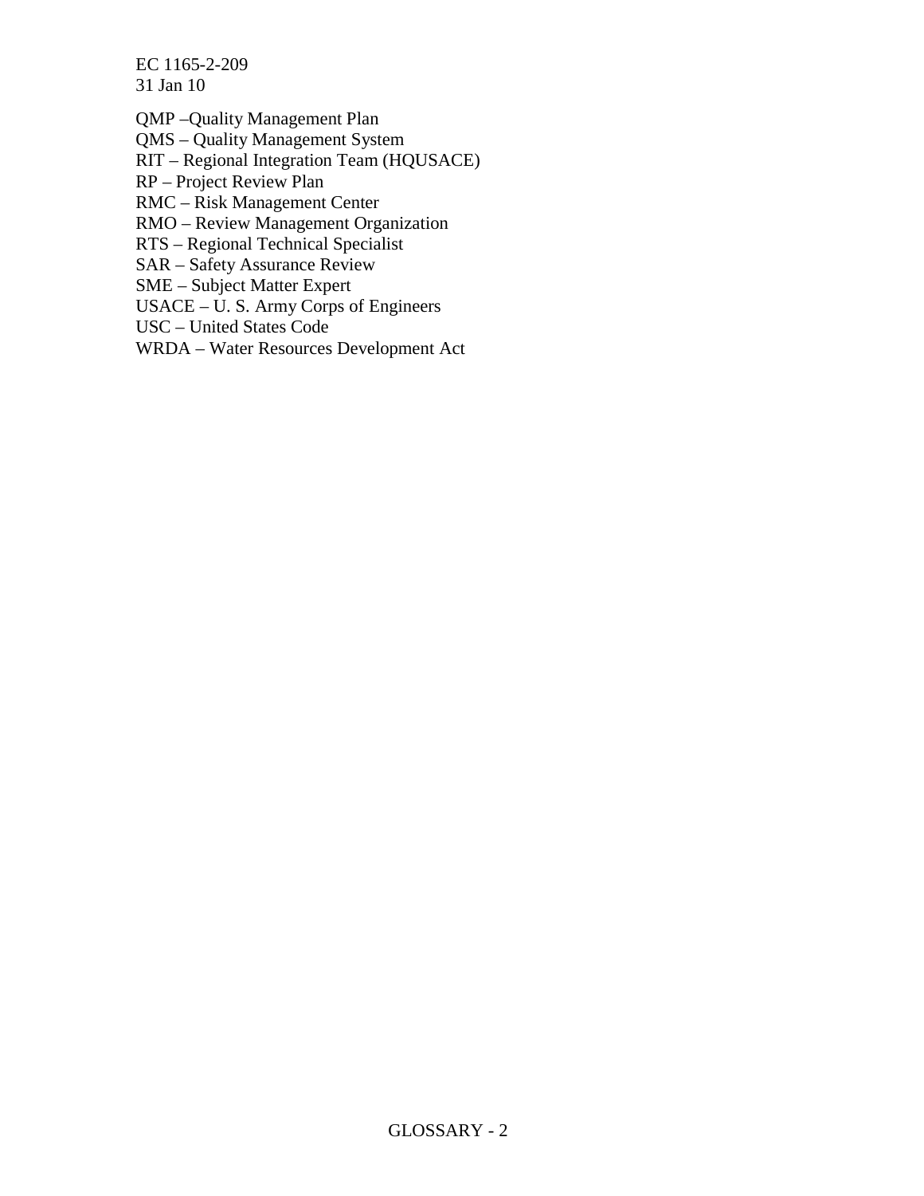QMP –Quality Management Plan
QMS – Quality Management System
RIT – Regional Integration Team (HQUSACE)
RP – Project Review Plan
RMC – Risk Management Center
RMO – Review Management Organization
RTS – Regional Technical Specialist
SAR – Safety Assurance Review
SME – Subject Matter Expert
USACE – U. S. Army Corps of Engineers
USC – United States Code
WRDA – Water Resources Development Act